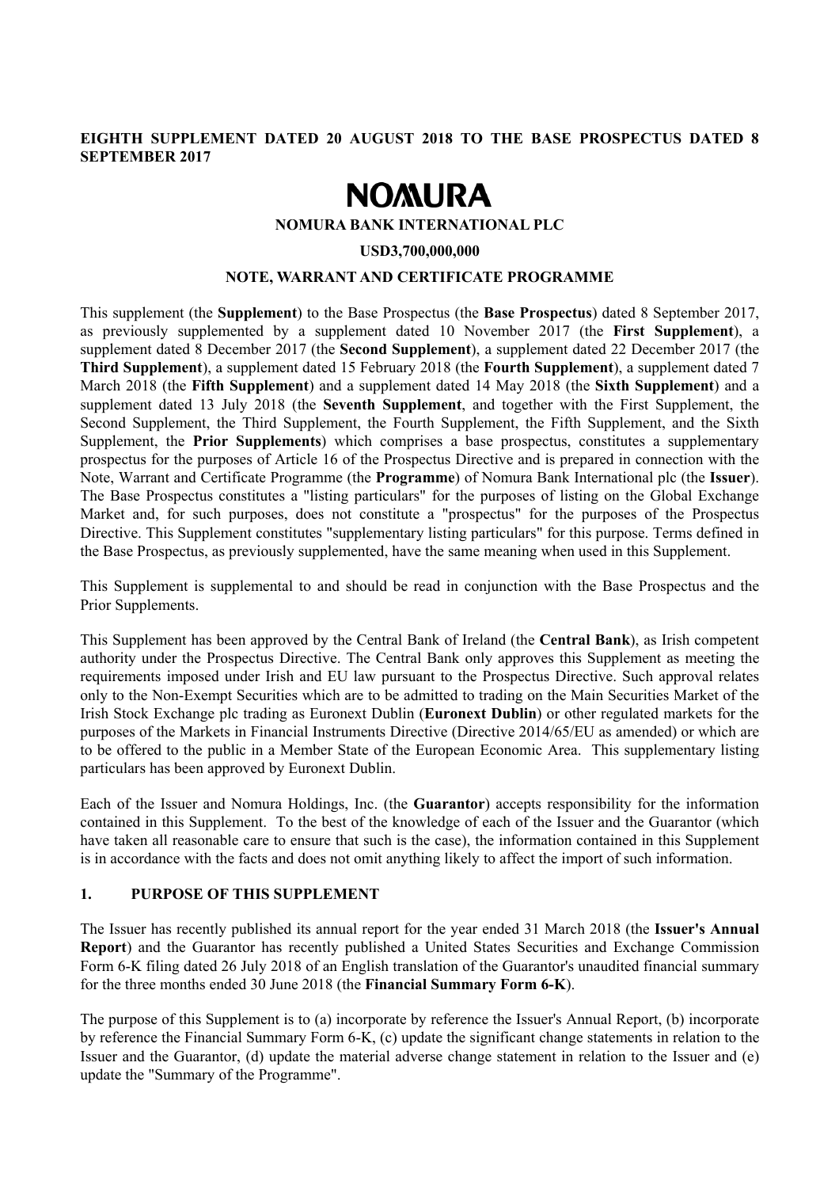**EIGHTH SUPPLEMENT DATED 20 AUGUST 2018 TO THE BASE PROSPECTUS DATED 8 SEPTEMBER 2017**

# NOMURA

**NOMURA BANK INTERNATIONAL PLC**

**USD3,700,000,000**

**NOTE, WARRANT AND CERTIFICATE PROGRAMME**

This supplement (the **Supplement**) to the Base Prospectus (the **Base Prospectus**) dated 8 September 2017, as previously supplemented by a supplement dated 10 November 2017 (the **First Supplement**), a supplement dated 8 December 2017 (the **Second Supplement**), a supplement dated 22 December 2017 (the **Third Supplement**), a supplement dated 15 February 2018 (the **Fourth Supplement**), a supplement dated 7 March 2018 (the **Fifth Supplement**) and a supplement dated 14 May 2018 (the **Sixth Supplement**) and a supplement dated 13 July 2018 (the **Seventh Supplement**, and together with the First Supplement, the Second Supplement, the Third Supplement, the Fourth Supplement, the Fifth Supplement, and the Sixth Supplement, the **Prior Supplements**) which comprises a base prospectus, constitutes a supplementary prospectus for the purposes of Article 16 of the Prospectus Directive and is prepared in connection with the Note, Warrant and Certificate Programme (the **Programme**) of Nomura Bank International plc (the **Issuer**). The Base Prospectus constitutes a "listing particulars" for the purposes of listing on the Global Exchange Market and, for such purposes, does not constitute a "prospectus" for the purposes of the Prospectus Directive. This Supplement constitutes "supplementary listing particulars" for this purpose. Terms defined in the Base Prospectus, as previously supplemented, have the same meaning when used in this Supplement.

This Supplement is supplemental to and should be read in conjunction with the Base Prospectus and the Prior Supplements.

This Supplement has been approved by the Central Bank of Ireland (the **Central Bank**), as Irish competent authority under the Prospectus Directive. The Central Bank only approves this Supplement as meeting the requirements imposed under Irish and EU law pursuant to the Prospectus Directive. Such approval relates only to the Non-Exempt Securities which are to be admitted to trading on the Main Securities Market of the Irish Stock Exchange plc trading as Euronext Dublin (**Euronext Dublin**) or other regulated markets for the purposes of the Markets in Financial Instruments Directive (Directive 2014/65/EU as amended) or which are to be offered to the public in a Member State of the European Economic Area. This supplementary listing particulars has been approved by Euronext Dublin.

Each of the Issuer and Nomura Holdings, Inc. (the **Guarantor**) accepts responsibility for the information contained in this Supplement. To the best of the knowledge of each of the Issuer and the Guarantor (which have taken all reasonable care to ensure that such is the case), the information contained in this Supplement is in accordance with the facts and does not omit anything likely to affect the import of such information.

## 1. PURPOSE OF THIS SUPPLEMENT

The Issuer has recently published its annual report for the year ended 31 March 2018 (the **Issuer's Annual Report**) and the Guarantor has recently published a United States Securities and Exchange Commission Form 6-K filing dated 26 July 2018 of an English translation of the Guarantor's unaudited financial summary for the three months ended 30 June 2018 (the **Financial Summary Form 6-K**).

The purpose of this Supplement is to (a) incorporate by reference the Issuer's Annual Report, (b) incorporate by reference the Financial Summary Form 6-K, (c) update the significant change statements in relation to the Issuer and the Guarantor, (d) update the material adverse change statement in relation to the Issuer and (e) update the "Summary of the Programme".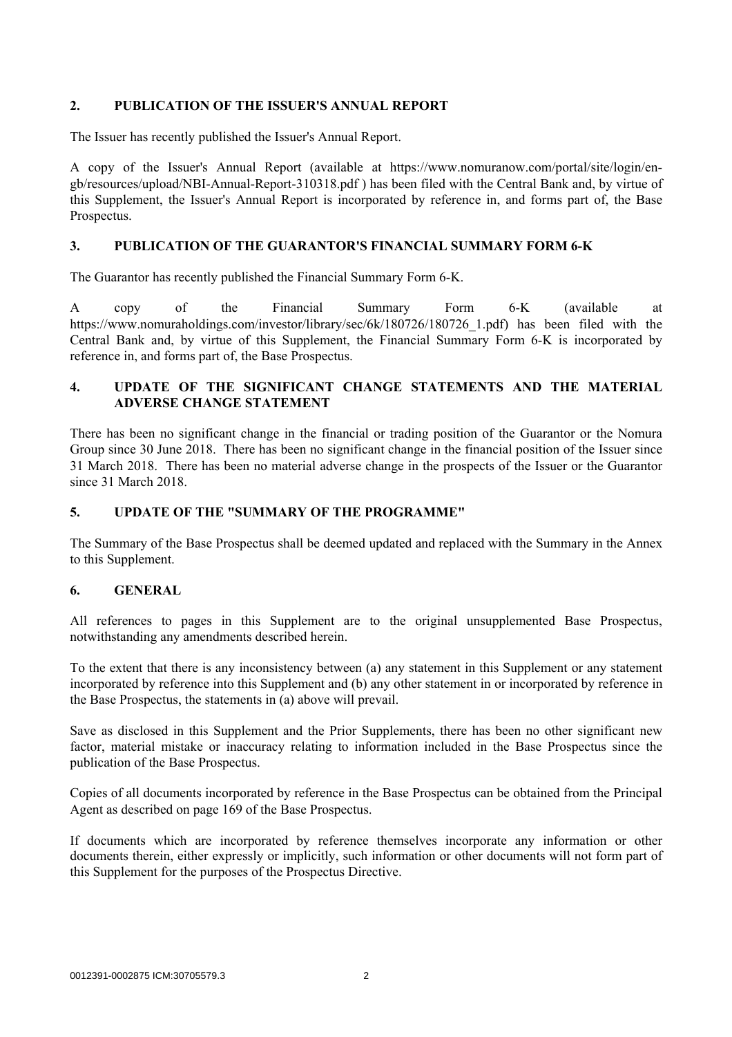## 2. PUBLICATION OF THE ISSUER'S ANNUAL REPORT

The Issuer has recently published the Issuer's Annual Report.

A copy of the Issuer's Annual Report (available at https://www.nomuranow.com/portal/site/login/en-gb/resources/upload/NBI-Annual-Report-310318.pdf ) has been filed with the Central Bank and, by virtue of this Supplement, the Issuer's Annual Report is incorporated by reference in, and forms part of, the Base Prospectus.

## 3. PUBLICATION OF THE GUARANTOR'S FINANCIAL SUMMARY FORM 6-K

The Guarantor has recently published the Financial Summary Form 6-K.

A copy of the Financial Summary Form 6-K (available at https://www.nomuraholdings.com/investor/library/sec/6k/180726/180726_1.pdf) has been filed with the Central Bank and, by virtue of this Supplement, the Financial Summary Form 6-K is incorporated by reference in, and forms part of, the Base Prospectus.

## 4. UPDATE OF THE SIGNIFICANT CHANGE STATEMENTS AND THE MATERIAL ADVERSE CHANGE STATEMENT

There has been no significant change in the financial or trading position of the Guarantor or the Nomura Group since 30 June 2018. There has been no significant change in the financial position of the Issuer since 31 March 2018. There has been no material adverse change in the prospects of the Issuer or the Guarantor since 31 March 2018.

## 5. UPDATE OF THE "SUMMARY OF THE PROGRAMME"

The Summary of the Base Prospectus shall be deemed updated and replaced with the Summary in the Annex to this Supplement.

## 6. GENERAL

All references to pages in this Supplement are to the original unsupplemented Base Prospectus, notwithstanding any amendments described herein.

To the extent that there is any inconsistency between (a) any statement in this Supplement or any statement incorporated by reference into this Supplement and (b) any other statement in or incorporated by reference in the Base Prospectus, the statements in (a) above will prevail.

Save as disclosed in this Supplement and the Prior Supplements, there has been no other significant new factor, material mistake or inaccuracy relating to information included in the Base Prospectus since the publication of the Base Prospectus.

Copies of all documents incorporated by reference in the Base Prospectus can be obtained from the Principal Agent as described on page 169 of the Base Prospectus.

If documents which are incorporated by reference themselves incorporate any information or other documents therein, either expressly or implicitly, such information or other documents will not form part of this Supplement for the purposes of the Prospectus Directive.

0012391-0002875 ICM:30705579.3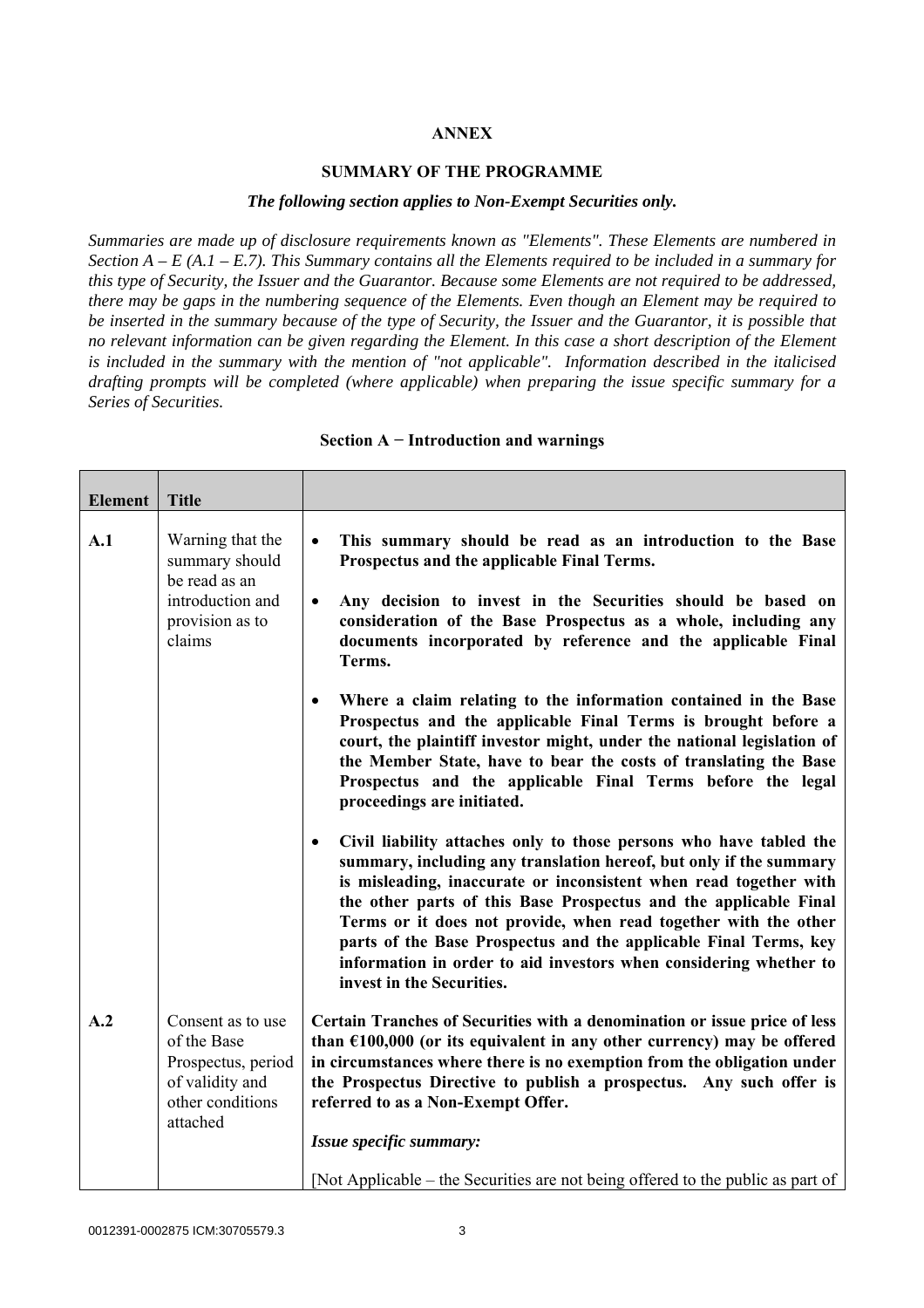**ANNEX**

**SUMMARY OF THE PROGRAMME**

***The following section applies to Non-Exempt Securities only.***

*Summaries are made up of disclosure requirements known as "Elements". These Elements are numbered in Section A – E (A.1 – E.7). This Summary contains all the Elements required to be included in a summary for this type of Security, the Issuer and the Guarantor. Because some Elements are not required to be addressed, there may be gaps in the numbering sequence of the Elements. Even though an Element may be required to be inserted in the summary because of the type of Security, the Issuer and the Guarantor, it is possible that no relevant information can be given regarding the Element. In this case a short description of the Element is included in the summary with the mention of "not applicable". Information described in the italicised drafting prompts will be completed (where applicable) when preparing the issue specific summary for a Series of Securities.*

**Section A − Introduction and warnings**

| Element | Title | |
|---|---|---|
| A.1 | Warning that the summary should be read as an introduction and provision as to claims | • **This summary should be read as an introduction to the Base Prospectus and the applicable Final Terms.**<br><br>• **Any decision to invest in the Securities should be based on consideration of the Base Prospectus as a whole, including any documents incorporated by reference and the applicable Final Terms.**<br><br>• **Where a claim relating to the information contained in the Base Prospectus and the applicable Final Terms is brought before a court, the plaintiff investor might, under the national legislation of the Member State, have to bear the costs of translating the Base Prospectus and the applicable Final Terms before the legal proceedings are initiated.**<br><br>• **Civil liability attaches only to those persons who have tabled the summary, including any translation hereof, but only if the summary is misleading, inaccurate or inconsistent when read together with the other parts of this Base Prospectus and the applicable Final Terms or it does not provide, when read together with the other parts of the Base Prospectus and the applicable Final Terms, key information in order to aid investors when considering whether to invest in the Securities.** |
| A.2 | Consent as to use of the Base Prospectus, period of validity and other conditions attached | **Certain Tranches of Securities with a denomination or issue price of less than €100,000 (or its equivalent in any other currency) may be offered in circumstances where there is no exemption from the obligation under the Prospectus Directive to publish a prospectus. Any such offer is referred to as a Non-Exempt Offer.**<br><br>***Issue specific summary:***<br><br>[Not Applicable – the Securities are not being offered to the public as part of |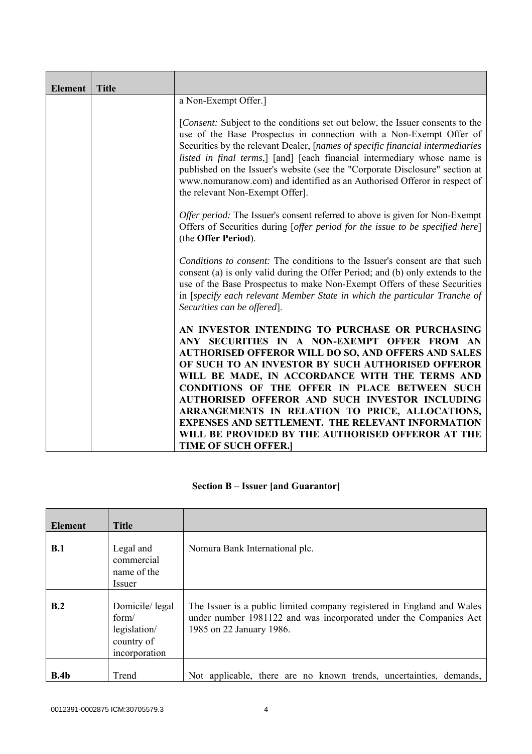| Element | Title | |
|---|---|---|
| | | a Non-Exempt Offer.]<br><br>[*Consent:* Subject to the conditions set out below, the Issuer consents to the use of the Base Prospectus in connection with a Non-Exempt Offer of Securities by the relevant Dealer, [*names of specific financial intermediaries listed in final terms*,] [and] [each financial intermediary whose name is published on the Issuer's website (see the "Corporate Disclosure" section at www.nomuranow.com) and identified as an Authorised Offeror in respect of the relevant Non-Exempt Offer].<br><br>*Offer period:* The Issuer's consent referred to above is given for Non-Exempt Offers of Securities during [*offer period for the issue to be specified here*] (the **Offer Period**).<br><br>*Conditions to consent:* The conditions to the Issuer's consent are that such consent (a) is only valid during the Offer Period; and (b) only extends to the use of the Base Prospectus to make Non-Exempt Offers of these Securities in [*specify each relevant Member State in which the particular Tranche of Securities can be offered*].<br><br>**AN INVESTOR INTENDING TO PURCHASE OR PURCHASING ANY SECURITIES IN A NON-EXEMPT OFFER FROM AN AUTHORISED OFFEROR WILL DO SO, AND OFFERS AND SALES OF SUCH TO AN INVESTOR BY SUCH AUTHORISED OFFEROR WILL BE MADE, IN ACCORDANCE WITH THE TERMS AND CONDITIONS OF THE OFFER IN PLACE BETWEEN SUCH AUTHORISED OFFEROR AND SUCH INVESTOR INCLUDING ARRANGEMENTS IN RELATION TO PRICE, ALLOCATIONS, EXPENSES AND SETTLEMENT. THE RELEVANT INFORMATION WILL BE PROVIDED BY THE AUTHORISED OFFEROR AT THE TIME OF SUCH OFFER.]** |

## Section B – Issuer [and Guarantor]

| Element | Title | |
|---|---|---|
| **B.1** | Legal and commercial name of the Issuer | Nomura Bank International plc. |
| **B.2** | Domicile/ legal form/ legislation/ country of incorporation | The Issuer is a public limited company registered in England and Wales under number 1981122 and was incorporated under the Companies Act 1985 on 22 January 1986. |
| **B.4b** | Trend | Not applicable, there are no known trends, uncertainties, demands, |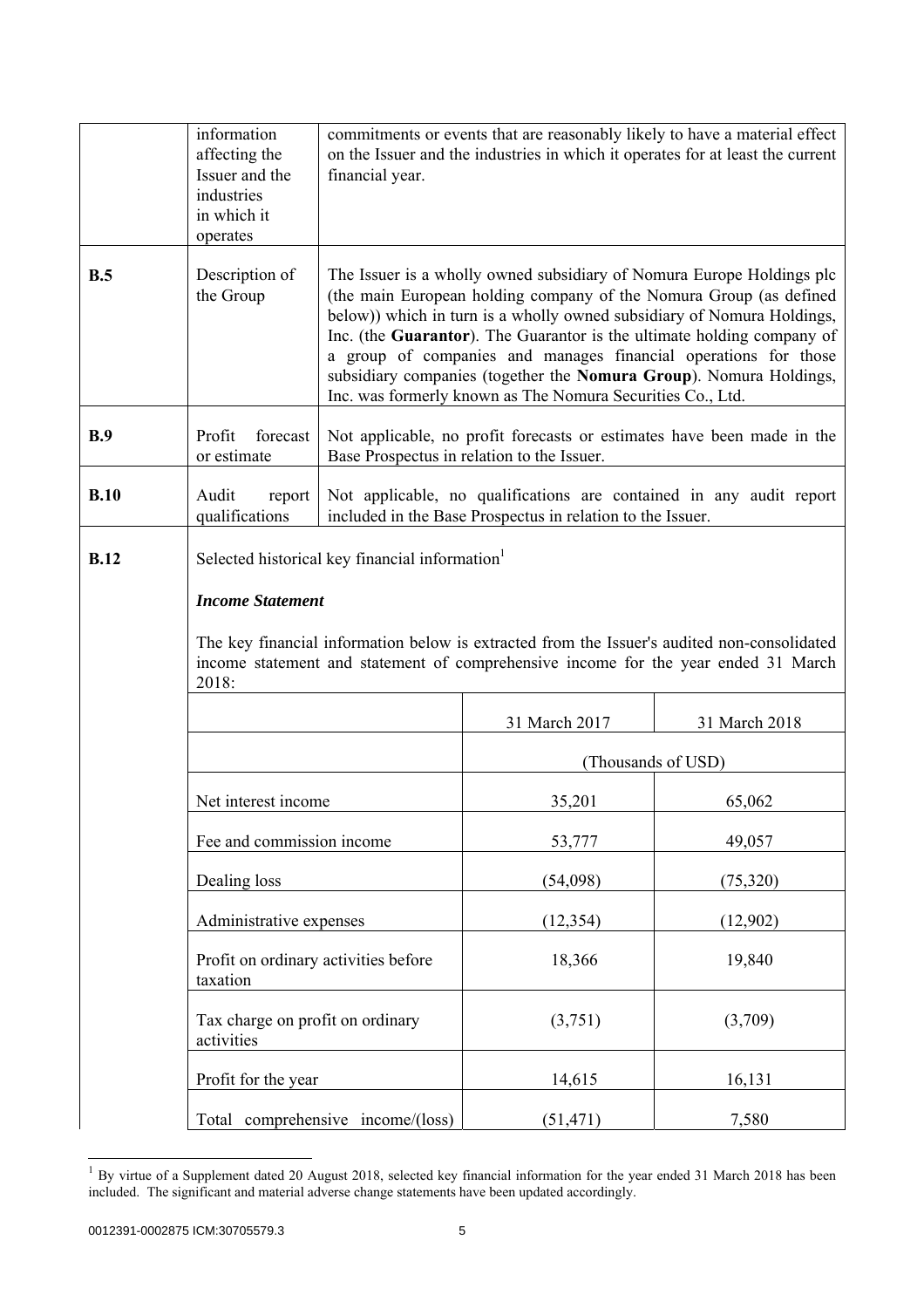| | | |
|---|---|---|
| | information affecting the Issuer and the industries in which it operates | commitments or events that are reasonably likely to have a material effect on the Issuer and the industries in which it operates for at least the current financial year. |
| **B.5** | Description of the Group | The Issuer is a wholly owned subsidiary of Nomura Europe Holdings plc (the main European holding company of the Nomura Group (as defined below)) which in turn is a wholly owned subsidiary of Nomura Holdings, Inc. (the **Guarantor**). The Guarantor is the ultimate holding company of a group of companies and manages financial operations for those subsidiary companies (together the **Nomura Group**). Nomura Holdings, Inc. was formerly known as The Nomura Securities Co., Ltd. |
| **B.9** | Profit forecast or estimate | Not applicable, no profit forecasts or estimates have been made in the Base Prospectus in relation to the Issuer. |
| **B.10** | Audit report qualifications | Not applicable, no qualifications are contained in any audit report included in the Base Prospectus in relation to the Issuer. |

**B.12** Selected historical key financial information[1]

***Income Statement***

The key financial information below is extracted from the Issuer's audited non-consolidated income statement and statement of comprehensive income for the year ended 31 March 2018:

| | 31 March 2017 | 31 March 2018 |
|---|---|---|
| | (Thousands of USD) | |
| Net interest income | 35,201 | 65,062 |
| Fee and commission income | 53,777 | 49,057 |
| Dealing loss | (54,098) | (75,320) |
| Administrative expenses | (12,354) | (12,902) |
| Profit on ordinary activities before taxation | 18,366 | 19,840 |
| Tax charge on profit on ordinary activities | (3,751) | (3,709) |
| Profit for the year | 14,615 | 16,131 |
| Total comprehensive income/(loss) | (51,471) | 7,580 |

[1] By virtue of a Supplement dated 20 August 2018, selected key financial information for the year ended 31 March 2018 has been included. The significant and material adverse change statements have been updated accordingly.

0012391-0002875 ICM:30705579.3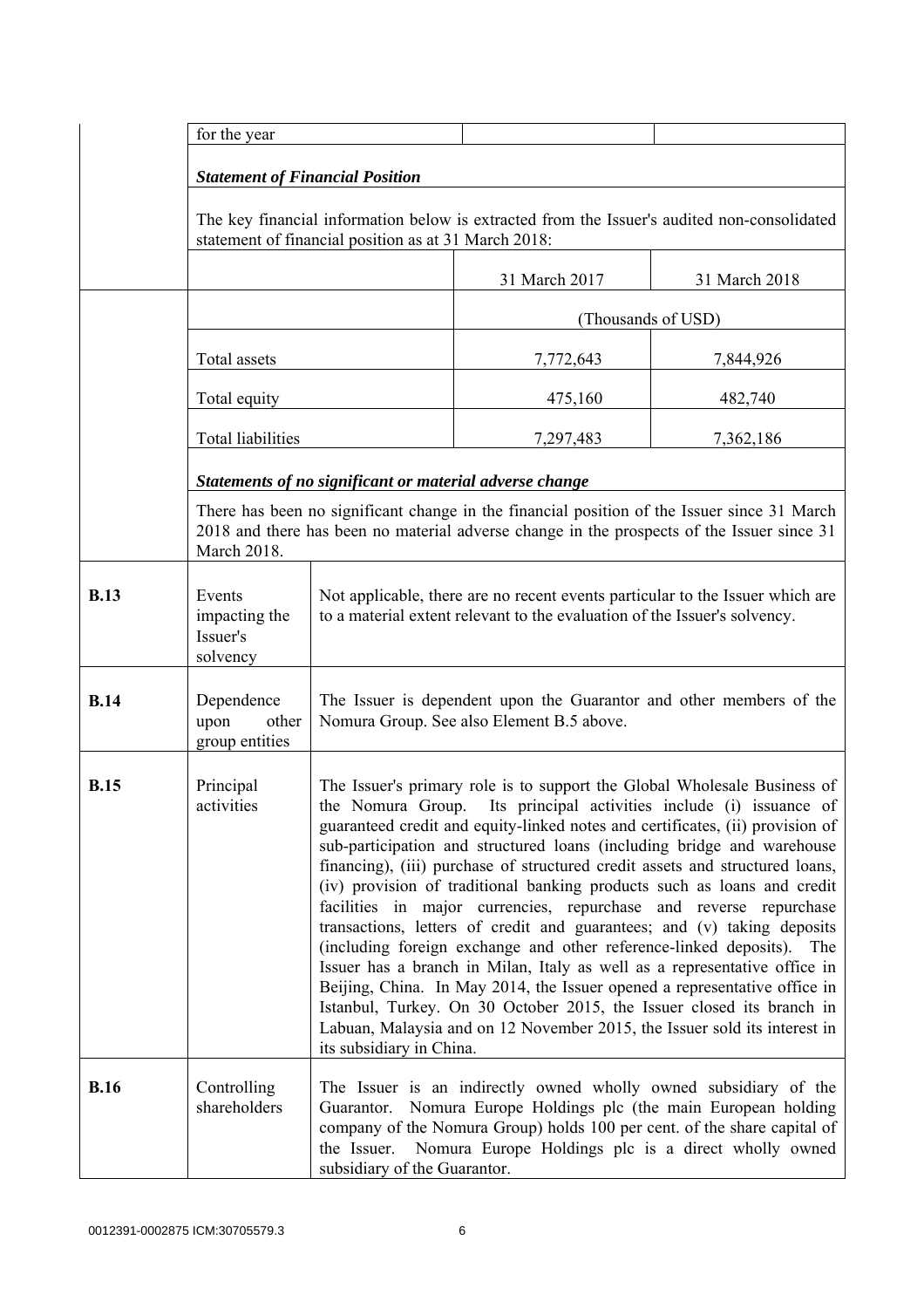| | | | |
|---|---|---|---|
| | for the year | | |

***Statement of Financial Position***

The key financial information below is extracted from the Issuer's audited non-consolidated statement of financial position as at 31 March 2018:

| | 31 March 2017 | 31 March 2018 |
|---|---|---|
| | (Thousands of USD) | |
| Total assets | 7,772,643 | 7,844,926 |
| Total equity | 475,160 | 482,740 |
| Total liabilities | 7,297,483 | 7,362,186 |

***Statements of no significant or material adverse change***

There has been no significant change in the financial position of the Issuer since 31 March 2018 and there has been no material adverse change in the prospects of the Issuer since 31 March 2018.

| | | |
|---|---|---|
| **B.13** | Events impacting the Issuer's solvency | Not applicable, there are no recent events particular to the Issuer which are to a material extent relevant to the evaluation of the Issuer's solvency. |
| **B.14** | Dependence upon other group entities | The Issuer is dependent upon the Guarantor and other members of the Nomura Group. See also Element B.5 above. |
| **B.15** | Principal activities | The Issuer's primary role is to support the Global Wholesale Business of the Nomura Group. Its principal activities include (i) issuance of guaranteed credit and equity-linked notes and certificates, (ii) provision of sub-participation and structured loans (including bridge and warehouse financing), (iii) purchase of structured credit assets and structured loans, (iv) provision of traditional banking products such as loans and credit facilities in major currencies, repurchase and reverse repurchase transactions, letters of credit and guarantees; and (v) taking deposits (including foreign exchange and other reference-linked deposits). The Issuer has a branch in Milan, Italy as well as a representative office in Beijing, China. In May 2014, the Issuer opened a representative office in Istanbul, Turkey. On 30 October 2015, the Issuer closed its branch in Labuan, Malaysia and on 12 November 2015, the Issuer sold its interest in its subsidiary in China. |
| **B.16** | Controlling shareholders | The Issuer is an indirectly owned wholly owned subsidiary of the Guarantor. Nomura Europe Holdings plc (the main European holding company of the Nomura Group) holds 100 per cent. of the share capital of the Issuer. Nomura Europe Holdings plc is a direct wholly owned subsidiary of the Guarantor. |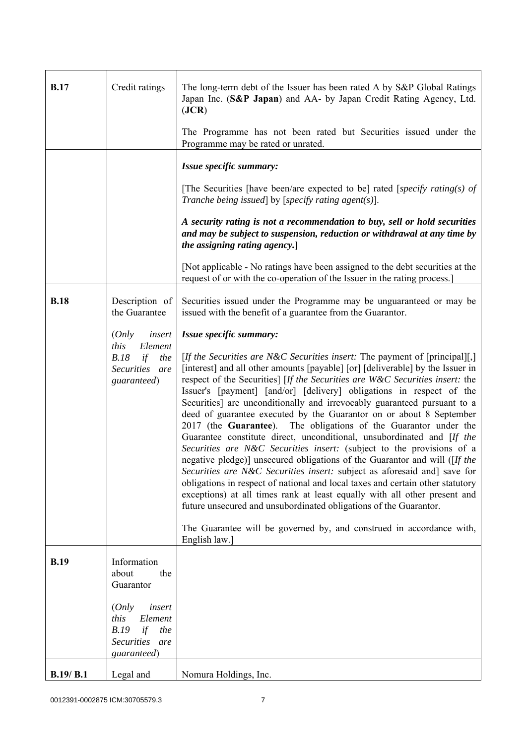| | | |
|---|---|---|
| **B.17** | Credit ratings | The long-term debt of the Issuer has been rated A by S&P Global Ratings Japan Inc. (**S&P Japan**) and AA- by Japan Credit Rating Agency, Ltd. (**JCR**)<br><br>The Programme has not been rated but Securities issued under the Programme may be rated or unrated. |
| | | ***Issue specific summary:***<br><br>[The Securities [have been/are expected to be] rated [*specify rating(s) of Tranche being issued*] by [*specify rating agent(s)*].<br><br>***A security rating is not a recommendation to buy, sell or hold securities and may be subject to suspension, reduction or withdrawal at any time by the assigning rating agency.*]**<br><br>[Not applicable - No ratings have been assigned to the debt securities at the request of or with the co-operation of the Issuer in the rating process.] |
| **B.18** | Description of the Guarantee<br><br>(*Only insert this Element B.18 if the Securities are guaranteed*) | Securities issued under the Programme may be unguaranteed or may be issued with the benefit of a guarantee from the Guarantor.<br><br>***Issue specific summary:***<br><br>[*If the Securities are N&C Securities insert:* The payment of [principal][,] [interest] and all other amounts [payable] [or] [deliverable] by the Issuer in respect of the Securities] [*If the Securities are W&C Securities insert:* the Issuer's [payment] [and/or] [delivery] obligations in respect of the Securities] are unconditionally and irrevocably guaranteed pursuant to a deed of guarantee executed by the Guarantor on or about 8 September 2017 (the **Guarantee**). The obligations of the Guarantor under the Guarantee constitute direct, unconditional, unsubordinated and [*If the Securities are N&C Securities insert:* (subject to the provisions of a negative pledge)] unsecured obligations of the Guarantor and will ([*If the Securities are N&C Securities insert:* subject as aforesaid and] save for obligations in respect of national and local taxes and certain other statutory exceptions) at all times rank at least equally with all other present and future unsecured and unsubordinated obligations of the Guarantor.<br><br>The Guarantee will be governed by, and construed in accordance with, English law.] |
| **B.19** | Information about the Guarantor<br><br>(*Only insert this Element B.19 if the Securities are guaranteed*) | |
| **B.19/ B.1** | Legal and | Nomura Holdings, Inc. |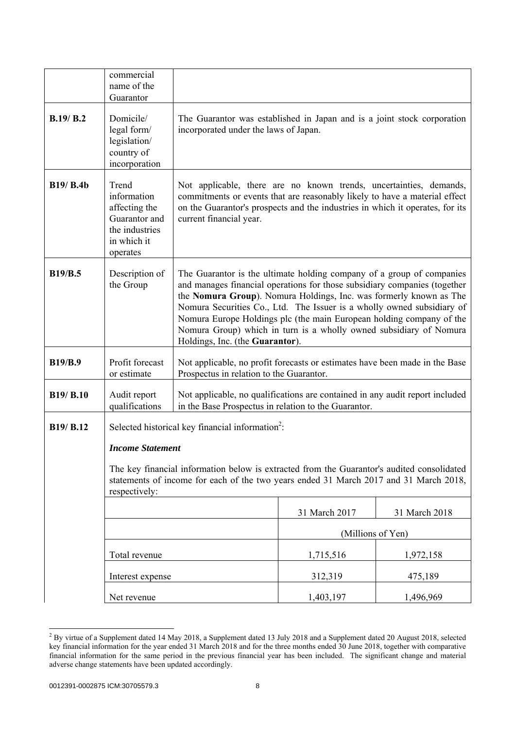| | | |
|---|---|---|
| | commercial name of the Guarantor | |
| **B.19/ B.2** | Domicile/ legal form/ legislation/ country of incorporation | The Guarantor was established in Japan and is a joint stock corporation incorporated under the laws of Japan. |
| **B19/ B.4b** | Trend information affecting the Guarantor and the industries in which it operates | Not applicable, there are no known trends, uncertainties, demands, commitments or events that are reasonably likely to have a material effect on the Guarantor's prospects and the industries in which it operates, for its current financial year. |
| **B19/B.5** | Description of the Group | The Guarantor is the ultimate holding company of a group of companies and manages financial operations for those subsidiary companies (together the **Nomura Group**). Nomura Holdings, Inc. was formerly known as The Nomura Securities Co., Ltd. The Issuer is a wholly owned subsidiary of Nomura Europe Holdings plc (the main European holding company of the Nomura Group) which in turn is a wholly owned subsidiary of Nomura Holdings, Inc. (the **Guarantor**). |
| **B19/B.9** | Profit forecast or estimate | Not applicable, no profit forecasts or estimates have been made in the Base Prospectus in relation to the Guarantor. |
| **B19/ B.10** | Audit report qualifications | Not applicable, no qualifications are contained in any audit report included in the Base Prospectus in relation to the Guarantor. |
| **B19/ B.12** | Selected historical key financial information[2]: | |

***Income Statement***

The key financial information below is extracted from the Guarantor's audited consolidated statements of income for each of the two years ended 31 March 2017 and 31 March 2018, respectively:

| | 31 March 2017 | 31 March 2018 |
|---|---|---|
| | (Millions of Yen) | |
| Total revenue | 1,715,516 | 1,972,158 |
| Interest expense | 312,319 | 475,189 |
| Net revenue | 1,403,197 | 1,496,969 |

[2] By virtue of a Supplement dated 14 May 2018, a Supplement dated 13 July 2018 and a Supplement dated 20 August 2018, selected key financial information for the year ended 31 March 2018 and for the three months ended 30 June 2018, together with comparative financial information for the same period in the previous financial year has been included. The significant change and material adverse change statements have been updated accordingly.

0012391-0002875 ICM:30705579.3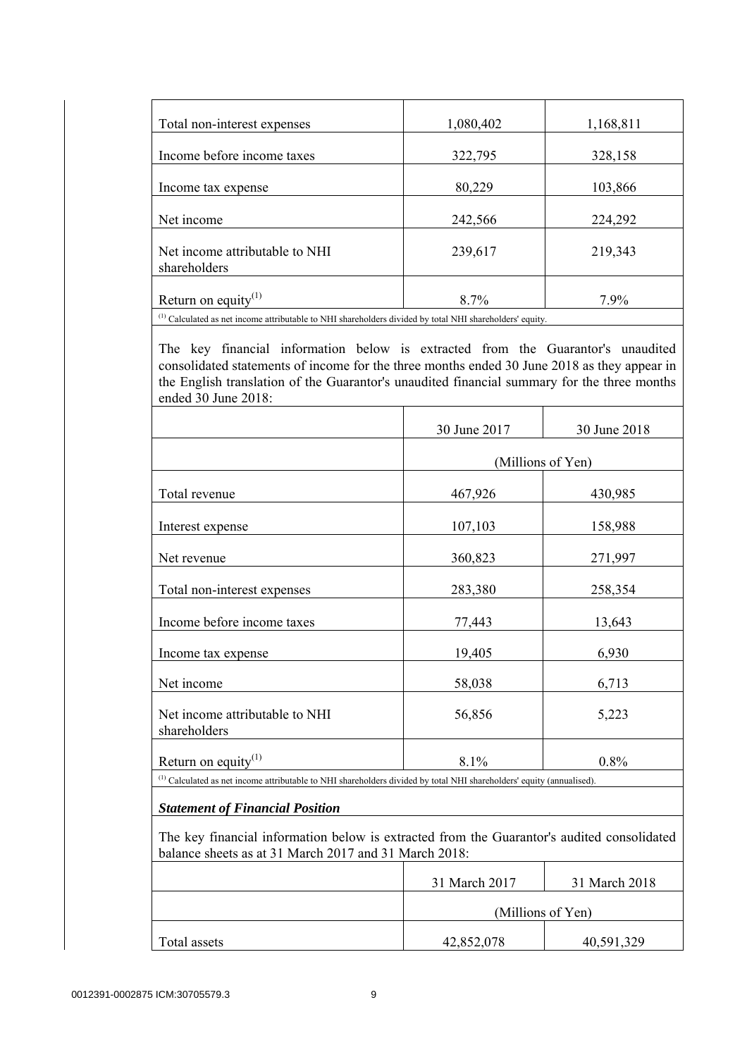| | | |
|---|---|---|
| Total non-interest expenses | 1,080,402 | 1,168,811 |
| Income before income taxes | 322,795 | 328,158 |
| Income tax expense | 80,229 | 103,866 |
| Net income | 242,566 | 224,292 |
| Net income attributable to NHI shareholders | 239,617 | 219,343 |
| Return on equity[(1)] | 8.7% | 7.9% |

[(1)] Calculated as net income attributable to NHI shareholders divided by total NHI shareholders' equity.

The key financial information below is extracted from the Guarantor's unaudited consolidated statements of income for the three months ended 30 June 2018 as they appear in the English translation of the Guarantor's unaudited financial summary for the three months ended 30 June 2018:

| | 30 June 2017 | 30 June 2018 |
|---|---|---|
| | (Millions of Yen) | |
| Total revenue | 467,926 | 430,985 |
| Interest expense | 107,103 | 158,988 |
| Net revenue | 360,823 | 271,997 |
| Total non-interest expenses | 283,380 | 258,354 |
| Income before income taxes | 77,443 | 13,643 |
| Income tax expense | 19,405 | 6,930 |
| Net income | 58,038 | 6,713 |
| Net income attributable to NHI shareholders | 56,856 | 5,223 |
| Return on equity[(1)] | 8.1% | 0.8% |

[(1)] Calculated as net income attributable to NHI shareholders divided by total NHI shareholders' equity (annualised).

***Statement of Financial Position***

The key financial information below is extracted from the Guarantor's audited consolidated balance sheets as at 31 March 2017 and 31 March 2018:

| | 31 March 2017 | 31 March 2018 |
|---|---|---|
| | (Millions of Yen) | |
| Total assets | 42,852,078 | 40,591,329 |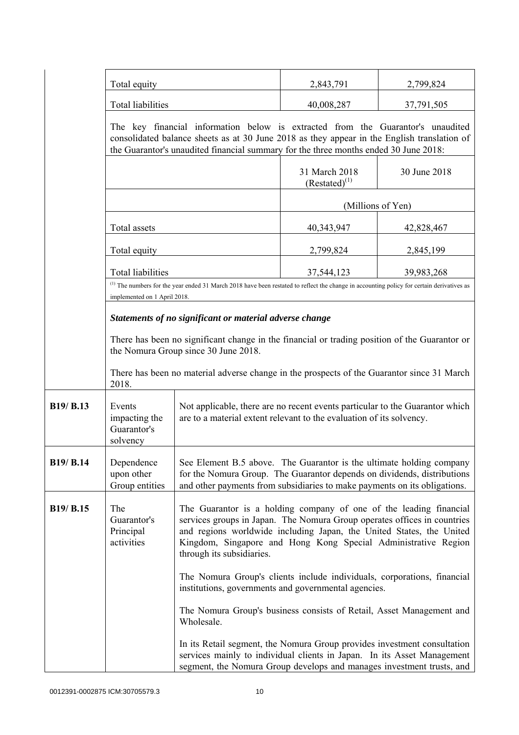| | | | |
|---|---|---|---|
| | Total equity | 2,843,791 | 2,799,824 |
| | Total liabilities | 40,008,287 | 37,791,505 |

The key financial information below is extracted from the Guarantor's unaudited consolidated balance sheets as at 30 June 2018 as they appear in the English translation of the Guarantor's unaudited financial summary for the three months ended 30 June 2018:

| | 31 March 2018 (Restated)[(1)] | 30 June 2018 |
|---|---|---|
| | (Millions of Yen) | |
| Total assets | 40,343,947 | 42,828,467 |
| Total equity | 2,799,824 | 2,845,199 |
| Total liabilities | 37,544,123 | 39,983,268 |

[(1)] The numbers for the year ended 31 March 2018 have been restated to reflect the change in accounting policy for certain derivatives as implemented on 1 April 2018.

***Statements of no significant or material adverse change***

There has been no significant change in the financial or trading position of the Guarantor or the Nomura Group since 30 June 2018.

There has been no material adverse change in the prospects of the Guarantor since 31 March 2018.

| | | |
|---|---|---|
| **B19/ B.13** | Events impacting the Guarantor's solvency | Not applicable, there are no recent events particular to the Guarantor which are to a material extent relevant to the evaluation of its solvency. |
| **B19/ B.14** | Dependence upon other Group entities | See Element B.5 above. The Guarantor is the ultimate holding company for the Nomura Group. The Guarantor depends on dividends, distributions and other payments from subsidiaries to make payments on its obligations. |
| **B19/ B.15** | The Guarantor's Principal activities | The Guarantor is a holding company of one of the leading financial services groups in Japan. The Nomura Group operates offices in countries and regions worldwide including Japan, the United States, the United Kingdom, Singapore and Hong Kong Special Administrative Region through its subsidiaries.<br><br>The Nomura Group's clients include individuals, corporations, financial institutions, governments and governmental agencies.<br><br>The Nomura Group's business consists of Retail, Asset Management and Wholesale.<br><br>In its Retail segment, the Nomura Group provides investment consultation services mainly to individual clients in Japan. In its Asset Management segment, the Nomura Group develops and manages investment trusts, and |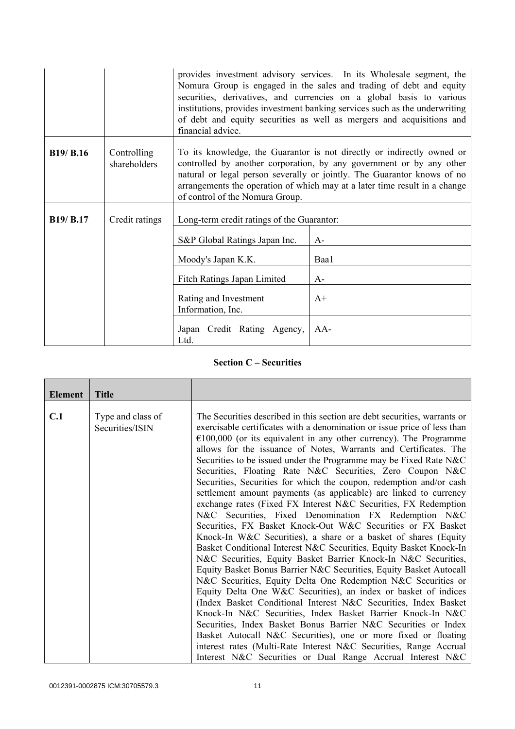| | | |
|---|---|---|
| | | provides investment advisory services. In its Wholesale segment, the Nomura Group is engaged in the sales and trading of debt and equity securities, derivatives, and currencies on a global basis to various institutions, provides investment banking services such as the underwriting of debt and equity securities as well as mergers and acquisitions and financial advice. |
| **B19/ B.16** | Controlling shareholders | To its knowledge, the Guarantor is not directly or indirectly owned or controlled by another corporation, by any government or by any other natural or legal person severally or jointly. The Guarantor knows of no arrangements the operation of which may at a later time result in a change of control of the Nomura Group. |
| **B19/ B.17** | Credit ratings | Long-term credit ratings of the Guarantor:<br><br>S&P Global Ratings Japan Inc. — A-<br>Moody's Japan K.K. — Baa1<br>Fitch Ratings Japan Limited — A-<br>Rating and Investment Information, Inc. — A+<br>Japan Credit Rating Agency, Ltd. — AA- |

**Section C – Securities**

| Element | Title | |
|---|---|---|
| **C.1** | Type and class of Securities/ISIN | The Securities described in this section are debt securities, warrants or exercisable certificates with a denomination or issue price of less than €100,000 (or its equivalent in any other currency). The Programme allows for the issuance of Notes, Warrants and Certificates. The Securities to be issued under the Programme may be Fixed Rate N&C Securities, Floating Rate N&C Securities, Zero Coupon N&C Securities, Securities for which the coupon, redemption and/or cash settlement amount payments (as applicable) are linked to currency exchange rates (Fixed FX Interest N&C Securities, FX Redemption N&C Securities, Fixed Denomination FX Redemption N&C Securities, FX Basket Knock-Out W&C Securities or FX Basket Knock-In W&C Securities), a share or a basket of shares (Equity Basket Conditional Interest N&C Securities, Equity Basket Knock-In N&C Securities, Equity Basket Barrier Knock-In N&C Securities, Equity Basket Bonus Barrier N&C Securities, Equity Basket Autocall N&C Securities, Equity Delta One Redemption N&C Securities or Equity Delta One W&C Securities), an index or basket of indices (Index Basket Conditional Interest N&C Securities, Index Basket Knock-In N&C Securities, Index Basket Barrier Knock-In N&C Securities, Index Basket Bonus Barrier N&C Securities or Index Basket Autocall N&C Securities), one or more fixed or floating interest rates (Multi-Rate Interest N&C Securities, Range Accrual Interest N&C Securities or Dual Range Accrual Interest N&C |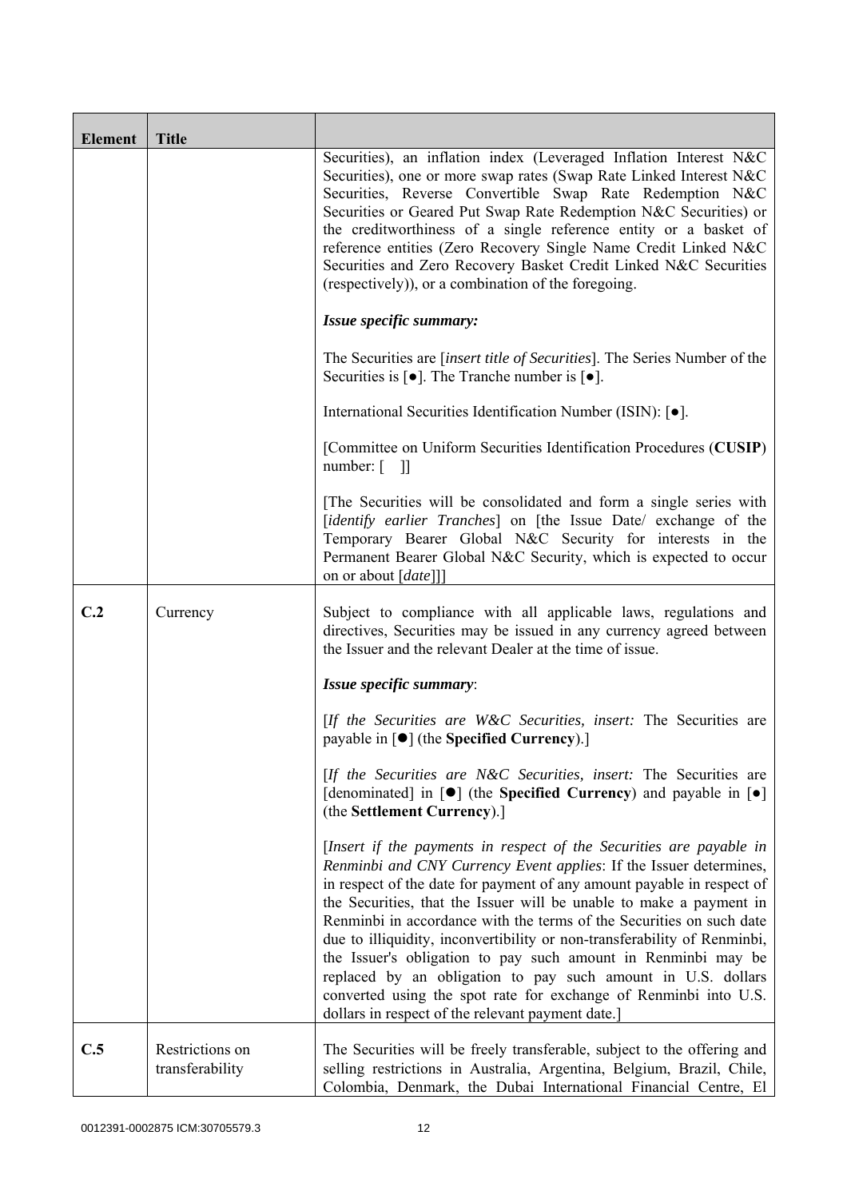| Element | Title | |
|---|---|---|
| | | Securities), an inflation index (Leveraged Inflation Interest N&C Securities), one or more swap rates (Swap Rate Linked Interest N&C Securities, Reverse Convertible Swap Rate Redemption N&C Securities or Geared Put Swap Rate Redemption N&C Securities) or the creditworthiness of a single reference entity or a basket of reference entities (Zero Recovery Single Name Credit Linked N&C Securities and Zero Recovery Basket Credit Linked N&C Securities (respectively)), or a combination of the foregoing.<br><br>***Issue specific summary:***<br><br>The Securities are [*insert title of Securities*]. The Series Number of the Securities is [●]. The Tranche number is [●].<br><br>International Securities Identification Number (ISIN): [●].<br><br>[Committee on Uniform Securities Identification Procedures (**CUSIP**) number: [ ]]<br><br>[The Securities will be consolidated and form a single series with [*identify earlier Tranches*] on [the Issue Date/ exchange of the Temporary Bearer Global N&C Security for interests in the Permanent Bearer Global N&C Security, which is expected to occur on or about [*date*]]] |
| **C.2** | Currency | Subject to compliance with all applicable laws, regulations and directives, Securities may be issued in any currency agreed between the Issuer and the relevant Dealer at the time of issue.<br><br>***Issue specific summary***:<br><br>[*If the Securities are W&C Securities, insert:* The Securities are payable in [●] (the **Specified Currency**).]<br><br>[*If the Securities are N&C Securities, insert:* The Securities are [denominated] in [●] (the **Specified Currency**) and payable in [●] (the **Settlement Currency**).]<br><br>[*Insert if the payments in respect of the Securities are payable in Renminbi and CNY Currency Event applies*: If the Issuer determines, in respect of the date for payment of any amount payable in respect of the Securities, that the Issuer will be unable to make a payment in Renminbi in accordance with the terms of the Securities on such date due to illiquidity, inconvertibility or non-transferability of Renminbi, the Issuer's obligation to pay such amount in Renminbi may be replaced by an obligation to pay such amount in U.S. dollars converted using the spot rate for exchange of Renminbi into U.S. dollars in respect of the relevant payment date.] |
| **C.5** | Restrictions on transferability | The Securities will be freely transferable, subject to the offering and selling restrictions in Australia, Argentina, Belgium, Brazil, Chile, Colombia, Denmark, the Dubai International Financial Centre, El |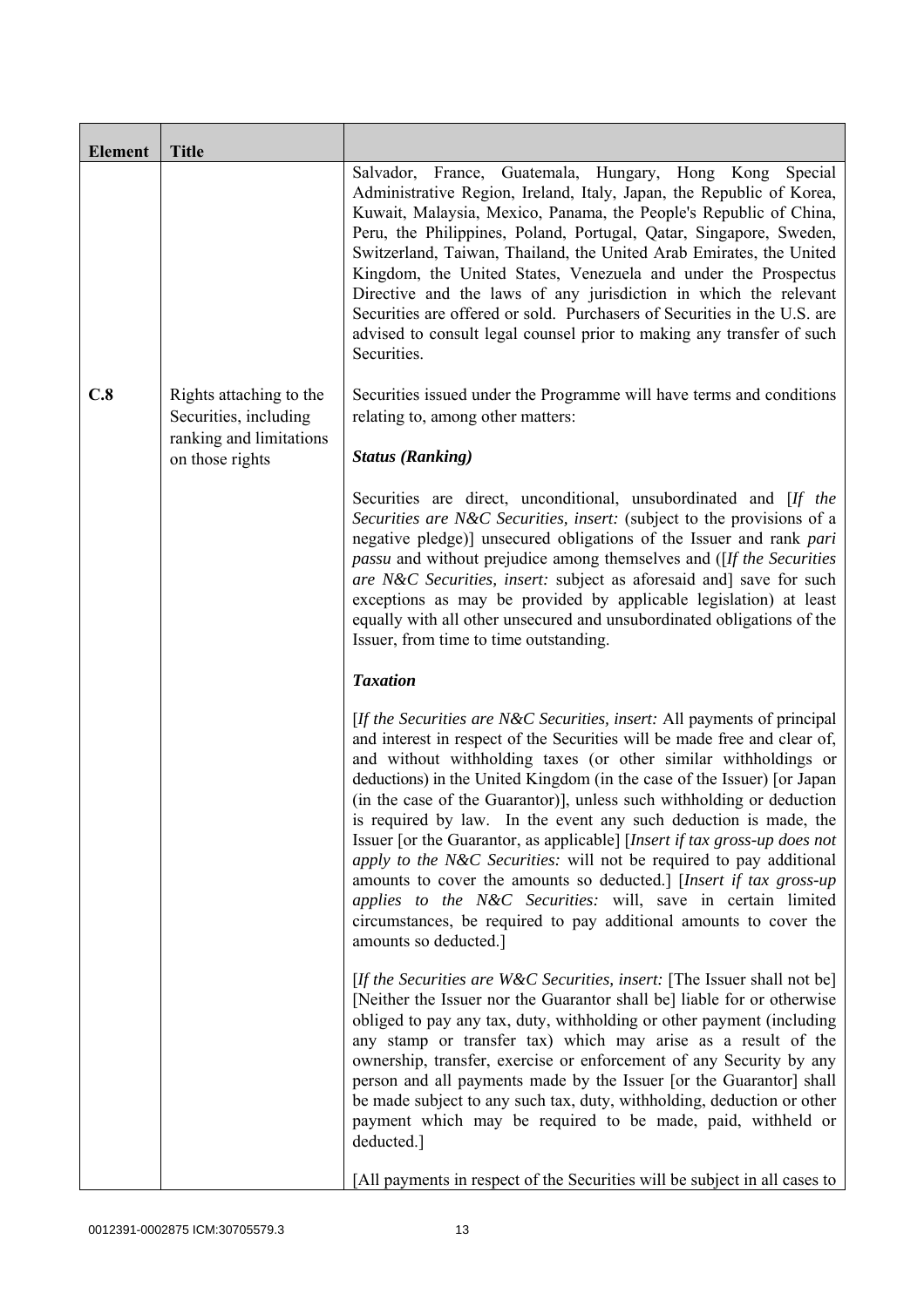| Element | Title | |
|---|---|---|
| | | Salvador, France, Guatemala, Hungary, Hong Kong Special Administrative Region, Ireland, Italy, Japan, the Republic of Korea, Kuwait, Malaysia, Mexico, Panama, the People's Republic of China, Peru, the Philippines, Poland, Portugal, Qatar, Singapore, Sweden, Switzerland, Taiwan, Thailand, the United Arab Emirates, the United Kingdom, the United States, Venezuela and under the Prospectus Directive and the laws of any jurisdiction in which the relevant Securities are offered or sold. Purchasers of Securities in the U.S. are advised to consult legal counsel prior to making any transfer of such Securities. |
| **C.8** | Rights attaching to the Securities, including ranking and limitations on those rights | Securities issued under the Programme will have terms and conditions relating to, among other matters:<br><br>***Status (Ranking)***<br><br>Securities are direct, unconditional, unsubordinated and [*If the Securities are N&C Securities, insert:* (subject to the provisions of a negative pledge)] unsecured obligations of the Issuer and rank *pari passu* and without prejudice among themselves and ([*If the Securities are N&C Securities, insert:* subject as aforesaid and] save for such exceptions as may be provided by applicable legislation) at least equally with all other unsecured and unsubordinated obligations of the Issuer, from time to time outstanding.<br><br>***Taxation***<br><br>[*If the Securities are N&C Securities, insert:* All payments of principal and interest in respect of the Securities will be made free and clear of, and without withholding taxes (or other similar withholdings or deductions) in the United Kingdom (in the case of the Issuer) [or Japan (in the case of the Guarantor)], unless such withholding or deduction is required by law. In the event any such deduction is made, the Issuer [or the Guarantor, as applicable] [*Insert if tax gross-up does not apply to the N&C Securities:* will not be required to pay additional amounts to cover the amounts so deducted.] [*Insert if tax gross-up applies to the N&C Securities:* will, save in certain limited circumstances, be required to pay additional amounts to cover the amounts so deducted.]<br><br>[*If the Securities are W&C Securities, insert:* [The Issuer shall not be] [Neither the Issuer nor the Guarantor shall be] liable for or otherwise obliged to pay any tax, duty, withholding or other payment (including any stamp or transfer tax) which may arise as a result of the ownership, transfer, exercise or enforcement of any Security by any person and all payments made by the Issuer [or the Guarantor] shall be made subject to any such tax, duty, withholding, deduction or other payment which may be required to be made, paid, withheld or deducted.]<br><br>[All payments in respect of the Securities will be subject in all cases to |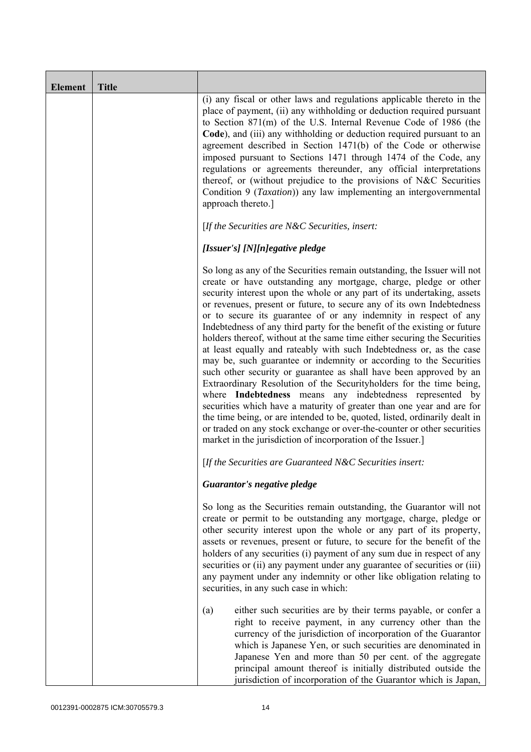| Element | Title | |
|---|---|---|
| | | (i) any fiscal or other laws and regulations applicable thereto in the place of payment, (ii) any withholding or deduction required pursuant to Section 871(m) of the U.S. Internal Revenue Code of 1986 (the **Code**), and (iii) any withholding or deduction required pursuant to an agreement described in Section 1471(b) of the Code or otherwise imposed pursuant to Sections 1471 through 1474 of the Code, any regulations or agreements thereunder, any official interpretations thereof, or (without prejudice to the provisions of N&C Securities Condition 9 (*Taxation*)) any law implementing an intergovernmental approach thereto.]<br><br>[*If the Securities are N&C Securities, insert:*<br><br>***[Issuer's] [N][n]egative pledge***<br><br>So long as any of the Securities remain outstanding, the Issuer will not create or have outstanding any mortgage, charge, pledge or other security interest upon the whole or any part of its undertaking, assets or revenues, present or future, to secure any of its own Indebtedness or to secure its guarantee of or any indemnity in respect of any Indebtedness of any third party for the benefit of the existing or future holders thereof, without at the same time either securing the Securities at least equally and rateably with such Indebtedness or, as the case may be, such guarantee or indemnity or according to the Securities such other security or guarantee as shall have been approved by an Extraordinary Resolution of the Securityholders for the time being, where **Indebtedness** means any indebtedness represented by securities which have a maturity of greater than one year and are for the time being, or are intended to be, quoted, listed, ordinarily dealt in or traded on any stock exchange or over-the-counter or other securities market in the jurisdiction of incorporation of the Issuer.]<br><br>[*If the Securities are Guaranteed N&C Securities insert:*<br><br>***Guarantor's negative pledge***<br><br>So long as the Securities remain outstanding, the Guarantor will not create or permit to be outstanding any mortgage, charge, pledge or other security interest upon the whole or any part of its property, assets or revenues, present or future, to secure for the benefit of the holders of any securities (i) payment of any sum due in respect of any securities or (ii) any payment under any guarantee of securities or (iii) any payment under any indemnity or other like obligation relating to securities, in any such case in which:<br><br>(a) either such securities are by their terms payable, or confer a right to receive payment, in any currency other than the currency of the jurisdiction of incorporation of the Guarantor which is Japanese Yen, or such securities are denominated in Japanese Yen and more than 50 per cent. of the aggregate principal amount thereof is initially distributed outside the jurisdiction of incorporation of the Guarantor which is Japan, |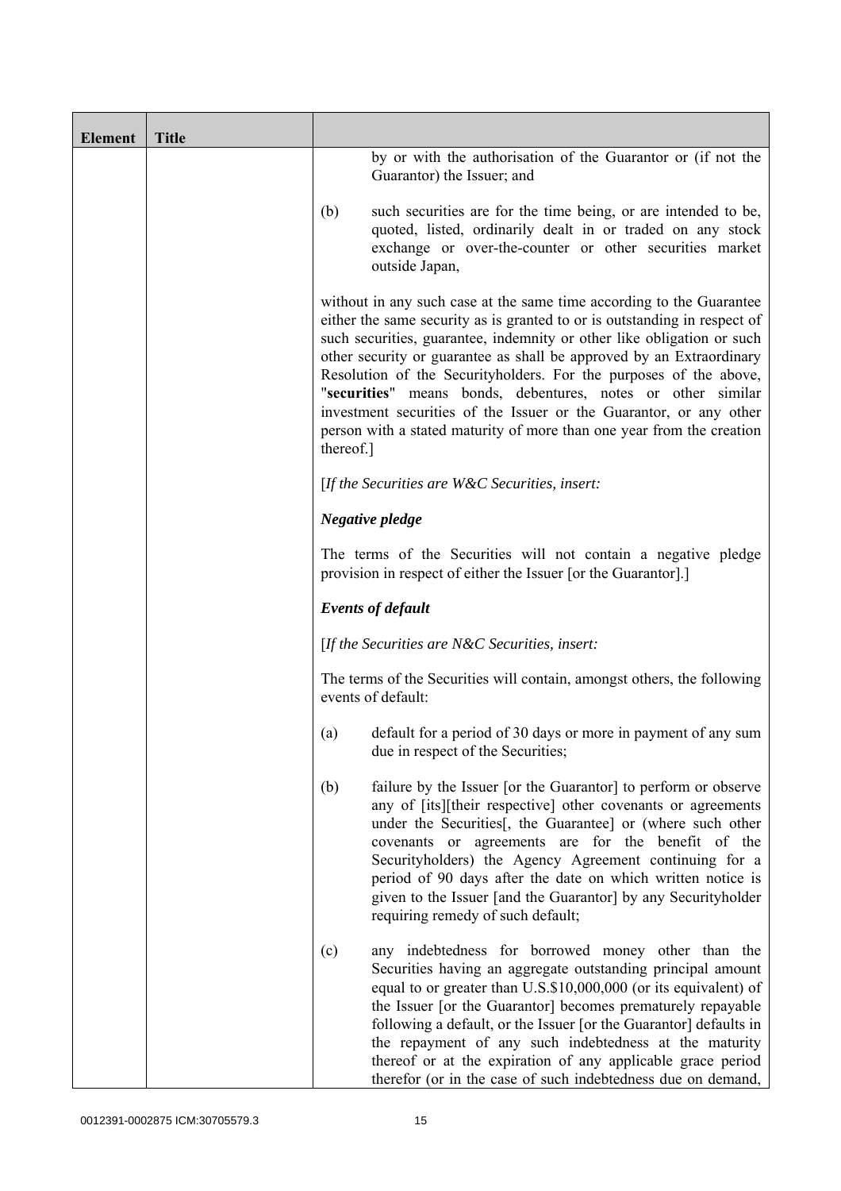| Element | Title | |
|---|---|---|
| | | by or with the authorisation of the Guarantor or (if not the Guarantor) the Issuer; and<br><br>(b) such securities are for the time being, or are intended to be, quoted, listed, ordinarily dealt in or traded on any stock exchange or over-the-counter or other securities market outside Japan,<br><br>without in any such case at the same time according to the Guarantee either the same security as is granted to or is outstanding in respect of such securities, guarantee, indemnity or other like obligation or such other security or guarantee as shall be approved by an Extraordinary Resolution of the Securityholders. For the purposes of the above, "**securities**" means bonds, debentures, notes or other similar investment securities of the Issuer or the Guarantor, or any other person with a stated maturity of more than one year from the creation thereof.]<br><br>[*If the Securities are W&C Securities, insert:*<br><br>***Negative pledge***<br><br>The terms of the Securities will not contain a negative pledge provision in respect of either the Issuer [or the Guarantor].]<br><br>***Events of default***<br><br>[*If the Securities are N&C Securities, insert:*<br><br>The terms of the Securities will contain, amongst others, the following events of default:<br><br>(a) default for a period of 30 days or more in payment of any sum due in respect of the Securities;<br><br>(b) failure by the Issuer [or the Guarantor] to perform or observe any of [its][their respective] other covenants or agreements under the Securities[, the Guarantee] or (where such other covenants or agreements are for the benefit of the Securityholders) the Agency Agreement continuing for a period of 90 days after the date on which written notice is given to the Issuer [and the Guarantor] by any Securityholder requiring remedy of such default;<br><br>(c) any indebtedness for borrowed money other than the Securities having an aggregate outstanding principal amount equal to or greater than U.S.$10,000,000 (or its equivalent) of the Issuer [or the Guarantor] becomes prematurely repayable following a default, or the Issuer [or the Guarantor] defaults in the repayment of any such indebtedness at the maturity thereof or at the expiration of any applicable grace period therefor (or in the case of such indebtedness due on demand, |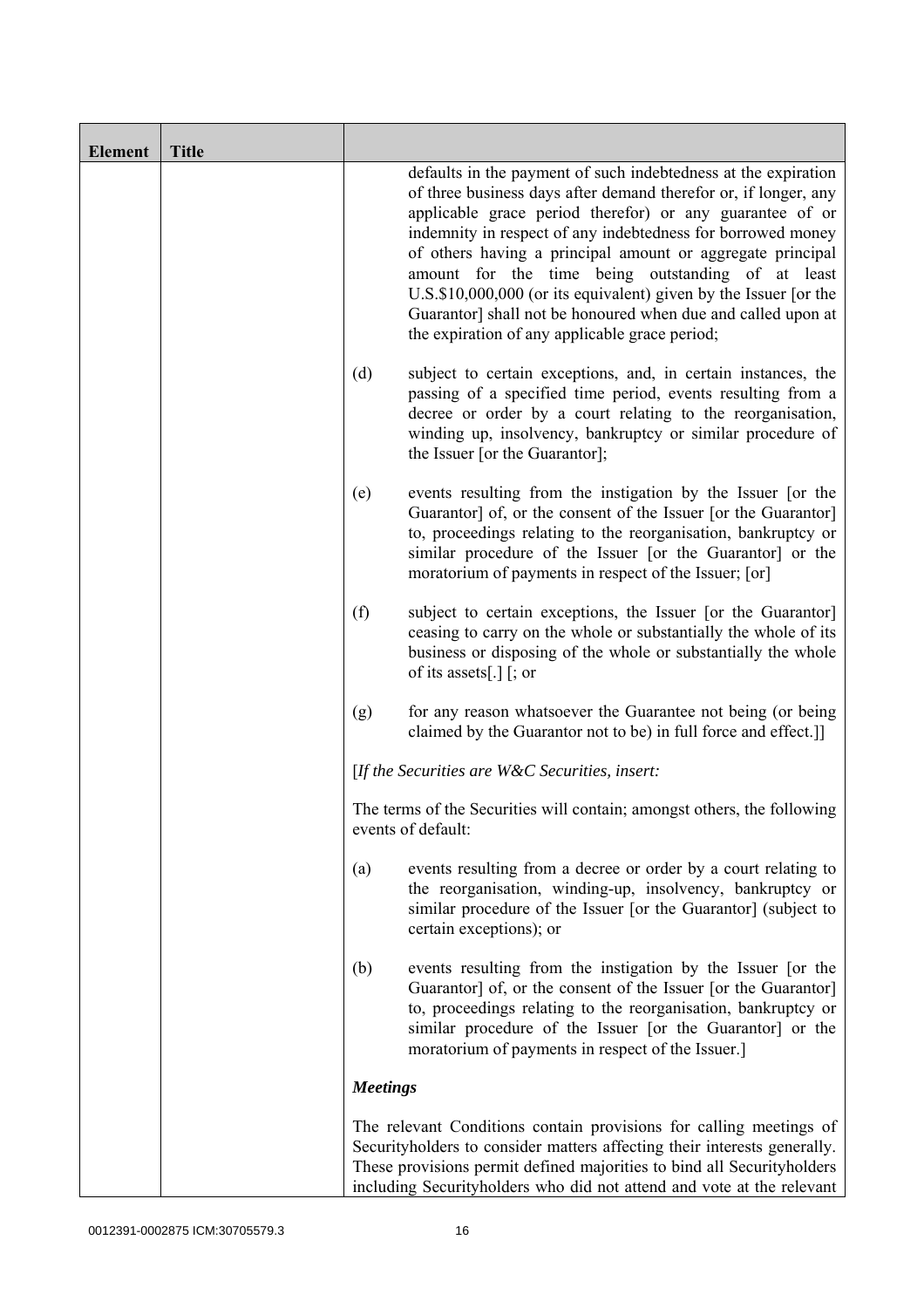| Element | Title | |
|---|---|---|
| | | defaults in the payment of such indebtedness at the expiration of three business days after demand therefor or, if longer, any applicable grace period therefor) or any guarantee of or indemnity in respect of any indebtedness for borrowed money of others having a principal amount or aggregate principal amount for the time being outstanding of at least U.S.$10,000,000 (or its equivalent) given by the Issuer [or the Guarantor] shall not be honoured when due and called upon at the expiration of any applicable grace period;<br><br>(d) subject to certain exceptions, and, in certain instances, the passing of a specified time period, events resulting from a decree or order by a court relating to the reorganisation, winding up, insolvency, bankruptcy or similar procedure of the Issuer [or the Guarantor];<br><br>(e) events resulting from the instigation by the Issuer [or the Guarantor] of, or the consent of the Issuer [or the Guarantor] to, proceedings relating to the reorganisation, bankruptcy or similar procedure of the Issuer [or the Guarantor] or the moratorium of payments in respect of the Issuer; [or]<br><br>(f) subject to certain exceptions, the Issuer [or the Guarantor] ceasing to carry on the whole or substantially the whole of its business or disposing of the whole or substantially the whole of its assets[.] [; or<br><br>(g) for any reason whatsoever the Guarantee not being (or being claimed by the Guarantor not to be) in full force and effect.]]<br><br>[*If the Securities are W&C Securities, insert:*<br><br>The terms of the Securities will contain; amongst others, the following events of default:<br><br>(a) events resulting from a decree or order by a court relating to the reorganisation, winding-up, insolvency, bankruptcy or similar procedure of the Issuer [or the Guarantor] (subject to certain exceptions); or<br><br>(b) events resulting from the instigation by the Issuer [or the Guarantor] of, or the consent of the Issuer [or the Guarantor] to, proceedings relating to the reorganisation, bankruptcy or similar procedure of the Issuer [or the Guarantor] or the moratorium of payments in respect of the Issuer.]<br><br>***Meetings***<br><br>The relevant Conditions contain provisions for calling meetings of Securityholders to consider matters affecting their interests generally. These provisions permit defined majorities to bind all Securityholders including Securityholders who did not attend and vote at the relevant |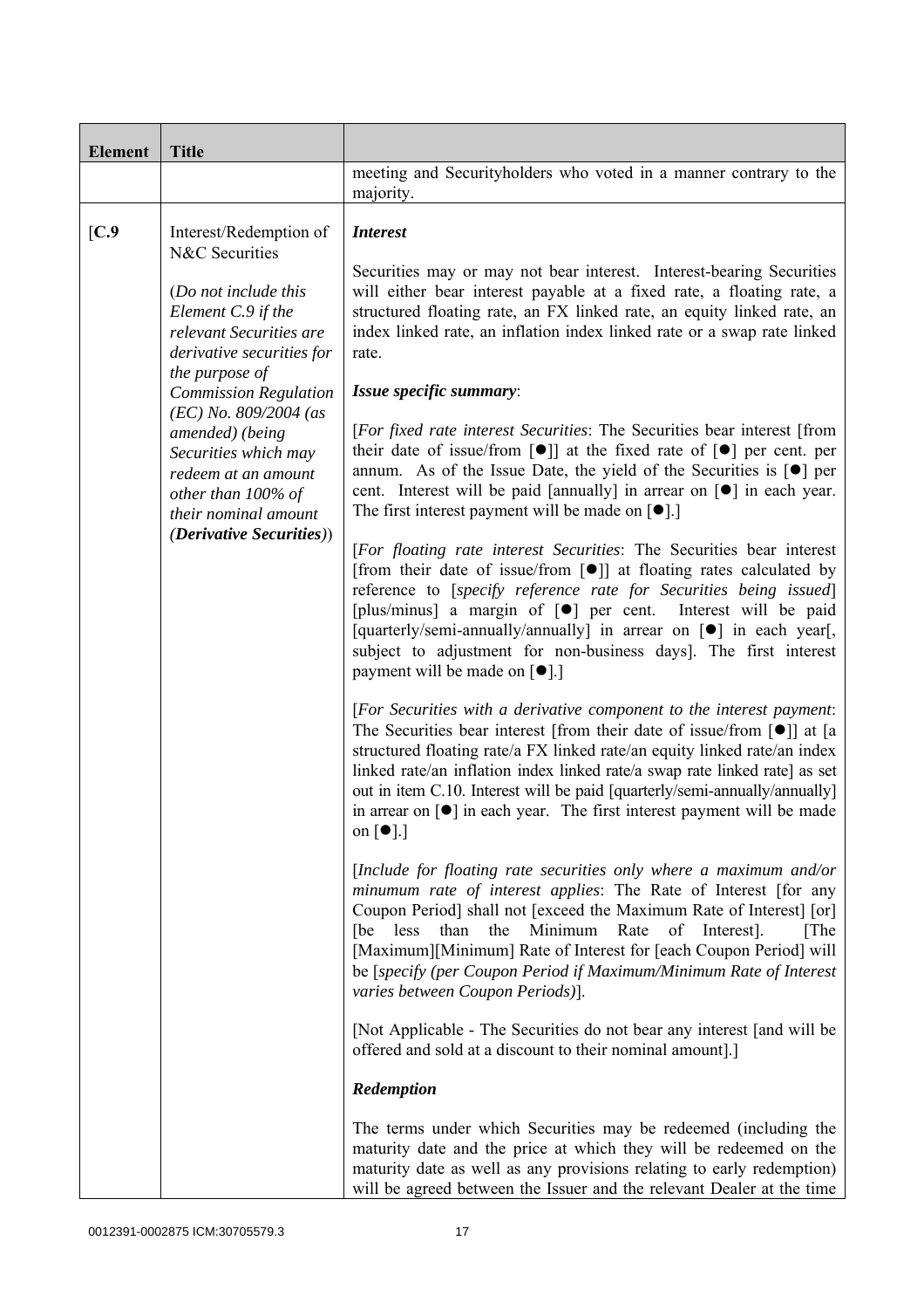| Element | Title | |
|---|---|---|
| | | meeting and Securityholders who voted in a manner contrary to the majority. |
| [C.9 | Interest/Redemption of N&C Securities<br><br>(*Do not include this Element C.9 if the relevant Securities are derivative securities for the purpose of Commission Regulation (EC) No. 809/2004 (as amended) (being Securities which may redeem at an amount other than 100% of their nominal amount (**Derivative Securities**)*) | ***Interest***<br><br>Securities may or may not bear interest. Interest-bearing Securities will either bear interest payable at a fixed rate, a floating rate, a structured floating rate, an FX linked rate, an equity linked rate, an index linked rate, an inflation index linked rate or a swap rate linked rate.<br><br>***Issue specific summary***:<br><br>[*For fixed rate interest Securities*: The Securities bear interest [from their date of issue/from [●]] at the fixed rate of [●] per cent. per annum. As of the Issue Date, the yield of the Securities is [●] per cent. Interest will be paid [annually] in arrear on [●] in each year. The first interest payment will be made on [●].]<br><br>[*For floating rate interest Securities*: The Securities bear interest [from their date of issue/from [●]] at floating rates calculated by reference to [*specify reference rate for Securities being issued*] [plus/minus] a margin of [●] per cent. Interest will be paid [quarterly/semi-annually/annually] in arrear on [●] in each year[, subject to adjustment for non-business days]. The first interest payment will be made on [●].]<br><br>[*For Securities with a derivative component to the interest payment*: The Securities bear interest [from their date of issue/from [●]] at [a structured floating rate/a FX linked rate/an equity linked rate/an index linked rate/an inflation index linked rate/a swap rate linked rate] as set out in item C.10. Interest will be paid [quarterly/semi-annually/annually] in arrear on [●] in each year. The first interest payment will be made on [●].]<br><br>[*Include for floating rate securities only where a maximum and/or minumum rate of interest applies*: The Rate of Interest [for any Coupon Period] shall not [exceed the Maximum Rate of Interest] [or] [be less than the Minimum Rate of Interest]. [The [Maximum][Minimum] Rate of Interest for [each Coupon Period] will be [*specify (per Coupon Period if Maximum/Minimum Rate of Interest varies between Coupon Periods)*].<br><br>[Not Applicable - The Securities do not bear any interest [and will be offered and sold at a discount to their nominal amount].]<br><br>***Redemption***<br><br>The terms under which Securities may be redeemed (including the maturity date and the price at which they will be redeemed on the maturity date as well as any provisions relating to early redemption) will be agreed between the Issuer and the relevant Dealer at the time |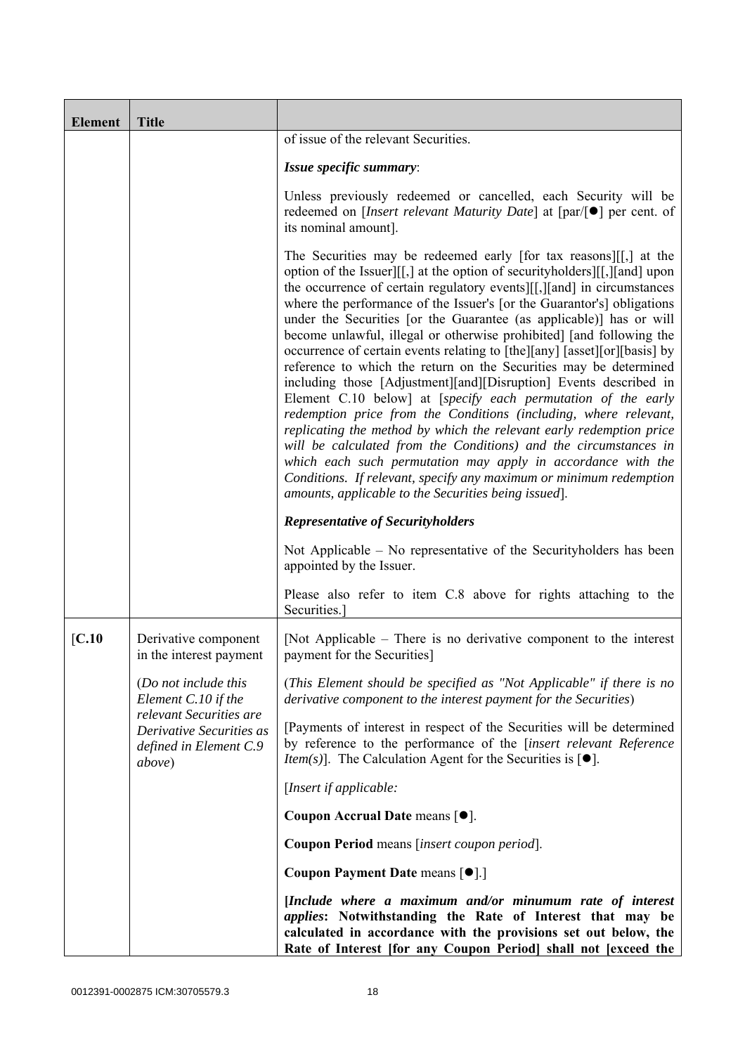| Element | Title | |
|---|---|---|
| | | of issue of the relevant Securities.<br><br>***Issue specific summary***:<br><br>Unless previously redeemed or cancelled, each Security will be redeemed on [*Insert relevant Maturity Date*] at [par/[●] per cent. of its nominal amount].<br><br>The Securities may be redeemed early [for tax reasons][[,] at the option of the Issuer][[,] at the option of securityholders][[,][and] upon the occurrence of certain regulatory events][[,][and] in circumstances where the performance of the Issuer's [or the Guarantor's] obligations under the Securities [or the Guarantee (as applicable)] has or will become unlawful, illegal or otherwise prohibited] [and following the occurrence of certain events relating to [the][any] [asset][or][basis] by reference to which the return on the Securities may be determined including those [Adjustment][and][Disruption] Events described in Element C.10 below] at [*specify each permutation of the early redemption price from the Conditions (including, where relevant, replicating the method by which the relevant early redemption price will be calculated from the Conditions) and the circumstances in which each such permutation may apply in accordance with the Conditions. If relevant, specify any maximum or minimum redemption amounts, applicable to the Securities being issued*].<br><br>***Representative of Securityholders***<br><br>Not Applicable – No representative of the Securityholders has been appointed by the Issuer.<br><br>Please also refer to item C.8 above for rights attaching to the Securities.] |
| [C.10 | Derivative component in the interest payment<br><br>(*Do not include this Element C.10 if the relevant Securities are Derivative Securities as defined in Element C.9 above*) | [Not Applicable – There is no derivative component to the interest payment for the Securities]<br><br>(*This Element should be specified as "Not Applicable" if there is no derivative component to the interest payment for the Securities*)<br><br>[Payments of interest in respect of the Securities will be determined by reference to the performance of the [*insert relevant Reference Item(s)*]. The Calculation Agent for the Securities is [●].<br><br>[*Insert if applicable:*<br><br>**Coupon Accrual Date** means [●].<br><br>**Coupon Period** means [*insert coupon period*].<br><br>**Coupon Payment Date** means [●].]<br><br>**[*Include where a maximum and/or minumum rate of interest applies*: Notwithstanding the Rate of Interest that may be calculated in accordance with the provisions set out below, the Rate of Interest [for any Coupon Period] shall not [exceed the** |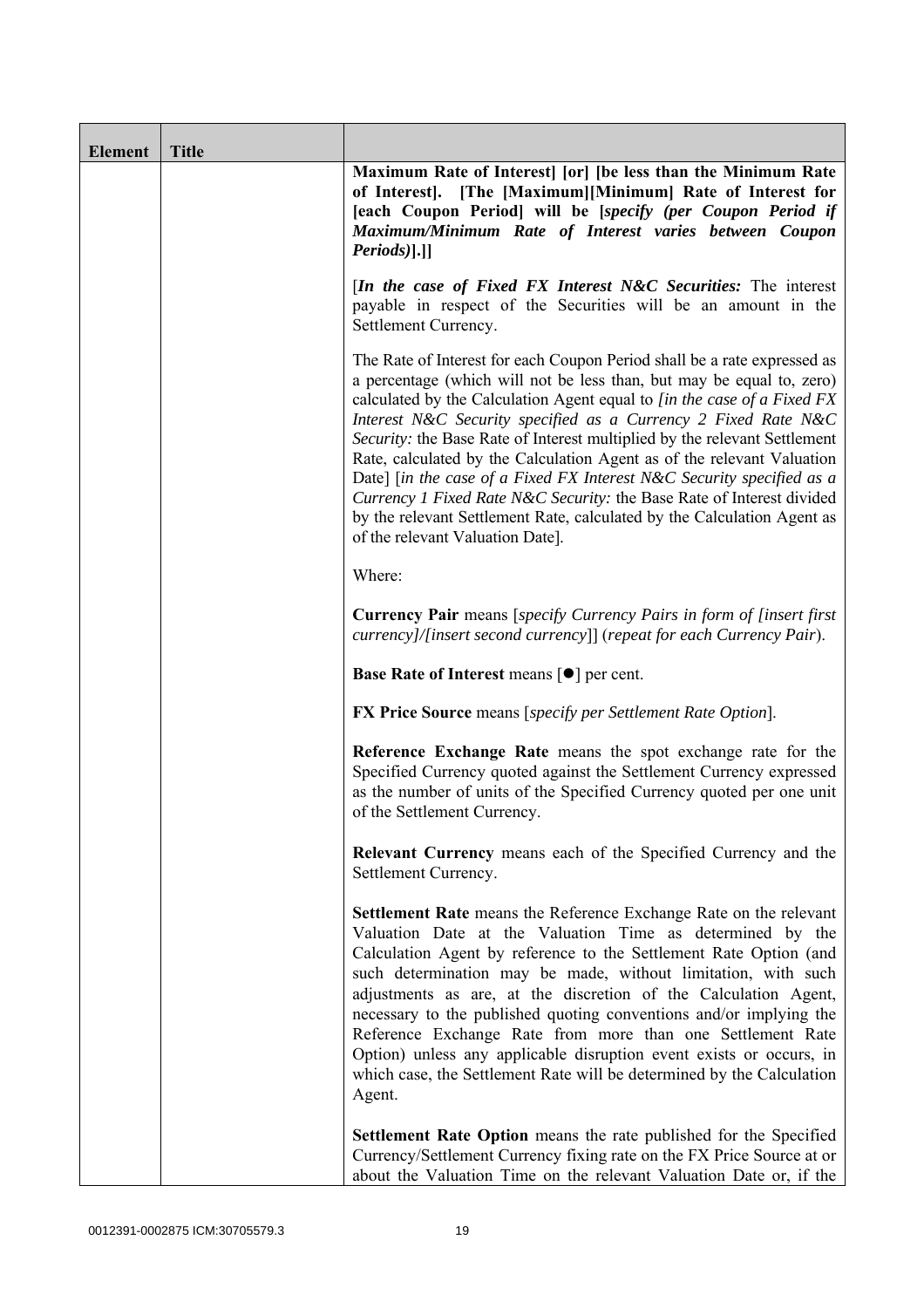| Element | Title | |
|---|---|---|
| | | **Maximum Rate of Interest] [or] [be less than the Minimum Rate of Interest]. [The [Maximum][Minimum] Rate of Interest for [each Coupon Period] will be [*specify (per Coupon Period if Maximum/Minimum Rate of Interest varies between Coupon Periods)*].]]**<br><br>[***In the case of Fixed FX Interest N&C Securities:*** The interest payable in respect of the Securities will be an amount in the Settlement Currency.<br><br>The Rate of Interest for each Coupon Period shall be a rate expressed as a percentage (which will not be less than, but may be equal to, zero) calculated by the Calculation Agent equal to *[in the case of a Fixed FX Interest N&C Security specified as a Currency 2 Fixed Rate N&C Security:* the Base Rate of Interest multiplied by the relevant Settlement Rate, calculated by the Calculation Agent as of the relevant Valuation Date] [*in the case of a Fixed FX Interest N&C Security specified as a Currency 1 Fixed Rate N&C Security:* the Base Rate of Interest divided by the relevant Settlement Rate, calculated by the Calculation Agent as of the relevant Valuation Date].<br><br>Where:<br><br>**Currency Pair** means [*specify Currency Pairs in form of [insert first currency]/[insert second currency]*] (*repeat for each Currency Pair*).<br><br>**Base Rate of Interest** means [●] per cent.<br><br>**FX Price Source** means [*specify per Settlement Rate Option*].<br><br>**Reference Exchange Rate** means the spot exchange rate for the Specified Currency quoted against the Settlement Currency expressed as the number of units of the Specified Currency quoted per one unit of the Settlement Currency.<br><br>**Relevant Currency** means each of the Specified Currency and the Settlement Currency.<br><br>**Settlement Rate** means the Reference Exchange Rate on the relevant Valuation Date at the Valuation Time as determined by the Calculation Agent by reference to the Settlement Rate Option (and such determination may be made, without limitation, with such adjustments as are, at the discretion of the Calculation Agent, necessary to the published quoting conventions and/or implying the Reference Exchange Rate from more than one Settlement Rate Option) unless any applicable disruption event exists or occurs, in which case, the Settlement Rate will be determined by the Calculation Agent.<br><br>**Settlement Rate Option** means the rate published for the Specified Currency/Settlement Currency fixing rate on the FX Price Source at or about the Valuation Time on the relevant Valuation Date or, if the |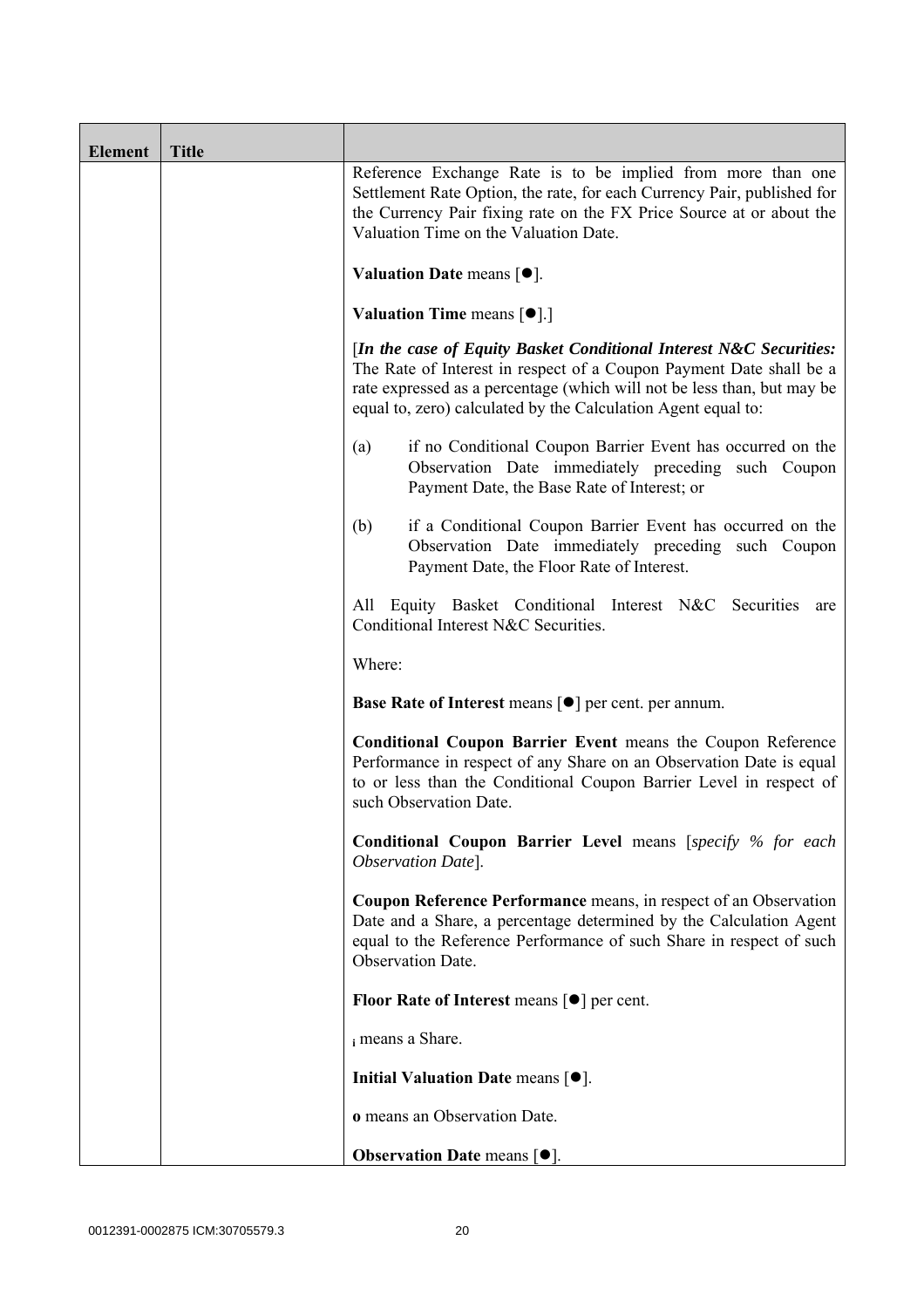| Element | Title | |
|---|---|---|
| | | Reference Exchange Rate is to be implied from more than one Settlement Rate Option, the rate, for each Currency Pair, published for the Currency Pair fixing rate on the FX Price Source at or about the Valuation Time on the Valuation Date.<br><br>**Valuation Date** means [●].<br><br>**Valuation Time** means [●].]<br><br>[***In the case of Equity Basket Conditional Interest N&C Securities:*** The Rate of Interest in respect of a Coupon Payment Date shall be a rate expressed as a percentage (which will not be less than, but may be equal to, zero) calculated by the Calculation Agent equal to:<br><br>(a) if no Conditional Coupon Barrier Event has occurred on the Observation Date immediately preceding such Coupon Payment Date, the Base Rate of Interest; or<br><br>(b) if a Conditional Coupon Barrier Event has occurred on the Observation Date immediately preceding such Coupon Payment Date, the Floor Rate of Interest.<br><br>All Equity Basket Conditional Interest N&C Securities are Conditional Interest N&C Securities.<br><br>Where:<br><br>**Base Rate of Interest** means [●] per cent. per annum.<br><br>**Conditional Coupon Barrier Event** means the Coupon Reference Performance in respect of any Share on an Observation Date is equal to or less than the Conditional Coupon Barrier Level in respect of such Observation Date.<br><br>**Conditional Coupon Barrier Level** means [*specify % for each Observation Date*].<br><br>**Coupon Reference Performance** means, in respect of an Observation Date and a Share, a percentage determined by the Calculation Agent equal to the Reference Performance of such Share in respect of such Observation Date.<br><br>**Floor Rate of Interest** means [●] per cent.<br><br>$_i$ means a Share.<br><br>**Initial Valuation Date** means [●].<br><br>**o** means an Observation Date.<br><br>**Observation Date** means [●]. |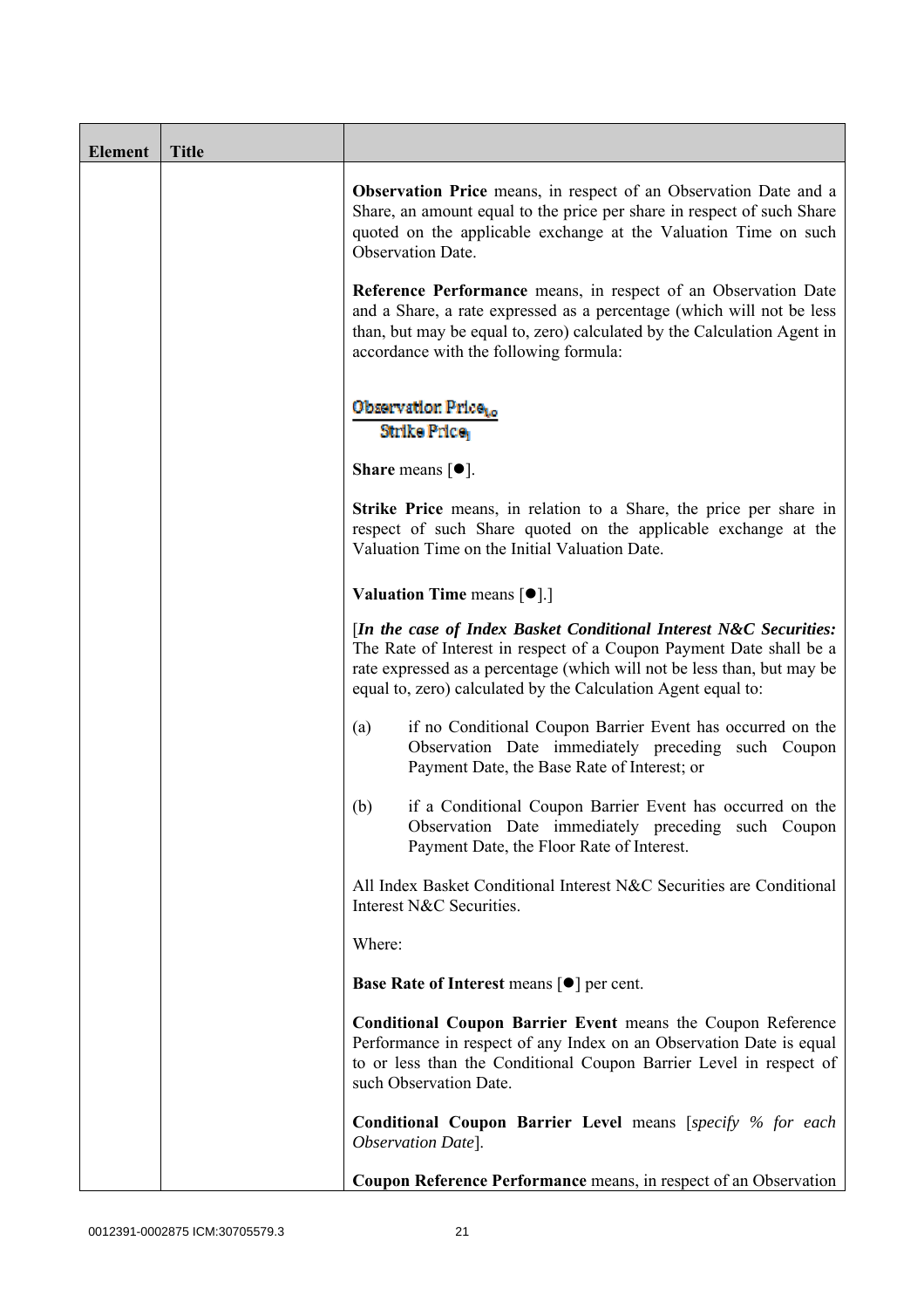| Element | Title | |
|---|---|---|
| | | **Observation Price** means, in respect of an Observation Date and a Share, an amount equal to the price per share in respect of such Share quoted on the applicable exchange at the Valuation Time on such Observation Date.<br><br>**Reference Performance** means, in respect of an Observation Date and a Share, a rate expressed as a percentage (which will not be less than, but may be equal to, zero) calculated by the Calculation Agent in accordance with the following formula:<br><br>$\frac{\text{Observation Price}_{t,o}}{\text{Strike Price}_{i}}$<br><br>**Share** means [●].<br><br>**Strike Price** means, in relation to a Share, the price per share in respect of such Share quoted on the applicable exchange at the Valuation Time on the Initial Valuation Date.<br><br>**Valuation Time** means [●].]<br><br>[***In the case of Index Basket Conditional Interest N&C Securities:*** The Rate of Interest in respect of a Coupon Payment Date shall be a rate expressed as a percentage (which will not be less than, but may be equal to, zero) calculated by the Calculation Agent equal to:<br><br>(a) if no Conditional Coupon Barrier Event has occurred on the Observation Date immediately preceding such Coupon Payment Date, the Base Rate of Interest; or<br><br>(b) if a Conditional Coupon Barrier Event has occurred on the Observation Date immediately preceding such Coupon Payment Date, the Floor Rate of Interest.<br><br>All Index Basket Conditional Interest N&C Securities are Conditional Interest N&C Securities.<br><br>Where:<br><br>**Base Rate of Interest** means [●] per cent.<br><br>**Conditional Coupon Barrier Event** means the Coupon Reference Performance in respect of any Index on an Observation Date is equal to or less than the Conditional Coupon Barrier Level in respect of such Observation Date.<br><br>**Conditional Coupon Barrier Level** means [*specify % for each Observation Date*].<br><br>**Coupon Reference Performance** means, in respect of an Observation |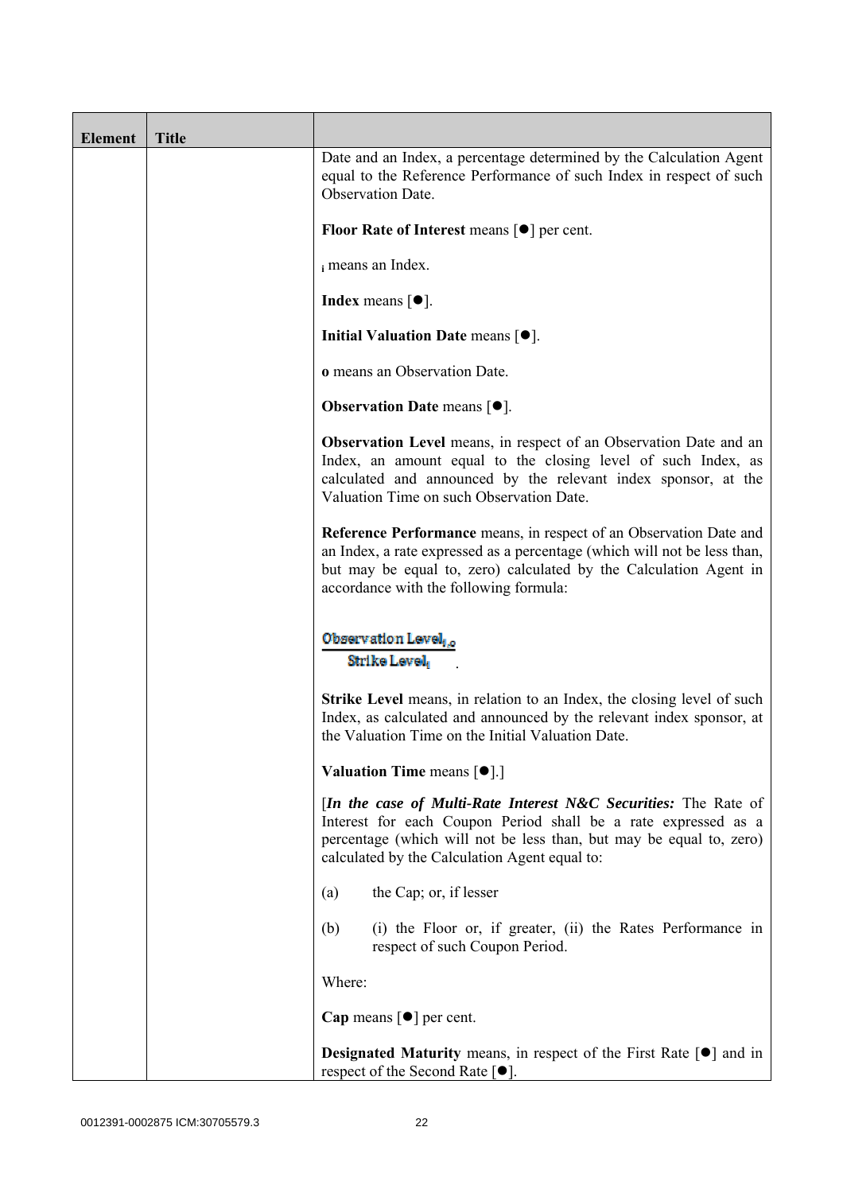| Element | Title | |
|---|---|---|
| | | Date and an Index, a percentage determined by the Calculation Agent equal to the Reference Performance of such Index in respect of such Observation Date.<br><br>**Floor Rate of Interest** means [●] per cent.<br><br>$_i$ means an Index.<br><br>**Index** means [●].<br><br>**Initial Valuation Date** means [●].<br><br>**o** means an Observation Date.<br><br>**Observation Date** means [●].<br><br>**Observation Level** means, in respect of an Observation Date and an Index, an amount equal to the closing level of such Index, as calculated and announced by the relevant index sponsor, at the Valuation Time on such Observation Date.<br><br>**Reference Performance** means, in respect of an Observation Date and an Index, a rate expressed as a percentage (which will not be less than, but may be equal to, zero) calculated by the Calculation Agent in accordance with the following formula:<br><br>$\frac{\text{Observation Level}_{i,o}}{\text{Strike Level}_i}$ .<br><br>**Strike Level** means, in relation to an Index, the closing level of such Index, as calculated and announced by the relevant index sponsor, at the Valuation Time on the Initial Valuation Date.<br><br>**Valuation Time** means [●].]<br><br>[***In the case of Multi-Rate Interest N&C Securities:*** The Rate of Interest for each Coupon Period shall be a rate expressed as a percentage (which will not be less than, but may be equal to, zero) calculated by the Calculation Agent equal to:<br><br>(a) the Cap; or, if lesser<br><br>(b) (i) the Floor or, if greater, (ii) the Rates Performance in respect of such Coupon Period.<br><br>Where:<br><br>**Cap** means [●] per cent.<br><br>**Designated Maturity** means, in respect of the First Rate [●] and in respect of the Second Rate [●]. |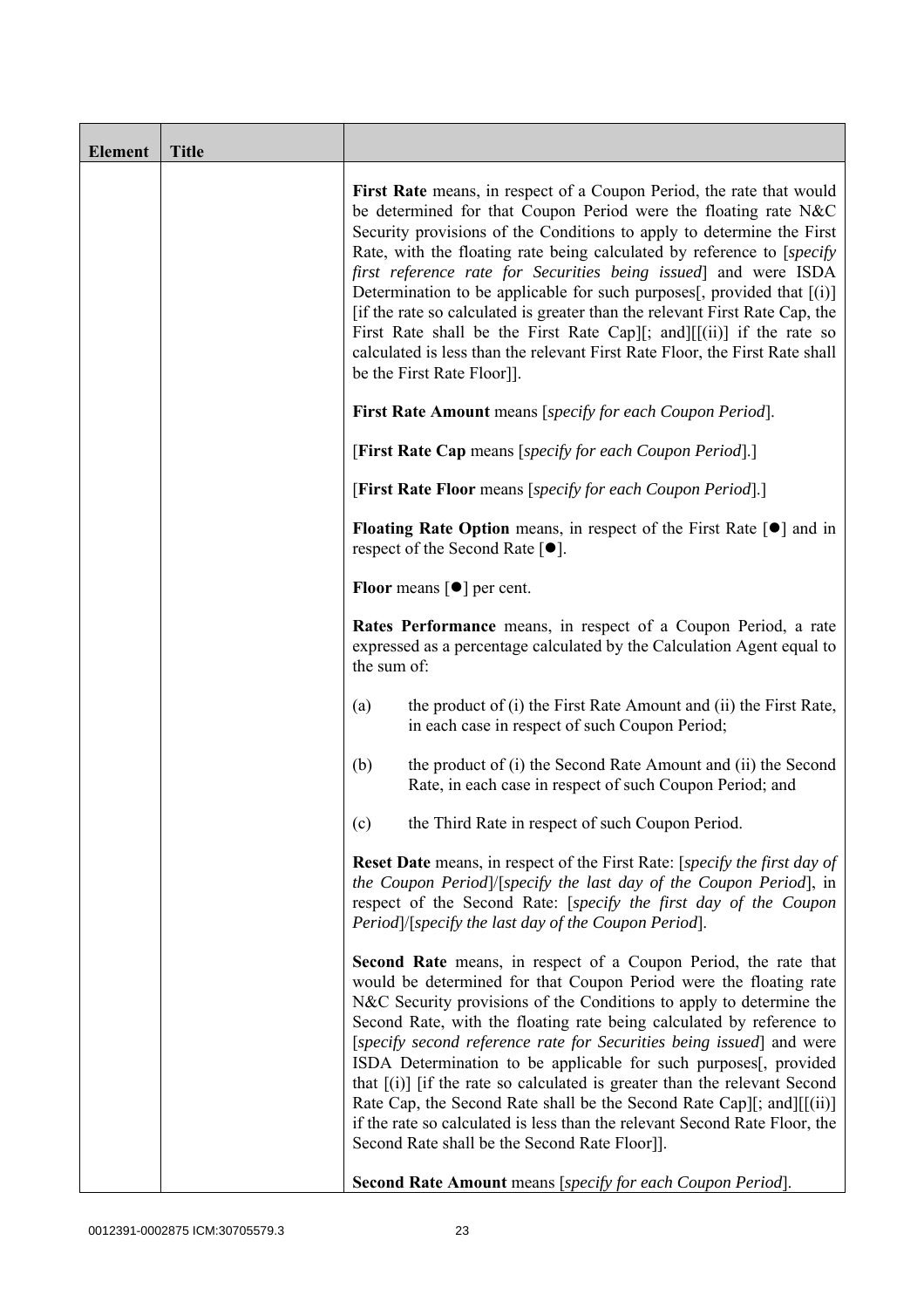| Element | Title | |
|---|---|---|
| | | **First Rate** means, in respect of a Coupon Period, the rate that would be determined for that Coupon Period were the floating rate N&C Security provisions of the Conditions to apply to determine the First Rate, with the floating rate being calculated by reference to [*specify first reference rate for Securities being issued*] and were ISDA Determination to be applicable for such purposes[, provided that [(i)] [if the rate so calculated is greater than the relevant First Rate Cap, the First Rate shall be the First Rate Cap][; and][[(ii)] if the rate so calculated is less than the relevant First Rate Floor, the First Rate shall be the First Rate Floor]].<br><br>**First Rate Amount** means [*specify for each Coupon Period*].<br><br>[**First Rate Cap** means [*specify for each Coupon Period*].]<br><br>[**First Rate Floor** means [*specify for each Coupon Period*].]<br><br>**Floating Rate Option** means, in respect of the First Rate [●] and in respect of the Second Rate [●].<br><br>**Floor** means [●] per cent.<br><br>**Rates Performance** means, in respect of a Coupon Period, a rate expressed as a percentage calculated by the Calculation Agent equal to the sum of:<br><br>(a) the product of (i) the First Rate Amount and (ii) the First Rate, in each case in respect of such Coupon Period;<br><br>(b) the product of (i) the Second Rate Amount and (ii) the Second Rate, in each case in respect of such Coupon Period; and<br><br>(c) the Third Rate in respect of such Coupon Period.<br><br>**Reset Date** means, in respect of the First Rate: [*specify the first day of the Coupon Period*]/[*specify the last day of the Coupon Period*], in respect of the Second Rate: [*specify the first day of the Coupon Period*]/[*specify the last day of the Coupon Period*].<br><br>**Second Rate** means, in respect of a Coupon Period, the rate that would be determined for that Coupon Period were the floating rate N&C Security provisions of the Conditions to apply to determine the Second Rate, with the floating rate being calculated by reference to [*specify second reference rate for Securities being issued*] and were ISDA Determination to be applicable for such purposes[, provided that [(i)] [if the rate so calculated is greater than the relevant Second Rate Cap, the Second Rate shall be the Second Rate Cap][; and][[(ii)] if the rate so calculated is less than the relevant Second Rate Floor, the Second Rate shall be the Second Rate Floor]].<br><br>**Second Rate Amount** means [*specify for each Coupon Period*]. |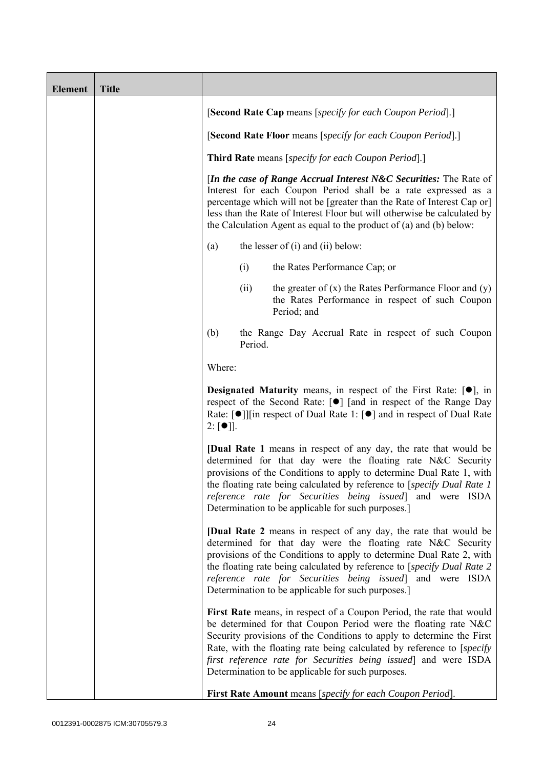| Element | Title | |
|---|---|---|
| | | [**Second Rate Cap** means [*specify for each Coupon Period*].]<br><br>[**Second Rate Floor** means [*specify for each Coupon Period*].]<br><br>**Third Rate** means [*specify for each Coupon Period*].]<br><br>[***In the case of Range Accrual Interest N&C Securities:*** The Rate of Interest for each Coupon Period shall be a rate expressed as a percentage which will not be [greater than the Rate of Interest Cap or] less than the Rate of Interest Floor but will otherwise be calculated by the Calculation Agent as equal to the product of (a) and (b) below:<br><br>(a) the lesser of (i) and (ii) below:<br><br>(i) the Rates Performance Cap; or<br><br>(ii) the greater of (x) the Rates Performance Floor and (y) the Rates Performance in respect of such Coupon Period; and<br><br>(b) the Range Day Accrual Rate in respect of such Coupon Period.<br><br>Where:<br><br>**Designated Maturity** means, in respect of the First Rate: [●], in respect of the Second Rate: [●] [and in respect of the Range Day Rate: [●]][in respect of Dual Rate 1: [●] and in respect of Dual Rate 2: [●]].<br><br>[**Dual Rate 1** means in respect of any day, the rate that would be determined for that day were the floating rate N&C Security provisions of the Conditions to apply to determine Dual Rate 1, with the floating rate being calculated by reference to [*specify Dual Rate 1 reference rate for Securities being issued*] and were ISDA Determination to be applicable for such purposes.]<br><br>[**Dual Rate 2** means in respect of any day, the rate that would be determined for that day were the floating rate N&C Security provisions of the Conditions to apply to determine Dual Rate 2, with the floating rate being calculated by reference to [*specify Dual Rate 2 reference rate for Securities being issued*] and were ISDA Determination to be applicable for such purposes.]<br><br>**First Rate** means, in respect of a Coupon Period, the rate that would be determined for that Coupon Period were the floating rate N&C Security provisions of the Conditions to apply to determine the First Rate, with the floating rate being calculated by reference to [*specify first reference rate for Securities being issued*] and were ISDA Determination to be applicable for such purposes.<br><br>**First Rate Amount** means [*specify for each Coupon Period*]. |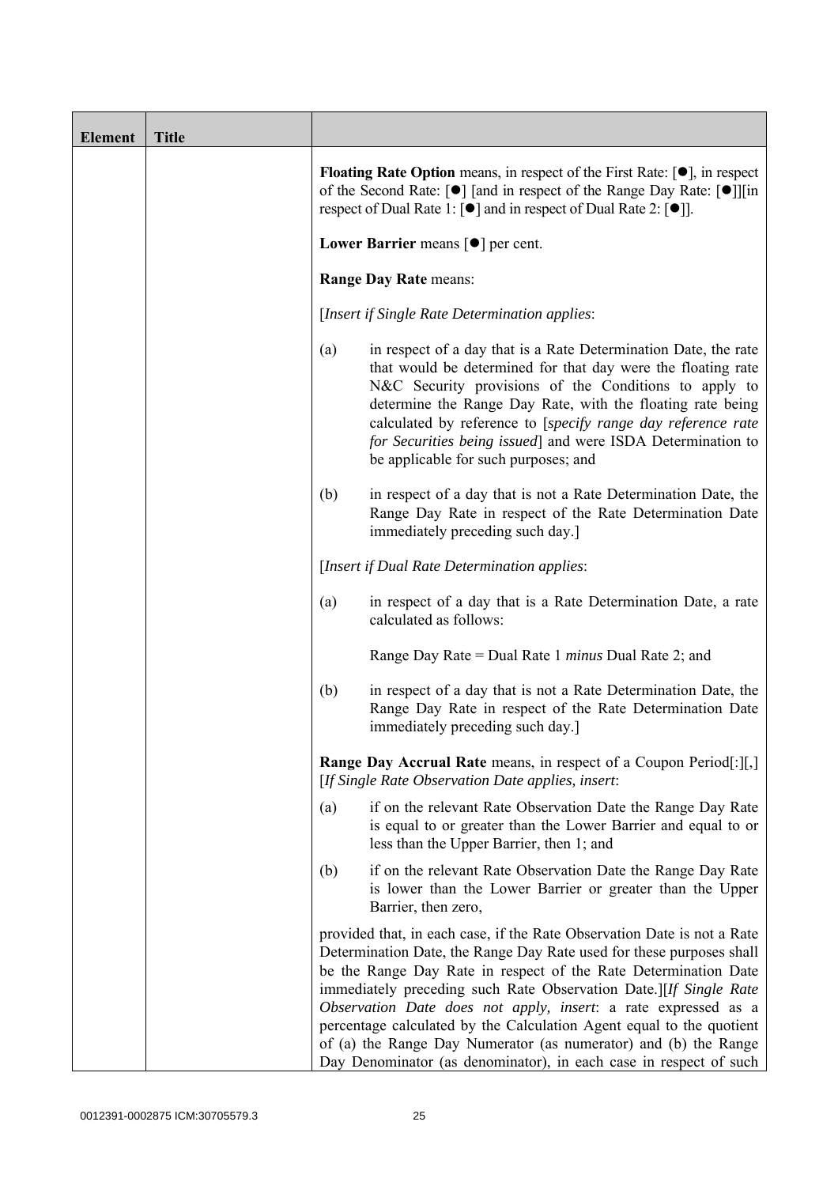| Element | Title | |
|---|---|---|
| | | **Floating Rate Option** means, in respect of the First Rate: [●], in respect of the Second Rate: [●] [and in respect of the Range Day Rate: [●]][in respect of Dual Rate 1: [●] and in respect of Dual Rate 2: [●]].<br><br>**Lower Barrier** means [●] per cent.<br><br>**Range Day Rate** means:<br><br>[*Insert if Single Rate Determination applies*:<br><br>(a) in respect of a day that is a Rate Determination Date, the rate that would be determined for that day were the floating rate N&C Security provisions of the Conditions to apply to determine the Range Day Rate, with the floating rate being calculated by reference to [*specify range day reference rate for Securities being issued*] and were ISDA Determination to be applicable for such purposes; and<br><br>(b) in respect of a day that is not a Rate Determination Date, the Range Day Rate in respect of the Rate Determination Date immediately preceding such day.]<br><br>[*Insert if Dual Rate Determination applies*:<br><br>(a) in respect of a day that is a Rate Determination Date, a rate calculated as follows:<br><br>Range Day Rate = Dual Rate 1 *minus* Dual Rate 2; and<br><br>(b) in respect of a day that is not a Rate Determination Date, the Range Day Rate in respect of the Rate Determination Date immediately preceding such day.]<br><br>**Range Day Accrual Rate** means, in respect of a Coupon Period[:][,] [*If Single Rate Observation Date applies, insert*:<br><br>(a) if on the relevant Rate Observation Date the Range Day Rate is equal to or greater than the Lower Barrier and equal to or less than the Upper Barrier, then 1; and<br><br>(b) if on the relevant Rate Observation Date the Range Day Rate is lower than the Lower Barrier or greater than the Upper Barrier, then zero,<br><br>provided that, in each case, if the Rate Observation Date is not a Rate Determination Date, the Range Day Rate used for these purposes shall be the Range Day Rate in respect of the Rate Determination Date immediately preceding such Rate Observation Date.][*If Single Rate Observation Date does not apply, insert*: a rate expressed as a percentage calculated by the Calculation Agent equal to the quotient of (a) the Range Day Numerator (as numerator) and (b) the Range Day Denominator (as denominator), in each case in respect of such |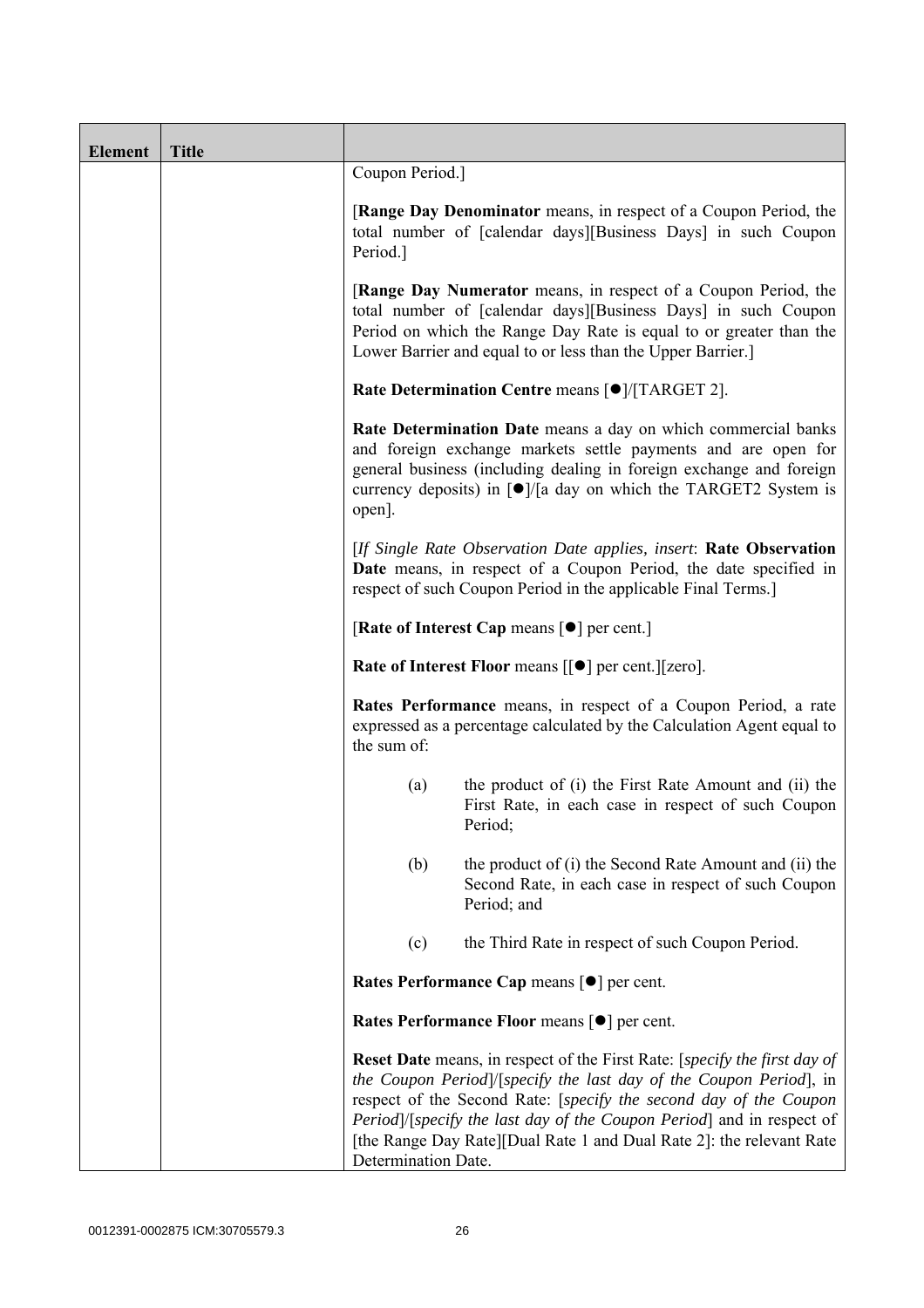| Element | Title | |
|---|---|---|
| | | Coupon Period.]<br><br>[**Range Day Denominator** means, in respect of a Coupon Period, the total number of [calendar days][Business Days] in such Coupon Period.]<br><br>[**Range Day Numerator** means, in respect of a Coupon Period, the total number of [calendar days][Business Days] in such Coupon Period on which the Range Day Rate is equal to or greater than the Lower Barrier and equal to or less than the Upper Barrier.]<br><br>**Rate Determination Centre** means [●]/[TARGET 2].<br><br>**Rate Determination Date** means a day on which commercial banks and foreign exchange markets settle payments and are open for general business (including dealing in foreign exchange and foreign currency deposits) in [●]/[a day on which the TARGET2 System is open].<br><br>[*If Single Rate Observation Date applies, insert*: **Rate Observation Date** means, in respect of a Coupon Period, the date specified in respect of such Coupon Period in the applicable Final Terms.]<br><br>[**Rate of Interest Cap** means [●] per cent.]<br><br>**Rate of Interest Floor** means [[●] per cent.][zero].<br><br>**Rates Performance** means, in respect of a Coupon Period, a rate expressed as a percentage calculated by the Calculation Agent equal to the sum of:<br><br>(a) the product of (i) the First Rate Amount and (ii) the First Rate, in each case in respect of such Coupon Period;<br><br>(b) the product of (i) the Second Rate Amount and (ii) the Second Rate, in each case in respect of such Coupon Period; and<br><br>(c) the Third Rate in respect of such Coupon Period.<br><br>**Rates Performance Cap** means [●] per cent.<br><br>**Rates Performance Floor** means [●] per cent.<br><br>**Reset Date** means, in respect of the First Rate: [*specify the first day of the Coupon Period*]/[*specify the last day of the Coupon Period*], in respect of the Second Rate: [*specify the second day of the Coupon Period*]/[*specify the last day of the Coupon Period*] and in respect of [the Range Day Rate][Dual Rate 1 and Dual Rate 2]: the relevant Rate Determination Date. |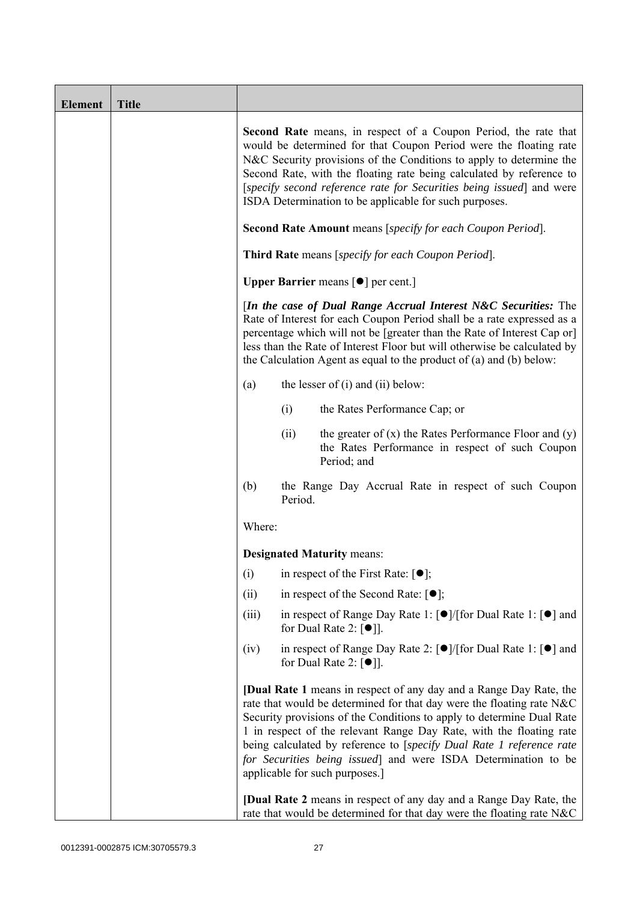| Element | Title | |
|---|---|---|
| | | **Second Rate** means, in respect of a Coupon Period, the rate that would be determined for that Coupon Period were the floating rate N&C Security provisions of the Conditions to apply to determine the Second Rate, with the floating rate being calculated by reference to [*specify second reference rate for Securities being issued*] and were ISDA Determination to be applicable for such purposes.<br><br>**Second Rate Amount** means [*specify for each Coupon Period*].<br><br>**Third Rate** means [*specify for each Coupon Period*].<br><br>**Upper Barrier** means [●] per cent.]<br><br>[***In the case of Dual Range Accrual Interest N&C Securities:*** The Rate of Interest for each Coupon Period shall be a rate expressed as a percentage which will not be [greater than the Rate of Interest Cap or] less than the Rate of Interest Floor but will otherwise be calculated by the Calculation Agent as equal to the product of (a) and (b) below:<br><br>(a) the lesser of (i) and (ii) below:<br><br>(i) the Rates Performance Cap; or<br><br>(ii) the greater of (x) the Rates Performance Floor and (y) the Rates Performance in respect of such Coupon Period; and<br><br>(b) the Range Day Accrual Rate in respect of such Coupon Period.<br><br>Where:<br><br>**Designated Maturity** means:<br><br>(i) in respect of the First Rate: [●];<br><br>(ii) in respect of the Second Rate: [●];<br><br>(iii) in respect of Range Day Rate 1: [●]/[for Dual Rate 1: [●] and for Dual Rate 2: [●]].<br><br>(iv) in respect of Range Day Rate 2: [●]/[for Dual Rate 1: [●] and for Dual Rate 2: [●]].<br><br>**[Dual Rate 1** means in respect of any day and a Range Day Rate, the rate that would be determined for that day were the floating rate N&C Security provisions of the Conditions to apply to determine Dual Rate 1 in respect of the relevant Range Day Rate, with the floating rate being calculated by reference to [*specify Dual Rate 1 reference rate for Securities being issued*] and were ISDA Determination to be applicable for such purposes.]<br><br>**[Dual Rate 2** means in respect of any day and a Range Day Rate, the rate that would be determined for that day were the floating rate N&C |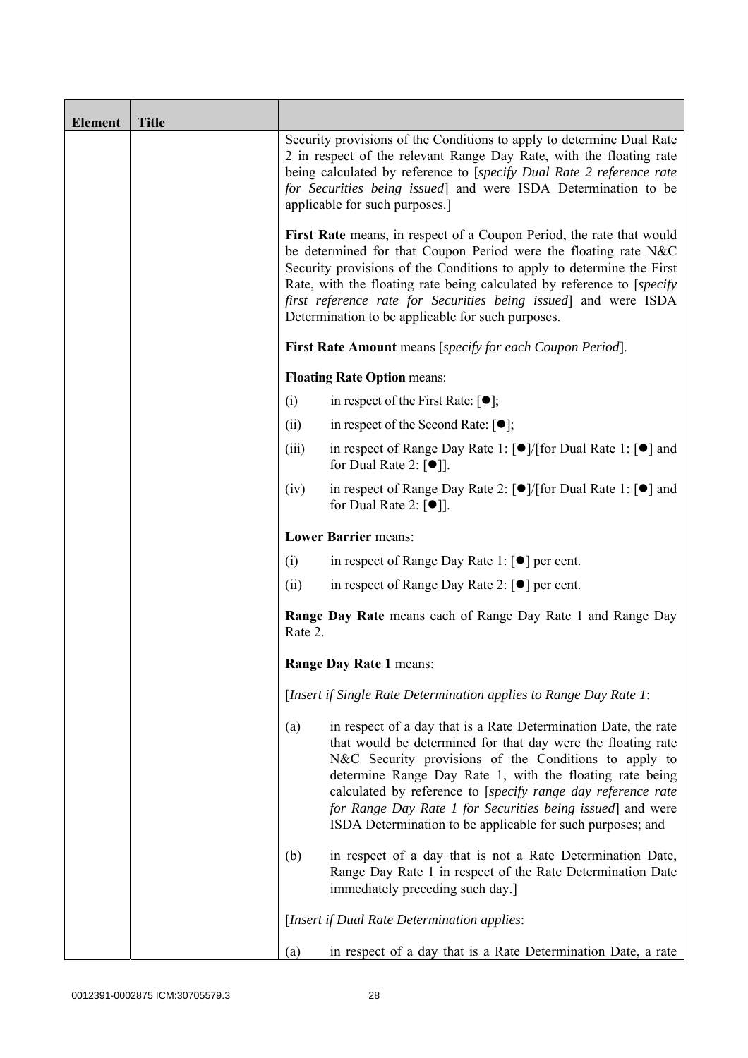| Element | Title | |
|---|---|---|
| | | Security provisions of the Conditions to apply to determine Dual Rate 2 in respect of the relevant Range Day Rate, with the floating rate being calculated by reference to [*specify Dual Rate 2 reference rate for Securities being issued*] and were ISDA Determination to be applicable for such purposes.]<br><br>**First Rate** means, in respect of a Coupon Period, the rate that would be determined for that Coupon Period were the floating rate N&C Security provisions of the Conditions to apply to determine the First Rate, with the floating rate being calculated by reference to [*specify first reference rate for Securities being issued*] and were ISDA Determination to be applicable for such purposes.<br><br>**First Rate Amount** means [*specify for each Coupon Period*].<br><br>**Floating Rate Option** means:<br><br>(i) in respect of the First Rate: [●];<br><br>(ii) in respect of the Second Rate: [●];<br><br>(iii) in respect of Range Day Rate 1: [●]/[for Dual Rate 1: [●] and for Dual Rate 2: [●]].<br><br>(iv) in respect of Range Day Rate 2: [●]/[for Dual Rate 1: [●] and for Dual Rate 2: [●]].<br><br>**Lower Barrier** means:<br><br>(i) in respect of Range Day Rate 1: [●] per cent.<br><br>(ii) in respect of Range Day Rate 2: [●] per cent.<br><br>**Range Day Rate** means each of Range Day Rate 1 and Range Day Rate 2.<br><br>**Range Day Rate 1** means:<br><br>[*Insert if Single Rate Determination applies to Range Day Rate 1*:<br><br>(a) in respect of a day that is a Rate Determination Date, the rate that would be determined for that day were the floating rate N&C Security provisions of the Conditions to apply to determine Range Day Rate 1, with the floating rate being calculated by reference to [*specify range day reference rate for Range Day Rate 1 for Securities being issued*] and were ISDA Determination to be applicable for such purposes; and<br><br>(b) in respect of a day that is not a Rate Determination Date, Range Day Rate 1 in respect of the Rate Determination Date immediately preceding such day.]<br><br>[*Insert if Dual Rate Determination applies*:<br><br>(a) in respect of a day that is a Rate Determination Date, a rate |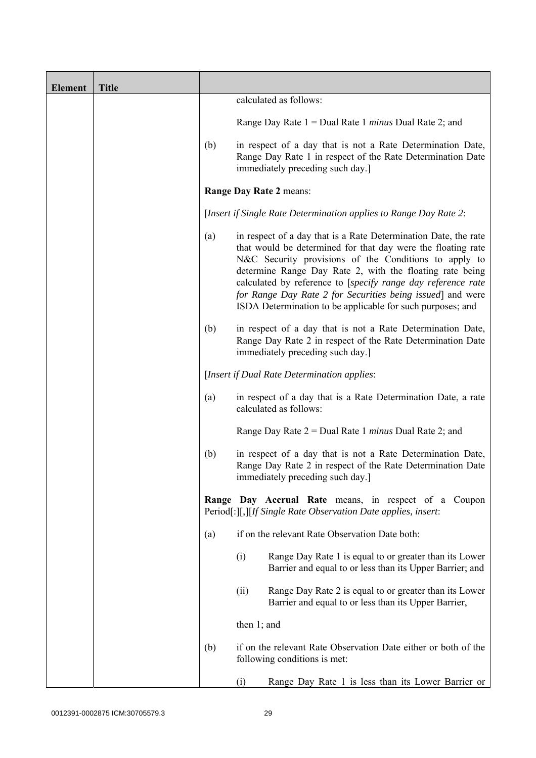| Element | Title | |
|---|---|---|
| | | calculated as follows:<br><br>Range Day Rate 1 = Dual Rate 1 *minus* Dual Rate 2; and<br><br>(b) in respect of a day that is not a Rate Determination Date, Range Day Rate 1 in respect of the Rate Determination Date immediately preceding such day.]<br><br>**Range Day Rate 2** means:<br><br>[*Insert if Single Rate Determination applies to Range Day Rate 2*:<br><br>(a) in respect of a day that is a Rate Determination Date, the rate that would be determined for that day were the floating rate N&C Security provisions of the Conditions to apply to determine Range Day Rate 2, with the floating rate being calculated by reference to [*specify range day reference rate for Range Day Rate 2 for Securities being issued*] and were ISDA Determination to be applicable for such purposes; and<br><br>(b) in respect of a day that is not a Rate Determination Date, Range Day Rate 2 in respect of the Rate Determination Date immediately preceding such day.]<br><br>[*Insert if Dual Rate Determination applies*:<br><br>(a) in respect of a day that is a Rate Determination Date, a rate calculated as follows:<br><br>Range Day Rate 2 = Dual Rate 1 *minus* Dual Rate 2; and<br><br>(b) in respect of a day that is not a Rate Determination Date, Range Day Rate 2 in respect of the Rate Determination Date immediately preceding such day.]<br><br>**Range Day Accrual Rate** means, in respect of a Coupon Period[:][,][*If Single Rate Observation Date applies, insert*:<br><br>(a) if on the relevant Rate Observation Date both:<br><br>(i) Range Day Rate 1 is equal to or greater than its Lower Barrier and equal to or less than its Upper Barrier; and<br><br>(ii) Range Day Rate 2 is equal to or greater than its Lower Barrier and equal to or less than its Upper Barrier,<br><br>then 1; and<br><br>(b) if on the relevant Rate Observation Date either or both of the following conditions is met:<br><br>(i) Range Day Rate 1 is less than its Lower Barrier or |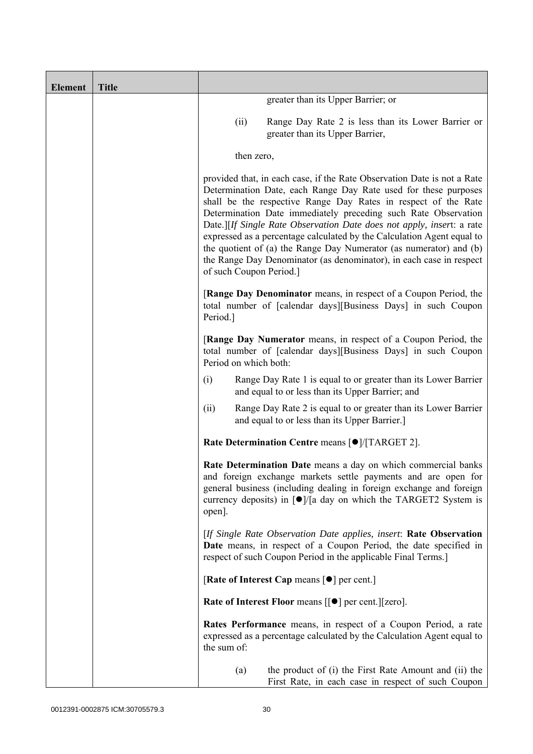| Element | Title |  |
|---|---|---|
| | | greater than its Upper Barrier; or<br><br>(ii) Range Day Rate 2 is less than its Lower Barrier or greater than its Upper Barrier,<br><br>then zero,<br><br>provided that, in each case, if the Rate Observation Date is not a Rate Determination Date, each Range Day Rate used for these purposes shall be the respective Range Day Rates in respect of the Rate Determination Date immediately preceding such Rate Observation Date.][*If Single Rate Observation Date does not apply, insert*: a rate expressed as a percentage calculated by the Calculation Agent equal to the quotient of (a) the Range Day Numerator (as numerator) and (b) the Range Day Denominator (as denominator), in each case in respect of such Coupon Period.]<br><br>[**Range Day Denominator** means, in respect of a Coupon Period, the total number of [calendar days][Business Days] in such Coupon Period.]<br><br>[**Range Day Numerator** means, in respect of a Coupon Period, the total number of [calendar days][Business Days] in such Coupon Period on which both:<br><br>(i) Range Day Rate 1 is equal to or greater than its Lower Barrier and equal to or less than its Upper Barrier; and<br><br>(ii) Range Day Rate 2 is equal to or greater than its Lower Barrier and equal to or less than its Upper Barrier.]<br><br>**Rate Determination Centre** means [●]/[TARGET 2].<br><br>**Rate Determination Date** means a day on which commercial banks and foreign exchange markets settle payments and are open for general business (including dealing in foreign exchange and foreign currency deposits) in [●]/[a day on which the TARGET2 System is open].<br><br>[*If Single Rate Observation Date applies, insert*: **Rate Observation Date** means, in respect of a Coupon Period, the date specified in respect of such Coupon Period in the applicable Final Terms.]<br><br>[**Rate of Interest Cap** means [●] per cent.]<br><br>**Rate of Interest Floor** means [[●] per cent.][zero].<br><br>**Rates Performance** means, in respect of a Coupon Period, a rate expressed as a percentage calculated by the Calculation Agent equal to the sum of:<br><br>(a) the product of (i) the First Rate Amount and (ii) the First Rate, in each case in respect of such Coupon |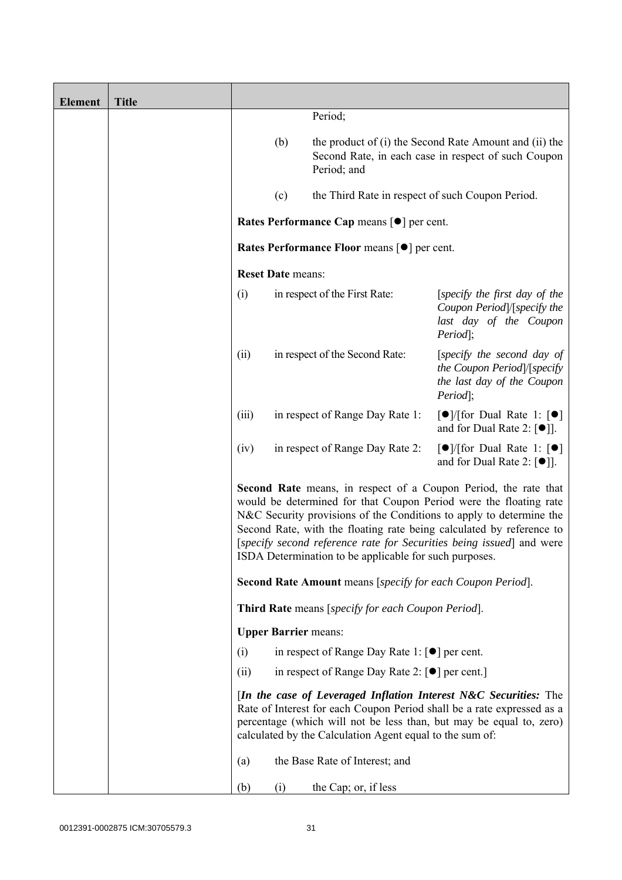| Element | Title | |
|---|---|---|
| | | Period;<br><br>(b) the product of (i) the Second Rate Amount and (ii) the Second Rate, in each case in respect of such Coupon Period; and<br><br>(c) the Third Rate in respect of such Coupon Period.<br><br>**Rates Performance Cap** means [●] per cent.<br><br>**Rates Performance Floor** means [●] per cent.<br><br>**Reset Date** means:<br><br>(i) in respect of the First Rate: [*specify the first day of the Coupon Period*]/[*specify the last day of the Coupon Period*];<br><br>(ii) in respect of the Second Rate: [*specify the second day of the Coupon Period*]/[*specify the last day of the Coupon Period*];<br><br>(iii) in respect of Range Day Rate 1: [●]/[for Dual Rate 1: [●] and for Dual Rate 2: [●]].<br><br>(iv) in respect of Range Day Rate 2: [●]/[for Dual Rate 1: [●] and for Dual Rate 2: [●]].<br><br>**Second Rate** means, in respect of a Coupon Period, the rate that would be determined for that Coupon Period were the floating rate N&C Security provisions of the Conditions to apply to determine the Second Rate, with the floating rate being calculated by reference to [*specify second reference rate for Securities being issued*] and were ISDA Determination to be applicable for such purposes.<br><br>**Second Rate Amount** means [*specify for each Coupon Period*].<br><br>**Third Rate** means [*specify for each Coupon Period*].<br><br>**Upper Barrier** means:<br><br>(i) in respect of Range Day Rate 1: [●] per cent.<br><br>(ii) in respect of Range Day Rate 2: [●] per cent.]<br><br>[***In the case of Leveraged Inflation Interest N&C Securities:*** The Rate of Interest for each Coupon Period shall be a rate expressed as a percentage (which will not be less than, but may be equal to, zero) calculated by the Calculation Agent equal to the sum of:<br><br>(a) the Base Rate of Interest; and<br><br>(b) (i) the Cap; or, if less |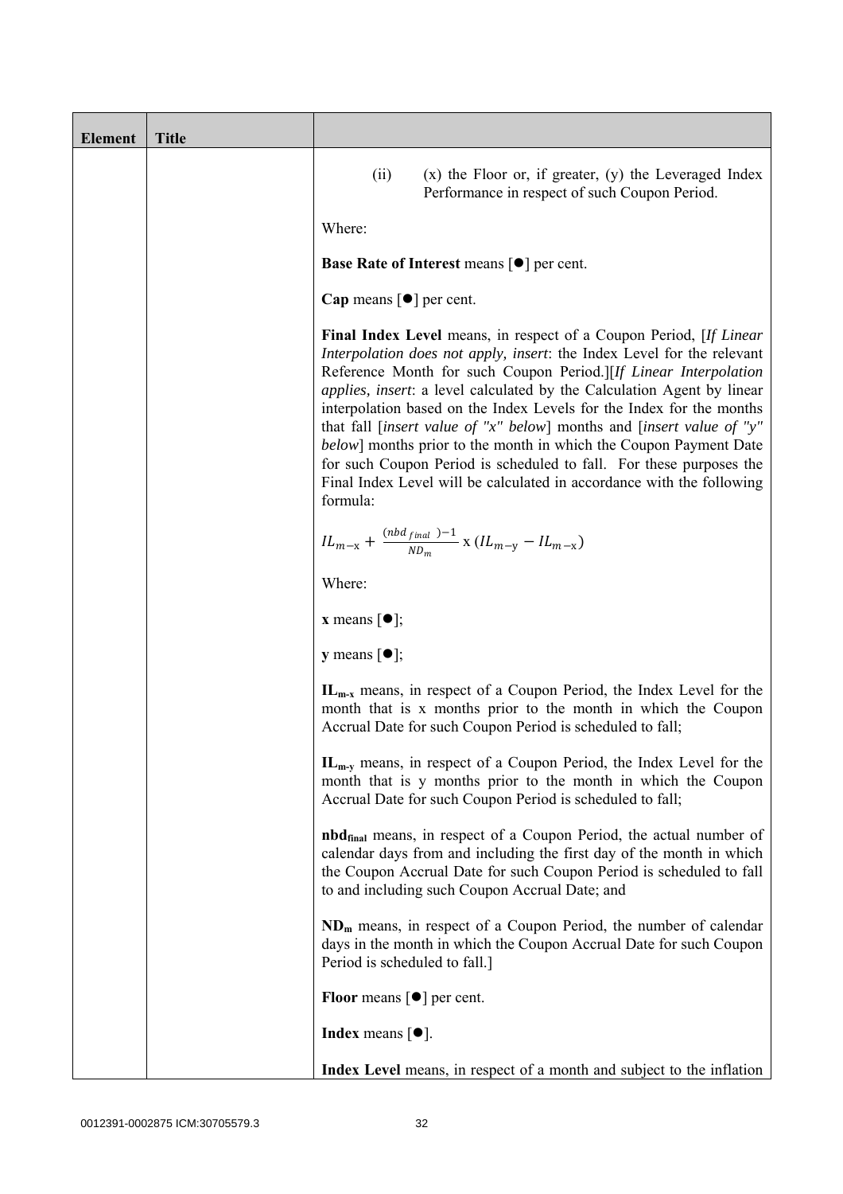| Element | Title | |
|---|---|---|
| | | (ii) (x) the Floor or, if greater, (y) the Leveraged Index Performance in respect of such Coupon Period.<br><br>Where:<br><br>**Base Rate of Interest** means [●] per cent.<br><br>**Cap** means [●] per cent.<br><br>**Final Index Level** means, in respect of a Coupon Period, [*If Linear Interpolation does not apply, insert*: the Index Level for the relevant Reference Month for such Coupon Period.][*If Linear Interpolation applies, insert*: a level calculated by the Calculation Agent by linear interpolation based on the Index Levels for the Index for the months that fall [*insert value of "x" below*] months and [*insert value of "y" below*] months prior to the month in which the Coupon Payment Date for such Coupon Period is scheduled to fall. For these purposes the Final Index Level will be calculated in accordance with the following formula:<br><br>$IL_{m-x} + \frac{(nbd_{final})-1}{ND_m} \times (IL_{m-y} - IL_{m-x})$<br><br>Where:<br><br>**x** means [●];<br><br>**y** means [●];<br><br>**$IL_{m-x}$** means, in respect of a Coupon Period, the Index Level for the month that is x months prior to the month in which the Coupon Accrual Date for such Coupon Period is scheduled to fall;<br><br>**$IL_{m-y}$** means, in respect of a Coupon Period, the Index Level for the month that is y months prior to the month in which the Coupon Accrual Date for such Coupon Period is scheduled to fall;<br><br>**$nbd_{final}$** means, in respect of a Coupon Period, the actual number of calendar days from and including the first day of the month in which the Coupon Accrual Date for such Coupon Period is scheduled to fall to and including such Coupon Accrual Date; and<br><br>**$ND_m$** means, in respect of a Coupon Period, the number of calendar days in the month in which the Coupon Accrual Date for such Coupon Period is scheduled to fall.]<br><br>**Floor** means [●] per cent.<br><br>**Index** means [●].<br><br>**Index Level** means, in respect of a month and subject to the inflation |

0012391-0002875 ICM:30705579.3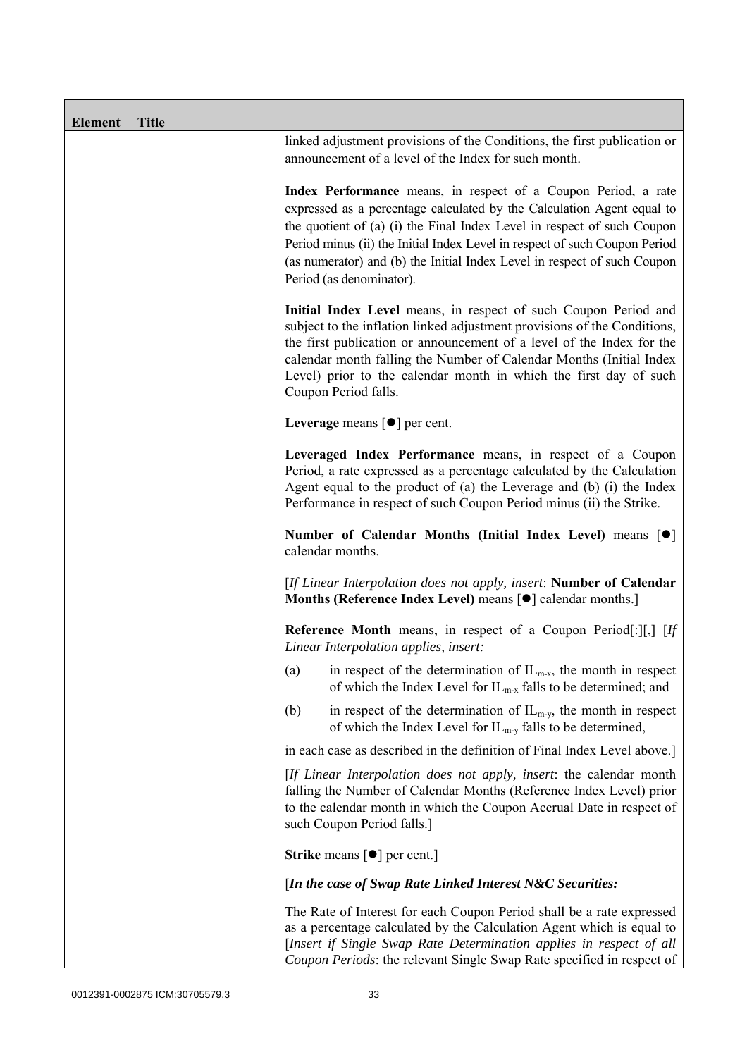| Element | Title | |
|---|---|---|
| | | linked adjustment provisions of the Conditions, the first publication or announcement of a level of the Index for such month.<br><br>**Index Performance** means, in respect of a Coupon Period, a rate expressed as a percentage calculated by the Calculation Agent equal to the quotient of (a) (i) the Final Index Level in respect of such Coupon Period minus (ii) the Initial Index Level in respect of such Coupon Period (as numerator) and (b) the Initial Index Level in respect of such Coupon Period (as denominator).<br><br>**Initial Index Level** means, in respect of such Coupon Period and subject to the inflation linked adjustment provisions of the Conditions, the first publication or announcement of a level of the Index for the calendar month falling the Number of Calendar Months (Initial Index Level) prior to the calendar month in which the first day of such Coupon Period falls.<br><br>**Leverage** means [●] per cent.<br><br>**Leveraged Index Performance** means, in respect of a Coupon Period, a rate expressed as a percentage calculated by the Calculation Agent equal to the product of (a) the Leverage and (b) (i) the Index Performance in respect of such Coupon Period minus (ii) the Strike.<br><br>**Number of Calendar Months (Initial Index Level)** means [●] calendar months.<br><br>[*If Linear Interpolation does not apply, insert*: **Number of Calendar Months (Reference Index Level)** means [●] calendar months.]<br><br>**Reference Month** means, in respect of a Coupon Period[:][,] [*If Linear Interpolation applies, insert:*<br><br>(a) in respect of the determination of $IL_{m-x}$, the month in respect of which the Index Level for $IL_{m-x}$ falls to be determined; and<br><br>(b) in respect of the determination of $IL_{m-y}$, the month in respect of which the Index Level for $IL_{m-y}$ falls to be determined,<br><br>in each case as described in the definition of Final Index Level above.]<br><br>[*If Linear Interpolation does not apply, insert*: the calendar month falling the Number of Calendar Months (Reference Index Level) prior to the calendar month in which the Coupon Accrual Date in respect of such Coupon Period falls.]<br><br>**Strike** means [●] per cent.]<br><br>[***In the case of Swap Rate Linked Interest N&C Securities:***<br><br>The Rate of Interest for each Coupon Period shall be a rate expressed as a percentage calculated by the Calculation Agent which is equal to [*Insert if Single Swap Rate Determination applies in respect of all Coupon Periods*: the relevant Single Swap Rate specified in respect of |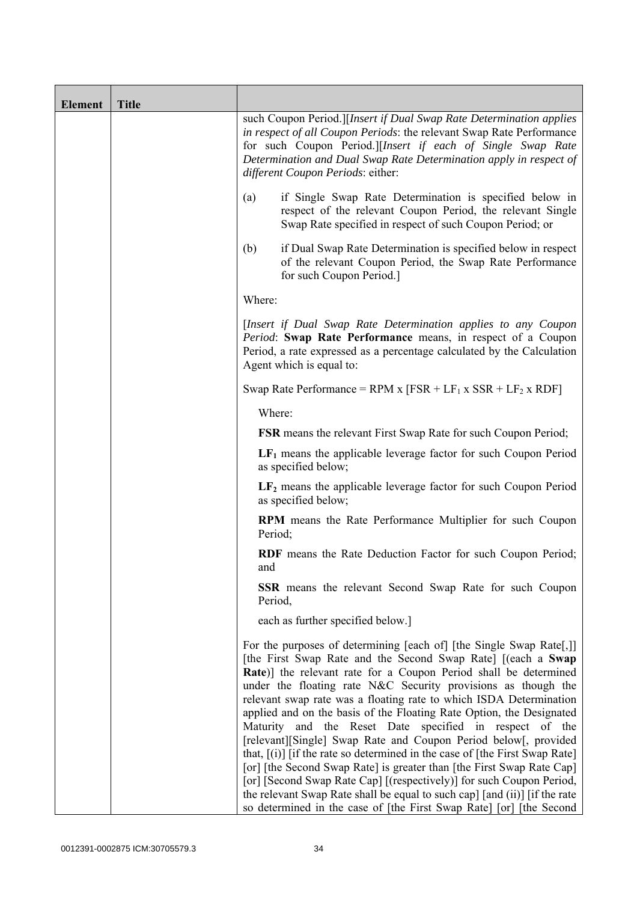| Element | Title | |
|---|---|---|
| | | such Coupon Period.][*Insert if Dual Swap Rate Determination applies in respect of all Coupon Periods*: the relevant Swap Rate Performance for such Coupon Period.][*Insert if each of Single Swap Rate Determination and Dual Swap Rate Determination apply in respect of different Coupon Periods*: either:<br><br>(a) if Single Swap Rate Determination is specified below in respect of the relevant Coupon Period, the relevant Single Swap Rate specified in respect of such Coupon Period; or<br><br>(b) if Dual Swap Rate Determination is specified below in respect of the relevant Coupon Period, the Swap Rate Performance for such Coupon Period.]<br><br>Where:<br><br>[*Insert if Dual Swap Rate Determination applies to any Coupon Period*: **Swap Rate Performance** means, in respect of a Coupon Period, a rate expressed as a percentage calculated by the Calculation Agent which is equal to:<br><br>Swap Rate Performance = RPM x [FSR + $LF_1$ x SSR + $LF_2$ x RDF]<br><br>Where:<br><br>**FSR** means the relevant First Swap Rate for such Coupon Period;<br><br>**$LF_1$** means the applicable leverage factor for such Coupon Period as specified below;<br><br>**$LF_2$** means the applicable leverage factor for such Coupon Period as specified below;<br><br>**RPM** means the Rate Performance Multiplier for such Coupon Period;<br><br>**RDF** means the Rate Deduction Factor for such Coupon Period; and<br><br>**SSR** means the relevant Second Swap Rate for such Coupon Period,<br><br>each as further specified below.]<br><br>For the purposes of determining [each of] [the Single Swap Rate[,]] [the First Swap Rate and the Second Swap Rate] [(each a **Swap Rate**)] the relevant rate for a Coupon Period shall be determined under the floating rate N&C Security provisions as though the relevant swap rate was a floating rate to which ISDA Determination applied and on the basis of the Floating Rate Option, the Designated Maturity and the Reset Date specified in respect of the [relevant][Single] Swap Rate and Coupon Period below[, provided that, [(i)] [if the rate so determined in the case of [the First Swap Rate] [or] [the Second Swap Rate] is greater than [the First Swap Rate Cap] [or] [Second Swap Rate Cap] [(respectively)] for such Coupon Period, the relevant Swap Rate shall be equal to such cap] [and (ii)] [if the rate so determined in the case of [the First Swap Rate] [or] [the Second |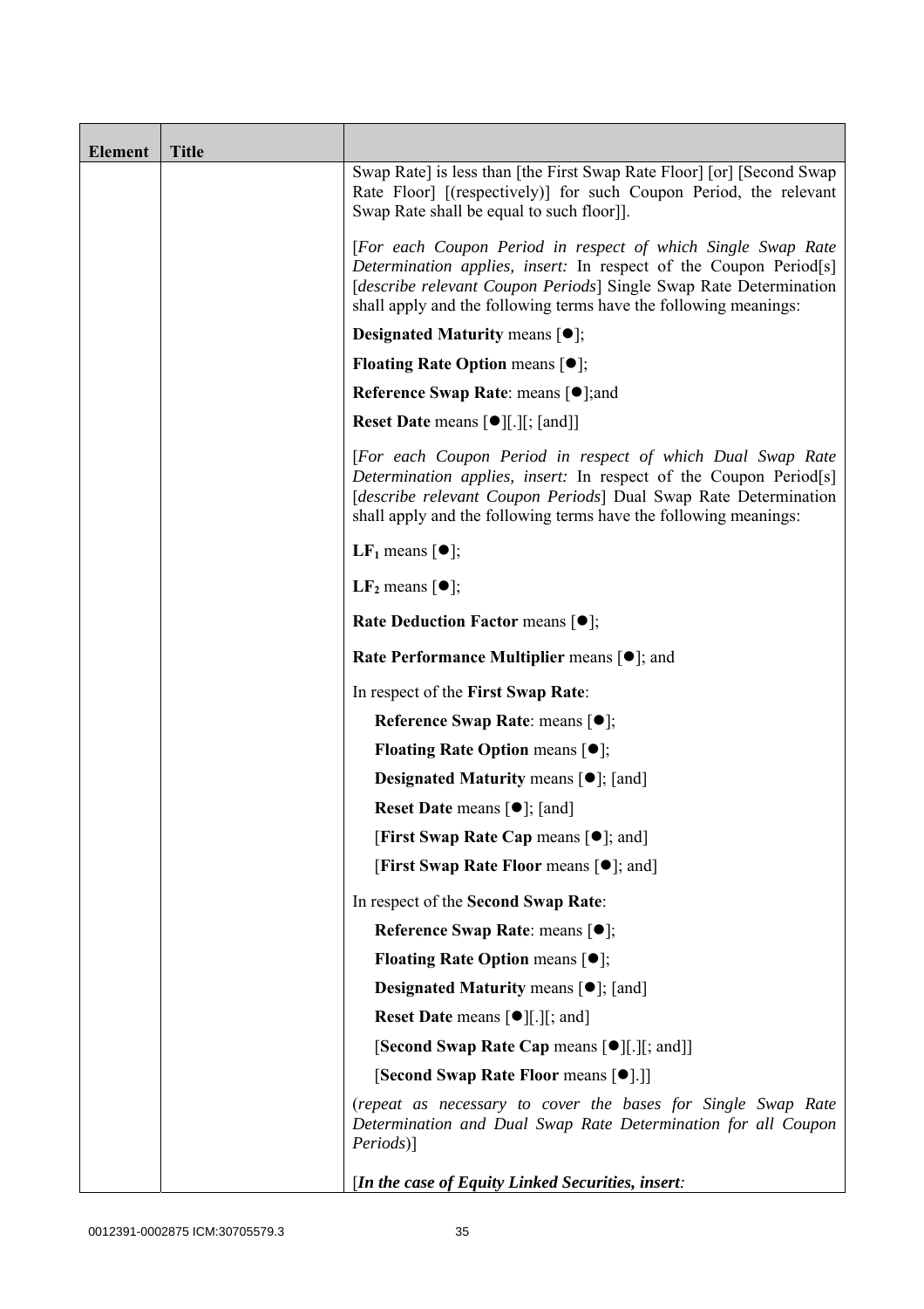| Element | Title | |
|---|---|---|
| | | Swap Rate] is less than [the First Swap Rate Floor] [or] [Second Swap Rate Floor] [(respectively)] for such Coupon Period, the relevant Swap Rate shall be equal to such floor]].<br><br>[*For each Coupon Period in respect of which Single Swap Rate Determination applies, insert:* In respect of the Coupon Period[s] [*describe relevant Coupon Periods*] Single Swap Rate Determination shall apply and the following terms have the following meanings:<br><br>**Designated Maturity** means [●];<br><br>**Floating Rate Option** means [●];<br><br>**Reference Swap Rate**: means [●];and<br><br>**Reset Date** means [●][.][; [and]]<br><br>[*For each Coupon Period in respect of which Dual Swap Rate Determination applies, insert:* In respect of the Coupon Period[s] [*describe relevant Coupon Periods*] Dual Swap Rate Determination shall apply and the following terms have the following meanings:<br><br>**$LF_1$** means [●];<br><br>**$LF_2$** means [●];<br><br>**Rate Deduction Factor** means [●];<br><br>**Rate Performance Multiplier** means [●]; and<br><br>In respect of the **First Swap Rate**:<br><br>**Reference Swap Rate**: means [●];<br><br>**Floating Rate Option** means [●];<br><br>**Designated Maturity** means [●]; [and]<br><br>**Reset Date** means [●]; [and]<br><br>[**First Swap Rate Cap** means [●]; and]<br><br>[**First Swap Rate Floor** means [●]; and]<br><br>In respect of the **Second Swap Rate**:<br><br>**Reference Swap Rate**: means [●];<br><br>**Floating Rate Option** means [●];<br><br>**Designated Maturity** means [●]; [and]<br><br>**Reset Date** means [●][.][; and]<br><br>[**Second Swap Rate Cap** means [●][.][; and]]<br><br>[**Second Swap Rate Floor** means [●].]]<br><br>(*repeat as necessary to cover the bases for Single Swap Rate Determination and Dual Swap Rate Determination for all Coupon Periods*)]<br><br>[***In the case of Equity Linked Securities, insert:*** |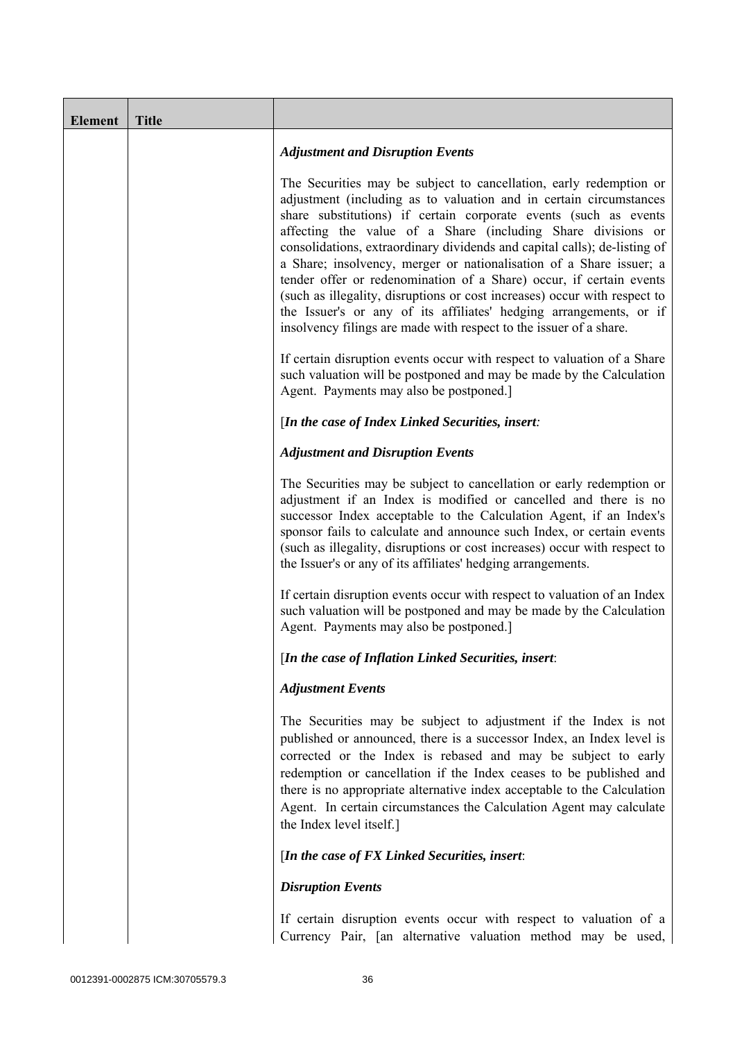| Element | Title | |
|---|---|---|
| | | ***Adjustment and Disruption Events***<br><br>The Securities may be subject to cancellation, early redemption or adjustment (including as to valuation and in certain circumstances share substitutions) if certain corporate events (such as events affecting the value of a Share (including Share divisions or consolidations, extraordinary dividends and capital calls); de-listing of a Share; insolvency, merger or nationalisation of a Share issuer; a tender offer or redenomination of a Share) occur, if certain events (such as illegality, disruptions or cost increases) occur with respect to the Issuer's or any of its affiliates' hedging arrangements, or if insolvency filings are made with respect to the issuer of a share.<br><br>If certain disruption events occur with respect to valuation of a Share such valuation will be postponed and may be made by the Calculation Agent. Payments may also be postponed.]<br><br>[***In the case of Index Linked Securities, insert:***<br><br>***Adjustment and Disruption Events***<br><br>The Securities may be subject to cancellation or early redemption or adjustment if an Index is modified or cancelled and there is no successor Index acceptable to the Calculation Agent, if an Index's sponsor fails to calculate and announce such Index, or certain events (such as illegality, disruptions or cost increases) occur with respect to the Issuer's or any of its affiliates' hedging arrangements.<br><br>If certain disruption events occur with respect to valuation of an Index such valuation will be postponed and may be made by the Calculation Agent. Payments may also be postponed.]<br><br>[***In the case of Inflation Linked Securities, insert:***<br><br>***Adjustment Events***<br><br>The Securities may be subject to adjustment if the Index is not published or announced, there is a successor Index, an Index level is corrected or the Index is rebased and may be subject to early redemption or cancellation if the Index ceases to be published and there is no appropriate alternative index acceptable to the Calculation Agent. In certain circumstances the Calculation Agent may calculate the Index level itself.]<br><br>[***In the case of FX Linked Securities, insert:***<br><br>***Disruption Events***<br><br>If certain disruption events occur with respect to valuation of a Currency Pair, [an alternative valuation method may be used, |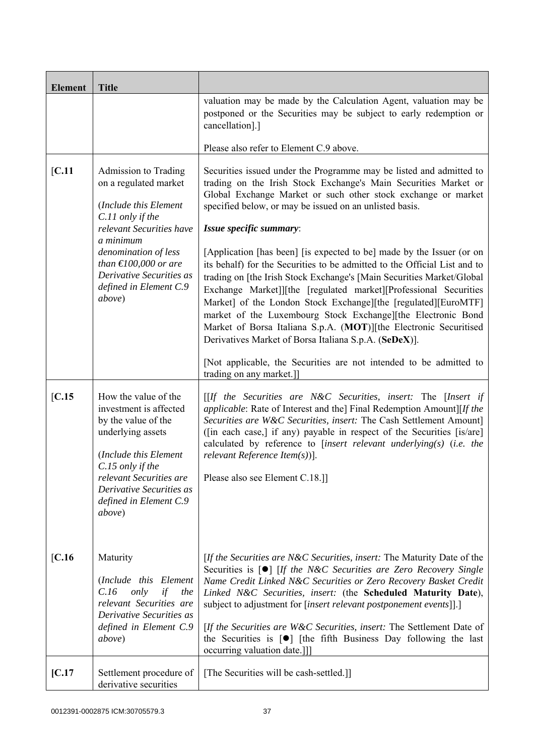| Element | Title | |
|---|---|---|
| | | valuation may be made by the Calculation Agent, valuation may be postponed or the Securities may be subject to early redemption or cancellation].]<br><br>Please also refer to Element C.9 above. |
| [C.11 | Admission to Trading on a regulated market<br><br>(*Include this Element C.11 only if the relevant Securities have a minimum denomination of less than €100,000 or are Derivative Securities as defined in Element C.9 above*) | Securities issued under the Programme may be listed and admitted to trading on the Irish Stock Exchange's Main Securities Market or Global Exchange Market or such other stock exchange or market specified below, or may be issued on an unlisted basis.<br><br>***Issue specific summary***:<br><br>[Application [has been] [is expected to be] made by the Issuer (or on its behalf) for the Securities to be admitted to the Official List and to trading on [the Irish Stock Exchange's [Main Securities Market/Global Exchange Market]][the [regulated market][Professional Securities Market] of the London Stock Exchange][the [regulated][EuroMTF] market of the Luxembourg Stock Exchange][the Electronic Bond Market of Borsa Italiana S.p.A. (**MOT**)][the Electronic Securitised Derivatives Market of Borsa Italiana S.p.A. (**SeDeX**)].<br><br>[Not applicable, the Securities are not intended to be admitted to trading on any market.]] |
| [C.15 | How the value of the investment is affected by the value of the underlying assets<br><br>(*Include this Element C.15 only if the relevant Securities are Derivative Securities as defined in Element C.9 above*) | [[*If the Securities are N&C Securities, insert:* The [*Insert if applicable*: Rate of Interest and the] Final Redemption Amount][*If the Securities are W&C Securities, insert:* The Cash Settlement Amount] ([in each case,] if any) payable in respect of the Securities [is/are] calculated by reference to [*insert relevant underlying(s)* (*i.e. the relevant Reference Item(s)*)].<br><br>Please also see Element C.18.]] |
| [C.16 | Maturity<br><br>(*Include this Element C.16 only if the relevant Securities are Derivative Securities as defined in Element C.9 above*) | [*If the Securities are N&C Securities, insert:* The Maturity Date of the Securities is [●] [*If the N&C Securities are Zero Recovery Single Name Credit Linked N&C Securities or Zero Recovery Basket Credit Linked N&C Securities, insert:* (the **Scheduled Maturity Date**), subject to adjustment for [*insert relevant postponement events*]].]<br><br>[*If the Securities are W&C Securities, insert:* The Settlement Date of the Securities is [●] [the fifth Business Day following the last occurring valuation date.]]] |
| [C.17 | Settlement procedure of derivative securities | [The Securities will be cash-settled.]] |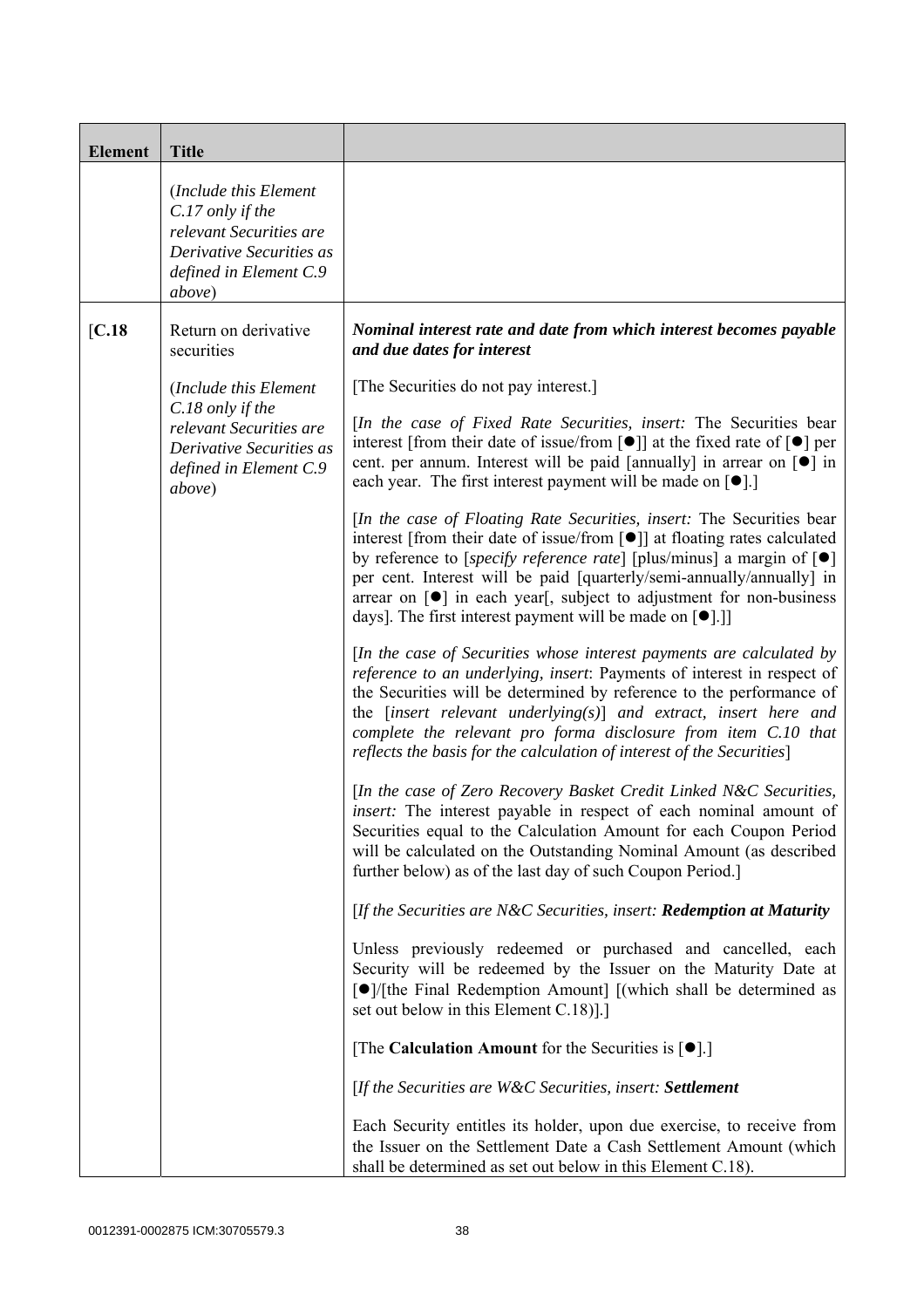| Element | Title | |
|---|---|---|
| | (*Include this Element C.17 only if the relevant Securities are Derivative Securities as defined in Element C.9 above*) | |
| [**C.18** | Return on derivative securities<br><br>(*Include this Element C.18 only if the relevant Securities are Derivative Securities as defined in Element C.9 above*) | ***Nominal interest rate and date from which interest becomes payable and due dates for interest***<br><br>[The Securities do not pay interest.]<br><br>[*In the case of Fixed Rate Securities, insert:* The Securities bear interest [from their date of issue/from [●]] at the fixed rate of [●] per cent. per annum. Interest will be paid [annually] in arrear on [●] in each year. The first interest payment will be made on [●].]<br><br>[*In the case of Floating Rate Securities, insert:* The Securities bear interest [from their date of issue/from [●]] at floating rates calculated by reference to [*specify reference rate*] [plus/minus] a margin of [●] per cent. Interest will be paid [quarterly/semi-annually/annually] in arrear on [●] in each year[, subject to adjustment for non-business days]. The first interest payment will be made on [●].]]<br><br>[*In the case of Securities whose interest payments are calculated by reference to an underlying, insert*: Payments of interest in respect of the Securities will be determined by reference to the performance of the [*insert relevant underlying(s)*] *and extract, insert here and complete the relevant pro forma disclosure from item C.10 that reflects the basis for the calculation of interest of the Securities*]<br><br>[*In the case of Zero Recovery Basket Credit Linked N&C Securities, insert:* The interest payable in respect of each nominal amount of Securities equal to the Calculation Amount for each Coupon Period will be calculated on the Outstanding Nominal Amount (as described further below) as of the last day of such Coupon Period.]<br><br>[*If the Securities are N&C Securities, insert:* ***Redemption at Maturity***<br><br>Unless previously redeemed or purchased and cancelled, each Security will be redeemed by the Issuer on the Maturity Date at [●]/[the Final Redemption Amount] [(which shall be determined as set out below in this Element C.18)].]<br><br>[The **Calculation Amount** for the Securities is [●].]<br><br>[*If the Securities are W&C Securities, insert:* ***Settlement***<br><br>Each Security entitles its holder, upon due exercise, to receive from the Issuer on the Settlement Date a Cash Settlement Amount (which shall be determined as set out below in this Element C.18). |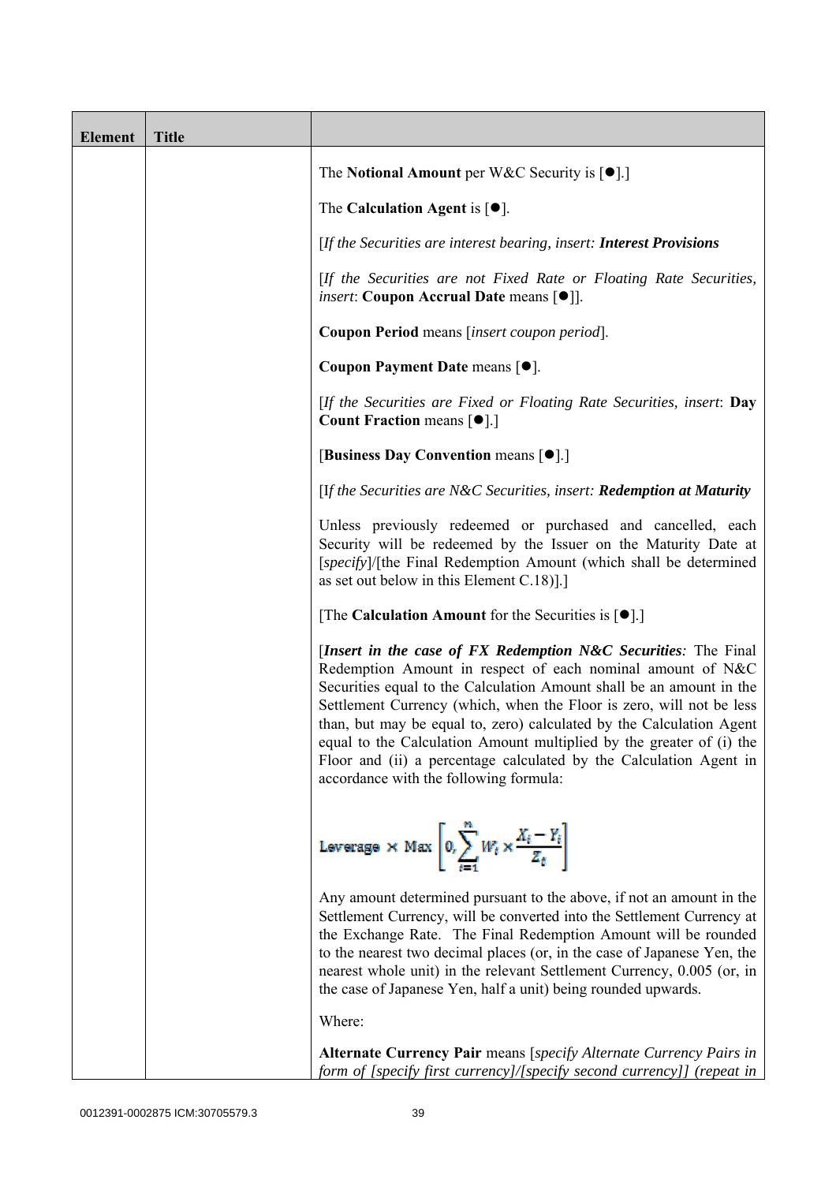| Element | Title | |
|---|---|---|
| | | The **Notional Amount** per W&C Security is [●].]<br><br>The **Calculation Agent** is [●].<br><br>[*If the Securities are interest bearing, insert:* ***Interest Provisions***<br><br>[*If the Securities are not Fixed Rate or Floating Rate Securities, insert*: **Coupon Accrual Date** means [●]].<br><br>**Coupon Period** means [*insert coupon period*].<br><br>**Coupon Payment Date** means [●].<br><br>[*If the Securities are Fixed or Floating Rate Securities, insert*: **Day Count Fraction** means [●].]<br><br>[**Business Day Convention** means [●].]<br><br>[I*f the Securities are N&C Securities, insert:* ***Redemption at Maturity***<br><br>Unless previously redeemed or purchased and cancelled, each Security will be redeemed by the Issuer on the Maturity Date at [*specify*]/[the Final Redemption Amount (which shall be determined as set out below in this Element C.18)].]<br><br>[The **Calculation Amount** for the Securities is [●].]<br><br>[***Insert in the case of FX Redemption N&C Securities****:* The Final Redemption Amount in respect of each nominal amount of N&C Securities equal to the Calculation Amount shall be an amount in the Settlement Currency (which, when the Floor is zero, will not be less than, but may be equal to, zero) calculated by the Calculation Agent equal to the Calculation Amount multiplied by the greater of (i) the Floor and (ii) a percentage calculated by the Calculation Agent in accordance with the following formula:<br><br>$$\text{Leverage} \times \text{Max}\left[0, \sum_{i=1}^{n} W_i \times \frac{X_i - Y_i}{Z_i}\right]$$<br><br>Any amount determined pursuant to the above, if not an amount in the Settlement Currency, will be converted into the Settlement Currency at the Exchange Rate. The Final Redemption Amount will be rounded to the nearest two decimal places (or, in the case of Japanese Yen, the nearest whole unit) in the relevant Settlement Currency, 0.005 (or, in the case of Japanese Yen, half a unit) being rounded upwards.<br><br>Where:<br><br>**Alternate Currency Pair** means [*specify Alternate Currency Pairs in form of [specify first currency]/[specify second currency]] (repeat in* |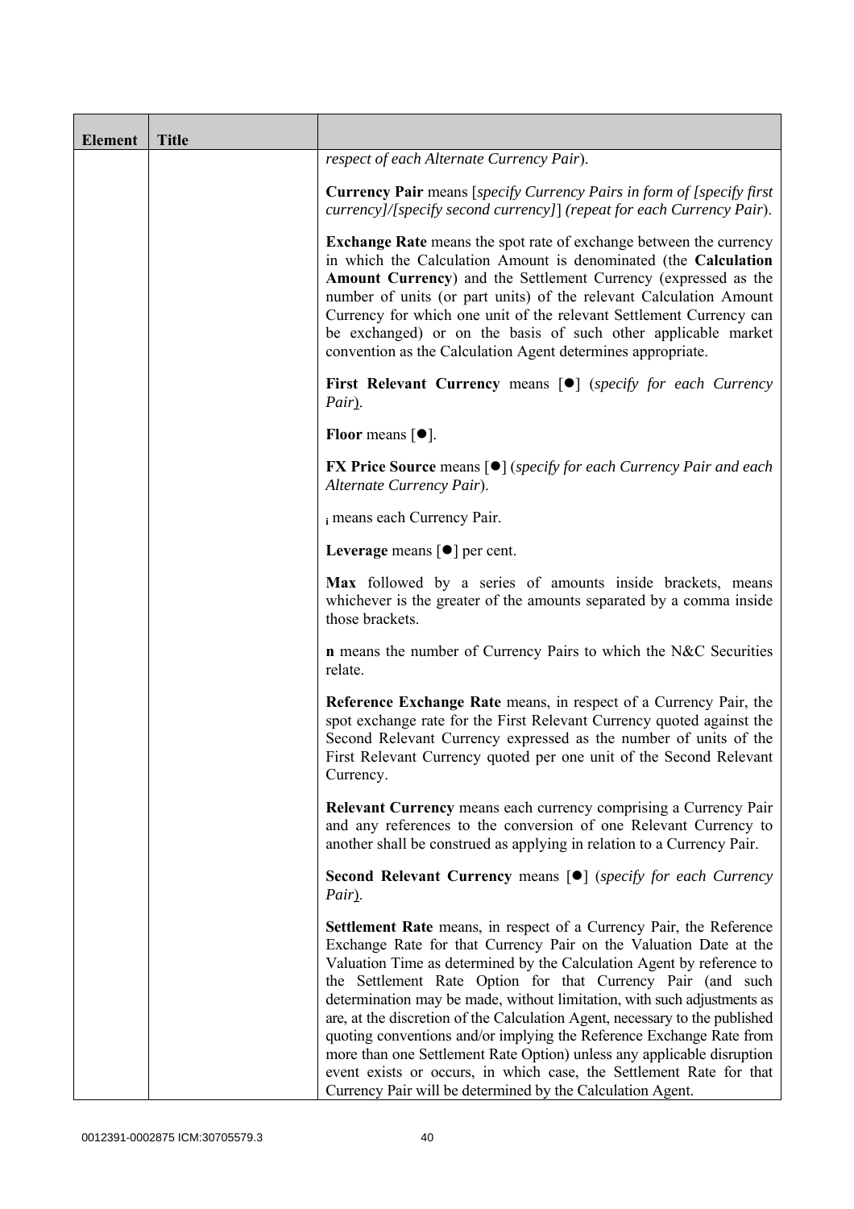| Element | Title | |
|---|---|---|
| | | *respect of each Alternate Currency Pair*).<br><br>**Currency Pair** means [*specify Currency Pairs in form of [specify first currency]/[specify second currency]*] *(repeat for each Currency Pair*).<br><br>**Exchange Rate** means the spot rate of exchange between the currency in which the Calculation Amount is denominated (the **Calculation Amount Currency**) and the Settlement Currency (expressed as the number of units (or part units) of the relevant Calculation Amount Currency for which one unit of the relevant Settlement Currency can be exchanged) or on the basis of such other applicable market convention as the Calculation Agent determines appropriate.<br><br>**First Relevant Currency** means [●] (*specify for each Currency Pair*).<br><br>**Floor** means [●].<br><br>**FX Price Source** means [●] (*specify for each Currency Pair and each Alternate Currency Pair*).<br><br>$_i$ means each Currency Pair.<br><br>**Leverage** means [●] per cent.<br><br>**Max** followed by a series of amounts inside brackets, means whichever is the greater of the amounts separated by a comma inside those brackets.<br><br>**n** means the number of Currency Pairs to which the N&C Securities relate.<br><br>**Reference Exchange Rate** means, in respect of a Currency Pair, the spot exchange rate for the First Relevant Currency quoted against the Second Relevant Currency expressed as the number of units of the First Relevant Currency quoted per one unit of the Second Relevant Currency.<br><br>**Relevant Currency** means each currency comprising a Currency Pair and any references to the conversion of one Relevant Currency to another shall be construed as applying in relation to a Currency Pair.<br><br>**Second Relevant Currency** means [●] (*specify for each Currency Pair*).<br><br>**Settlement Rate** means, in respect of a Currency Pair, the Reference Exchange Rate for that Currency Pair on the Valuation Date at the Valuation Time as determined by the Calculation Agent by reference to the Settlement Rate Option for that Currency Pair (and such determination may be made, without limitation, with such adjustments as are, at the discretion of the Calculation Agent, necessary to the published quoting conventions and/or implying the Reference Exchange Rate from more than one Settlement Rate Option) unless any applicable disruption event exists or occurs, in which case, the Settlement Rate for that Currency Pair will be determined by the Calculation Agent. |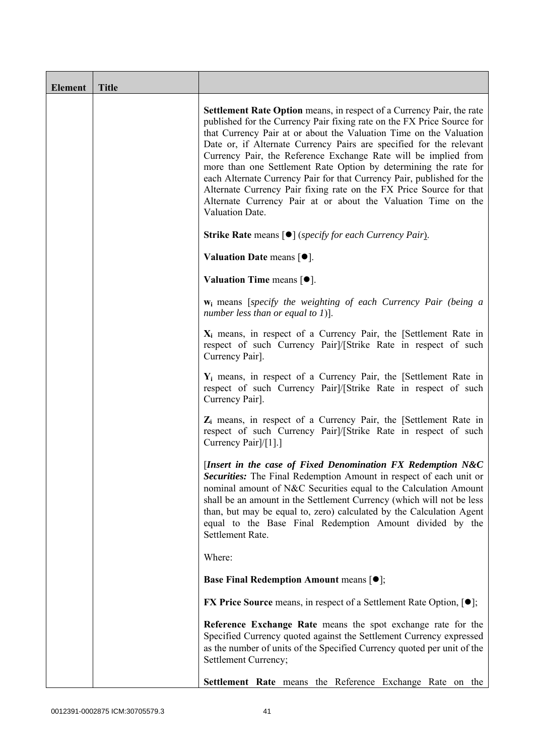| Element | Title | |
|---|---|---|
| | | **Settlement Rate Option** means, in respect of a Currency Pair, the rate published for the Currency Pair fixing rate on the FX Price Source for that Currency Pair at or about the Valuation Time on the Valuation Date or, if Alternate Currency Pairs are specified for the relevant Currency Pair, the Reference Exchange Rate will be implied from more than one Settlement Rate Option by determining the rate for each Alternate Currency Pair for that Currency Pair, published for the Alternate Currency Pair fixing rate on the FX Price Source for that Alternate Currency Pair at or about the Valuation Time on the Valuation Date.<br><br>**Strike Rate** means [●] (*specify for each Currency Pair*).<br><br>**Valuation Date** means [●].<br><br>**Valuation Time** means [●].<br><br>$\mathbf{w_i}$ means [*specify the weighting of each Currency Pair (being a number less than or equal to 1)*].<br><br>$\mathbf{X_i}$ means, in respect of a Currency Pair, the [Settlement Rate in respect of such Currency Pair]/[Strike Rate in respect of such Currency Pair].<br><br>$\mathbf{Y_i}$ means, in respect of a Currency Pair, the [Settlement Rate in respect of such Currency Pair]/[Strike Rate in respect of such Currency Pair].<br><br>$\mathbf{Z_i}$ means, in respect of a Currency Pair, the [Settlement Rate in respect of such Currency Pair]/[Strike Rate in respect of such Currency Pair]/[1].]<br><br>[***Insert in the case of Fixed Denomination FX Redemption N&C Securities:*** The Final Redemption Amount in respect of each unit or nominal amount of N&C Securities equal to the Calculation Amount shall be an amount in the Settlement Currency (which will not be less than, but may be equal to, zero) calculated by the Calculation Agent equal to the Base Final Redemption Amount divided by the Settlement Rate.<br><br>Where:<br><br>**Base Final Redemption Amount** means [●];<br><br>**FX Price Source** means, in respect of a Settlement Rate Option, [●];<br><br>**Reference Exchange Rate** means the spot exchange rate for the Specified Currency quoted against the Settlement Currency expressed as the number of units of the Specified Currency quoted per unit of the Settlement Currency;<br><br>**Settlement Rate** means the Reference Exchange Rate on the |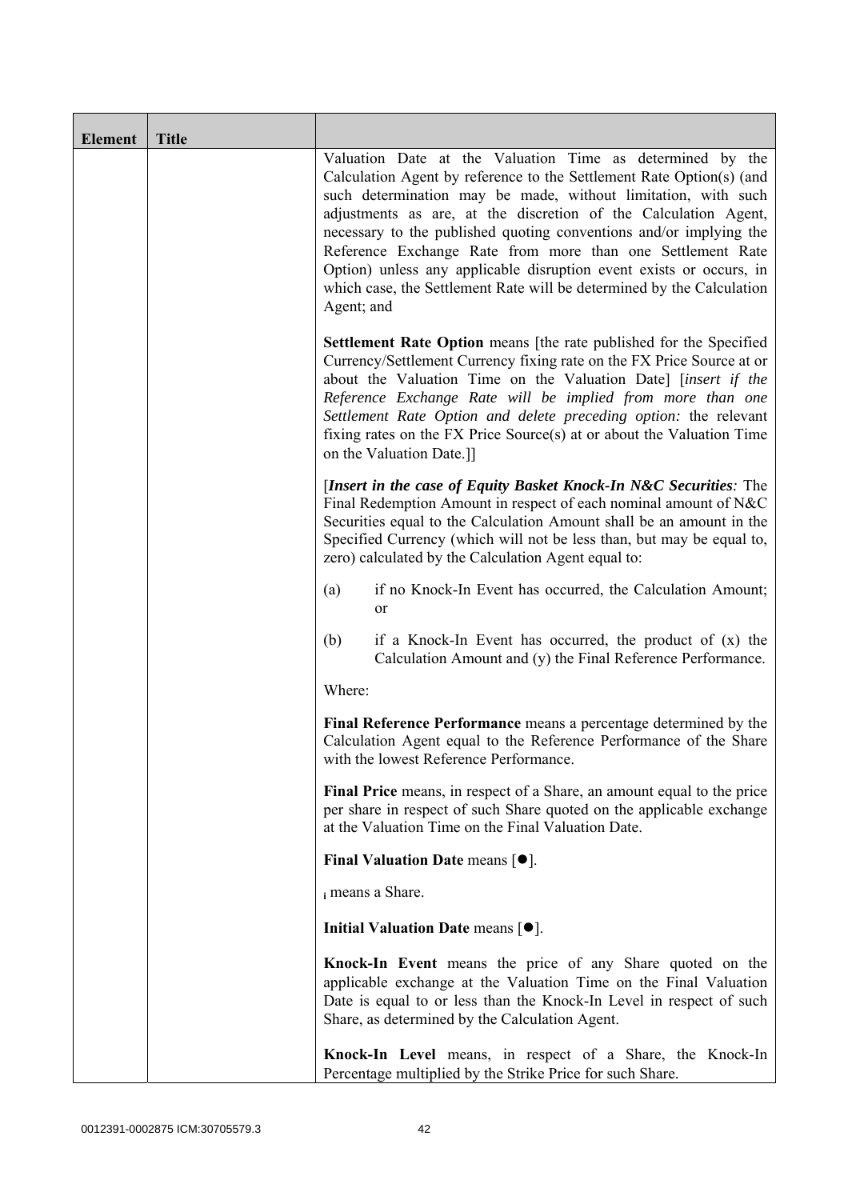| Element | Title | |
|---|---|---|
| | | Valuation Date at the Valuation Time as determined by the Calculation Agent by reference to the Settlement Rate Option(s) (and such determination may be made, without limitation, with such adjustments as are, at the discretion of the Calculation Agent, necessary to the published quoting conventions and/or implying the Reference Exchange Rate from more than one Settlement Rate Option) unless any applicable disruption event exists or occurs, in which case, the Settlement Rate will be determined by the Calculation Agent; and<br><br>**Settlement Rate Option** means [the rate published for the Specified Currency/Settlement Currency fixing rate on the FX Price Source at or about the Valuation Time on the Valuation Date] [*insert if the Reference Exchange Rate will be implied from more than one Settlement Rate Option and delete preceding option:* the relevant fixing rates on the FX Price Source(s) at or about the Valuation Time on the Valuation Date.]]<br><br>[***Insert in the case of Equity Basket Knock-In N&C Securities****:* The Final Redemption Amount in respect of each nominal amount of N&C Securities equal to the Calculation Amount shall be an amount in the Specified Currency (which will not be less than, but may be equal to, zero) calculated by the Calculation Agent equal to:<br><br>(a) if no Knock-In Event has occurred, the Calculation Amount; or<br><br>(b) if a Knock-In Event has occurred, the product of (x) the Calculation Amount and (y) the Final Reference Performance.<br><br>Where:<br><br>**Final Reference Performance** means a percentage determined by the Calculation Agent equal to the Reference Performance of the Share with the lowest Reference Performance.<br><br>**Final Price** means, in respect of a Share, an amount equal to the price per share in respect of such Share quoted on the applicable exchange at the Valuation Time on the Final Valuation Date.<br><br>**Final Valuation Date** means [●].<br><br>$_i$ means a Share.<br><br>**Initial Valuation Date** means [●].<br><br>**Knock-In Event** means the price of any Share quoted on the applicable exchange at the Valuation Time on the Final Valuation Date is equal to or less than the Knock-In Level in respect of such Share, as determined by the Calculation Agent.<br><br>**Knock-In Level** means, in respect of a Share, the Knock-In Percentage multiplied by the Strike Price for such Share. |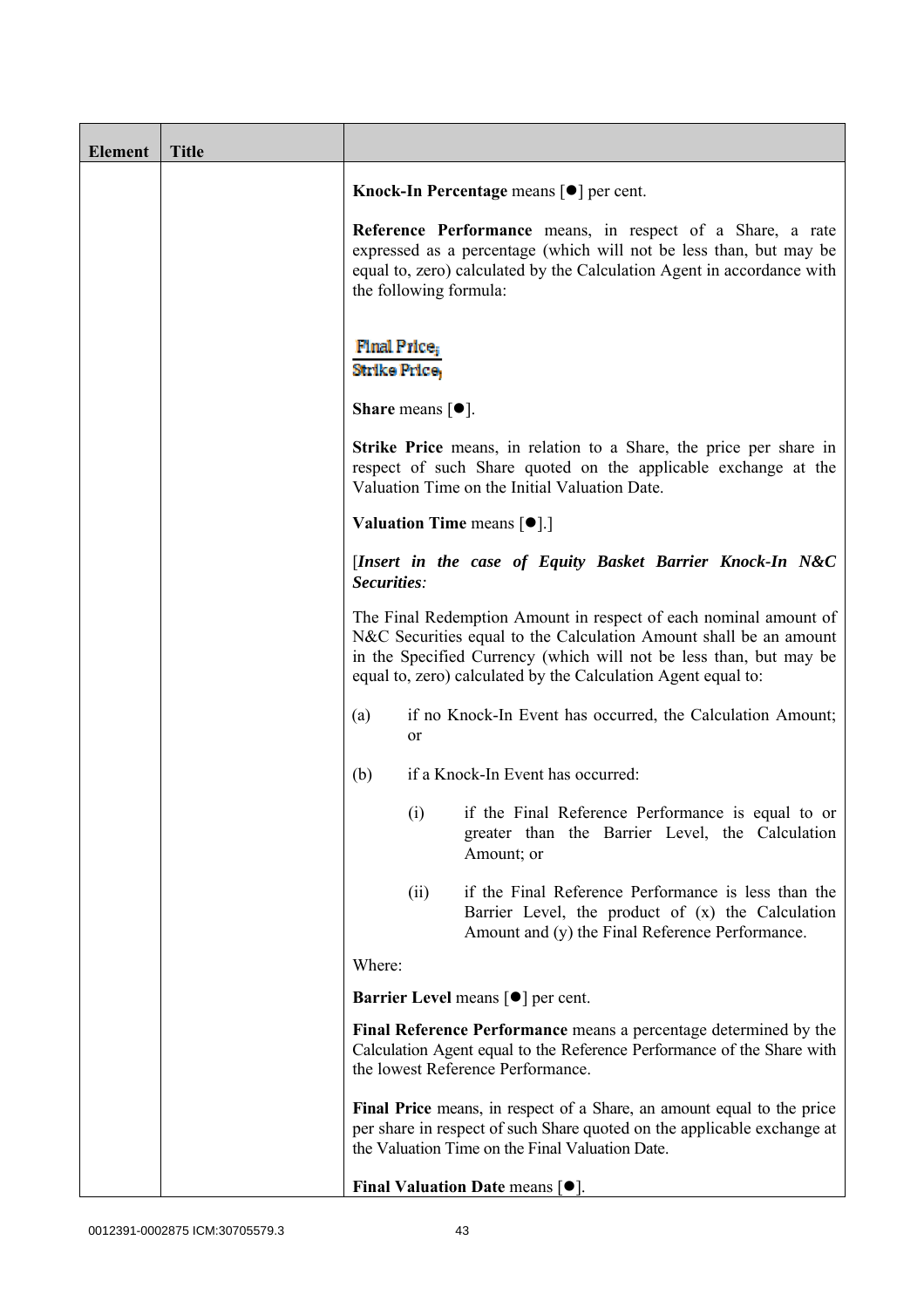| Element | Title | |
|---|---|---|
| | | **Knock-In Percentage** means [●] per cent.<br><br>**Reference Performance** means, in respect of a Share, a rate expressed as a percentage (which will not be less than, but may be equal to, zero) calculated by the Calculation Agent in accordance with the following formula:<br><br>$\frac{\text{Final Price}_i}{\text{Strike Price}_i}$<br><br>**Share** means [●].<br><br>**Strike Price** means, in relation to a Share, the price per share in respect of such Share quoted on the applicable exchange at the Valuation Time on the Initial Valuation Date.<br><br>**Valuation Time** means [●].]<br><br>[***Insert in the case of Equity Basket Barrier Knock-In N&C Securities:***<br><br>The Final Redemption Amount in respect of each nominal amount of N&C Securities equal to the Calculation Amount shall be an amount in the Specified Currency (which will not be less than, but may be equal to, zero) calculated by the Calculation Agent equal to:<br><br>(a) if no Knock-In Event has occurred, the Calculation Amount; or<br><br>(b) if a Knock-In Event has occurred:<br><br>(i) if the Final Reference Performance is equal to or greater than the Barrier Level, the Calculation Amount; or<br><br>(ii) if the Final Reference Performance is less than the Barrier Level, the product of (x) the Calculation Amount and (y) the Final Reference Performance.<br><br>Where:<br><br>**Barrier Level** means [●] per cent.<br><br>**Final Reference Performance** means a percentage determined by the Calculation Agent equal to the Reference Performance of the Share with the lowest Reference Performance.<br><br>**Final Price** means, in respect of a Share, an amount equal to the price per share in respect of such Share quoted on the applicable exchange at the Valuation Time on the Final Valuation Date.<br><br>**Final Valuation Date** means [●]. |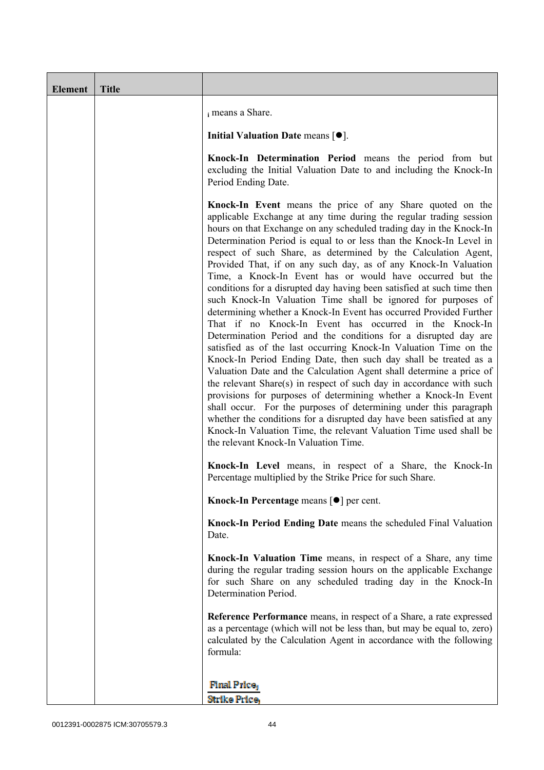| Element | Title | |
|---|---|---|
| | | $_i$ means a Share.<br><br>**Initial Valuation Date** means [●].<br><br>**Knock-In Determination Period** means the period from but excluding the Initial Valuation Date to and including the Knock-In Period Ending Date.<br><br>**Knock-In Event** means the price of any Share quoted on the applicable Exchange at any time during the regular trading session hours on that Exchange on any scheduled trading day in the Knock-In Determination Period is equal to or less than the Knock-In Level in respect of such Share, as determined by the Calculation Agent, Provided That, if on any such day, as of any Knock-In Valuation Time, a Knock-In Event has or would have occurred but the conditions for a disrupted day having been satisfied at such time then such Knock-In Valuation Time shall be ignored for purposes of determining whether a Knock-In Event has occurred Provided Further That if no Knock-In Event has occurred in the Knock-In Determination Period and the conditions for a disrupted day are satisfied as of the last occurring Knock-In Valuation Time on the Knock-In Period Ending Date, then such day shall be treated as a Valuation Date and the Calculation Agent shall determine a price of the relevant Share(s) in respect of such day in accordance with such provisions for purposes of determining whether a Knock-In Event shall occur. For the purposes of determining under this paragraph whether the conditions for a disrupted day have been satisfied at any Knock-In Valuation Time, the relevant Valuation Time used shall be the relevant Knock-In Valuation Time.<br><br>**Knock-In Level** means, in respect of a Share, the Knock-In Percentage multiplied by the Strike Price for such Share.<br><br>**Knock-In Percentage** means [●] per cent.<br><br>**Knock-In Period Ending Date** means the scheduled Final Valuation Date.<br><br>**Knock-In Valuation Time** means, in respect of a Share, any time during the regular trading session hours on the applicable Exchange for such Share on any scheduled trading day in the Knock-In Determination Period.<br><br>**Reference Performance** means, in respect of a Share, a rate expressed as a percentage (which will not be less than, but may be equal to, zero) calculated by the Calculation Agent in accordance with the following formula:<br><br>$\frac{\text{Final Price}_i}{\text{Strike Price}_i}$ |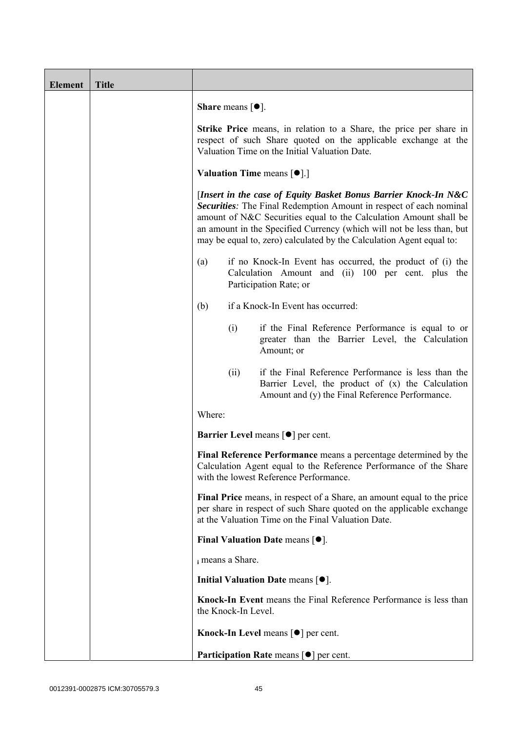| Element | Title | |
|---|---|---|
| | | **Share** means [●].<br><br>**Strike Price** means, in relation to a Share, the price per share in respect of such Share quoted on the applicable exchange at the Valuation Time on the Initial Valuation Date.<br><br>**Valuation Time** means [●].]<br><br>[***Insert in the case of Equity Basket Bonus Barrier Knock-In N&C Securities****:* The Final Redemption Amount in respect of each nominal amount of N&C Securities equal to the Calculation Amount shall be an amount in the Specified Currency (which will not be less than, but may be equal to, zero) calculated by the Calculation Agent equal to:<br><br>(a) if no Knock-In Event has occurred, the product of (i) the Calculation Amount and (ii) 100 per cent. plus the Participation Rate; or<br><br>(b) if a Knock-In Event has occurred:<br><br>(i) if the Final Reference Performance is equal to or greater than the Barrier Level, the Calculation Amount; or<br><br>(ii) if the Final Reference Performance is less than the Barrier Level, the product of (x) the Calculation Amount and (y) the Final Reference Performance.<br><br>Where:<br><br>**Barrier Level** means [●] per cent.<br><br>**Final Reference Performance** means a percentage determined by the Calculation Agent equal to the Reference Performance of the Share with the lowest Reference Performance.<br><br>**Final Price** means, in respect of a Share, an amount equal to the price per share in respect of such Share quoted on the applicable exchange at the Valuation Time on the Final Valuation Date.<br><br>**Final Valuation Date** means [●].<br><br>$_i$ means a Share.<br><br>**Initial Valuation Date** means [●].<br><br>**Knock-In Event** means the Final Reference Performance is less than the Knock-In Level.<br><br>**Knock-In Level** means [●] per cent.<br><br>**Participation Rate** means [●] per cent. |

0012391-0002875 ICM:30705579.3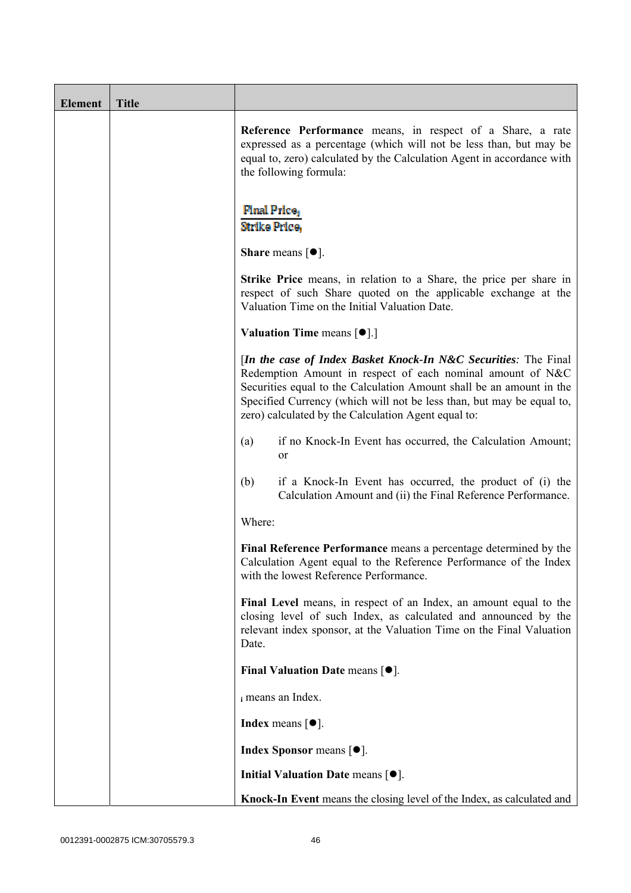| Element | Title | |
|---|---|---|
| | | **Reference Performance** means, in respect of a Share, a rate expressed as a percentage (which will not be less than, but may be equal to, zero) calculated by the Calculation Agent in accordance with the following formula: |
| | | $$\frac{\text{Final Price}_i}{\text{Strike Price}_i}$$ |
| | | **Share** means [●]. |
| | | **Strike Price** means, in relation to a Share, the price per share in respect of such Share quoted on the applicable exchange at the Valuation Time on the Initial Valuation Date. |
| | | **Valuation Time** means [●].] |
| | | [***In the case of Index Basket Knock-In N&C Securities****:* The Final Redemption Amount in respect of each nominal amount of N&C Securities equal to the Calculation Amount shall be an amount in the Specified Currency (which will not be less than, but may be equal to, zero) calculated by the Calculation Agent equal to: |
| | | (a) if no Knock-In Event has occurred, the Calculation Amount; or |
| | | (b) if a Knock-In Event has occurred, the product of (i) the Calculation Amount and (ii) the Final Reference Performance. |
| | | Where: |
| | | **Final Reference Performance** means a percentage determined by the Calculation Agent equal to the Reference Performance of the Index with the lowest Reference Performance. |
| | | **Final Level** means, in respect of an Index, an amount equal to the closing level of such Index, as calculated and announced by the relevant index sponsor, at the Valuation Time on the Final Valuation Date. |
| | | **Final Valuation Date** means [●]. |
| | | $_i$ means an Index. |
| | | **Index** means [●]. |
| | | **Index Sponsor** means [●]. |
| | | **Initial Valuation Date** means [●]. |
| | | **Knock-In Event** means the closing level of the Index, as calculated and |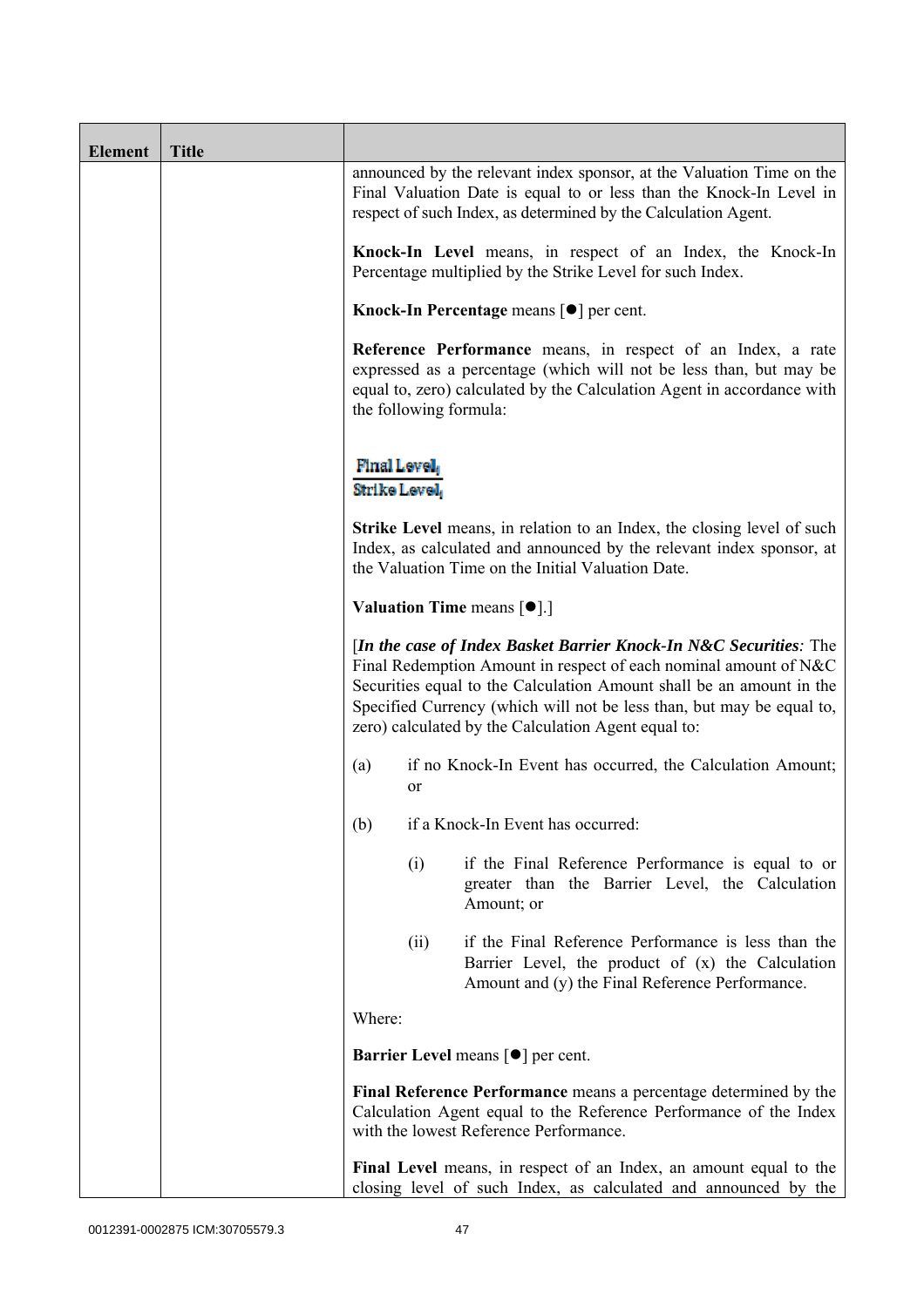| Element | Title | |
|---|---|---|
| | | announced by the relevant index sponsor, at the Valuation Time on the Final Valuation Date is equal to or less than the Knock-In Level in respect of such Index, as determined by the Calculation Agent.<br><br>**Knock-In Level** means, in respect of an Index, the Knock-In Percentage multiplied by the Strike Level for such Index.<br><br>**Knock-In Percentage** means [●] per cent.<br><br>**Reference Performance** means, in respect of an Index, a rate expressed as a percentage (which will not be less than, but may be equal to, zero) calculated by the Calculation Agent in accordance with the following formula:<br><br>$\frac{\text{Final Level}_i}{\text{Strike Level}_i}$<br><br>**Strike Level** means, in relation to an Index, the closing level of such Index, as calculated and announced by the relevant index sponsor, at the Valuation Time on the Initial Valuation Date.<br><br>**Valuation Time** means [●].]<br><br>[***In the case of Index Basket Barrier Knock-In N&C Securities****:* The Final Redemption Amount in respect of each nominal amount of N&C Securities equal to the Calculation Amount shall be an amount in the Specified Currency (which will not be less than, but may be equal to, zero) calculated by the Calculation Agent equal to:<br><br>(a) if no Knock-In Event has occurred, the Calculation Amount; or<br><br>(b) if a Knock-In Event has occurred:<br><br>(i) if the Final Reference Performance is equal to or greater than the Barrier Level, the Calculation Amount; or<br><br>(ii) if the Final Reference Performance is less than the Barrier Level, the product of (x) the Calculation Amount and (y) the Final Reference Performance.<br><br>Where:<br><br>**Barrier Level** means [●] per cent.<br><br>**Final Reference Performance** means a percentage determined by the Calculation Agent equal to the Reference Performance of the Index with the lowest Reference Performance.<br><br>**Final Level** means, in respect of an Index, an amount equal to the closing level of such Index, as calculated and announced by the |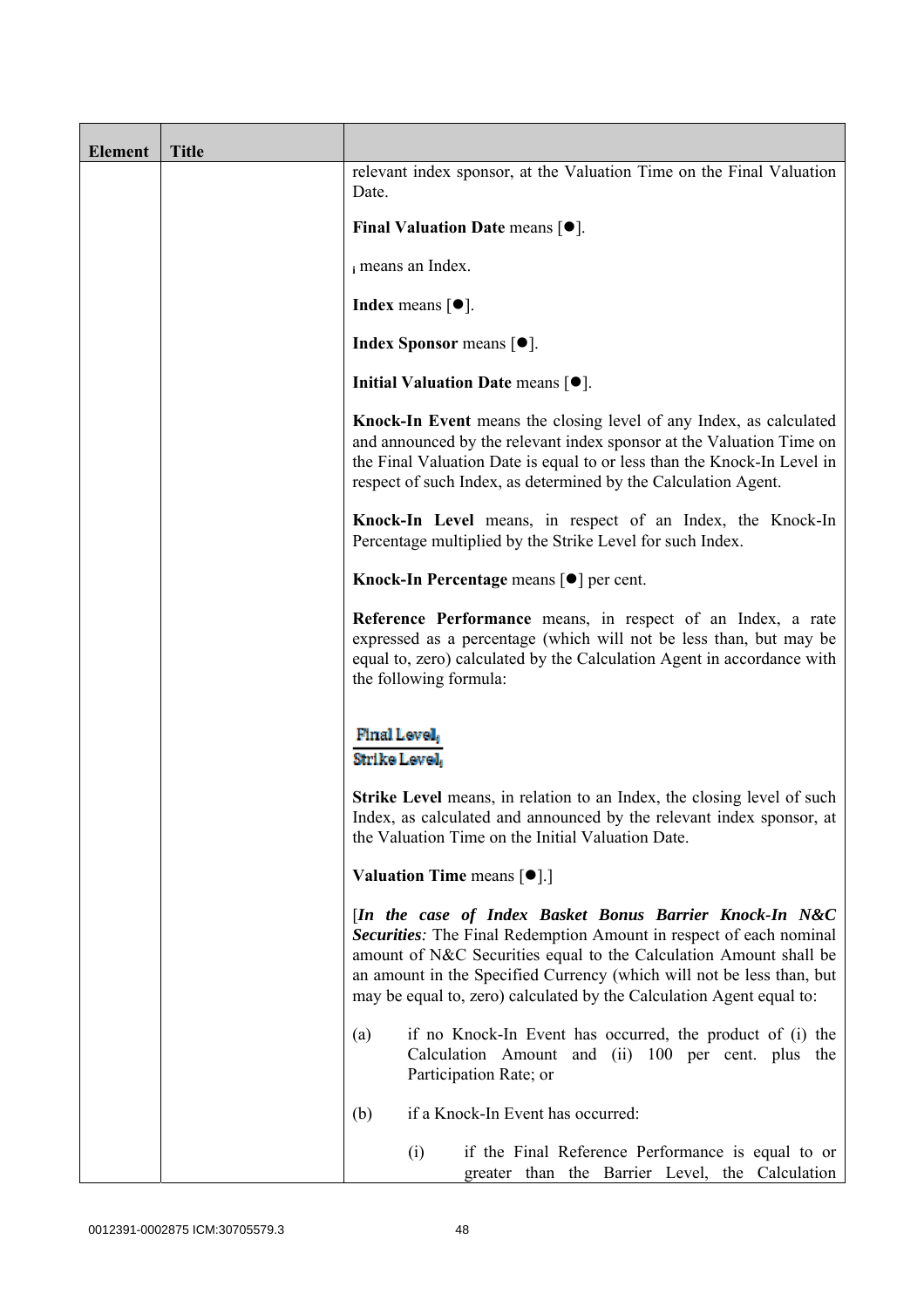| Element | Title | |
|---|---|---|
| | | relevant index sponsor, at the Valuation Time on the Final Valuation Date.<br><br>**Final Valuation Date** means [●].<br><br>$_i$ means an Index.<br><br>**Index** means [●].<br><br>**Index Sponsor** means [●].<br><br>**Initial Valuation Date** means [●].<br><br>**Knock-In Event** means the closing level of any Index, as calculated and announced by the relevant index sponsor at the Valuation Time on the Final Valuation Date is equal to or less than the Knock-In Level in respect of such Index, as determined by the Calculation Agent.<br><br>**Knock-In Level** means, in respect of an Index, the Knock-In Percentage multiplied by the Strike Level for such Index.<br><br>**Knock-In Percentage** means [●] per cent.<br><br>**Reference Performance** means, in respect of an Index, a rate expressed as a percentage (which will not be less than, but may be equal to, zero) calculated by the Calculation Agent in accordance with the following formula:<br><br>$$\frac{\text{Final Level}_i}{\text{Strike Level}_i}$$<br><br>**Strike Level** means, in relation to an Index, the closing level of such Index, as calculated and announced by the relevant index sponsor, at the Valuation Time on the Initial Valuation Date.<br><br>**Valuation Time** means [●].]<br><br>[***In the case of Index Basket Bonus Barrier Knock-In N&C Securities***: The Final Redemption Amount in respect of each nominal amount of N&C Securities equal to the Calculation Amount shall be an amount in the Specified Currency (which will not be less than, but may be equal to, zero) calculated by the Calculation Agent equal to:<br><br>(a) if no Knock-In Event has occurred, the product of (i) the Calculation Amount and (ii) 100 per cent. plus the Participation Rate; or<br><br>(b) if a Knock-In Event has occurred:<br><br>(i) if the Final Reference Performance is equal to or greater than the Barrier Level, the Calculation |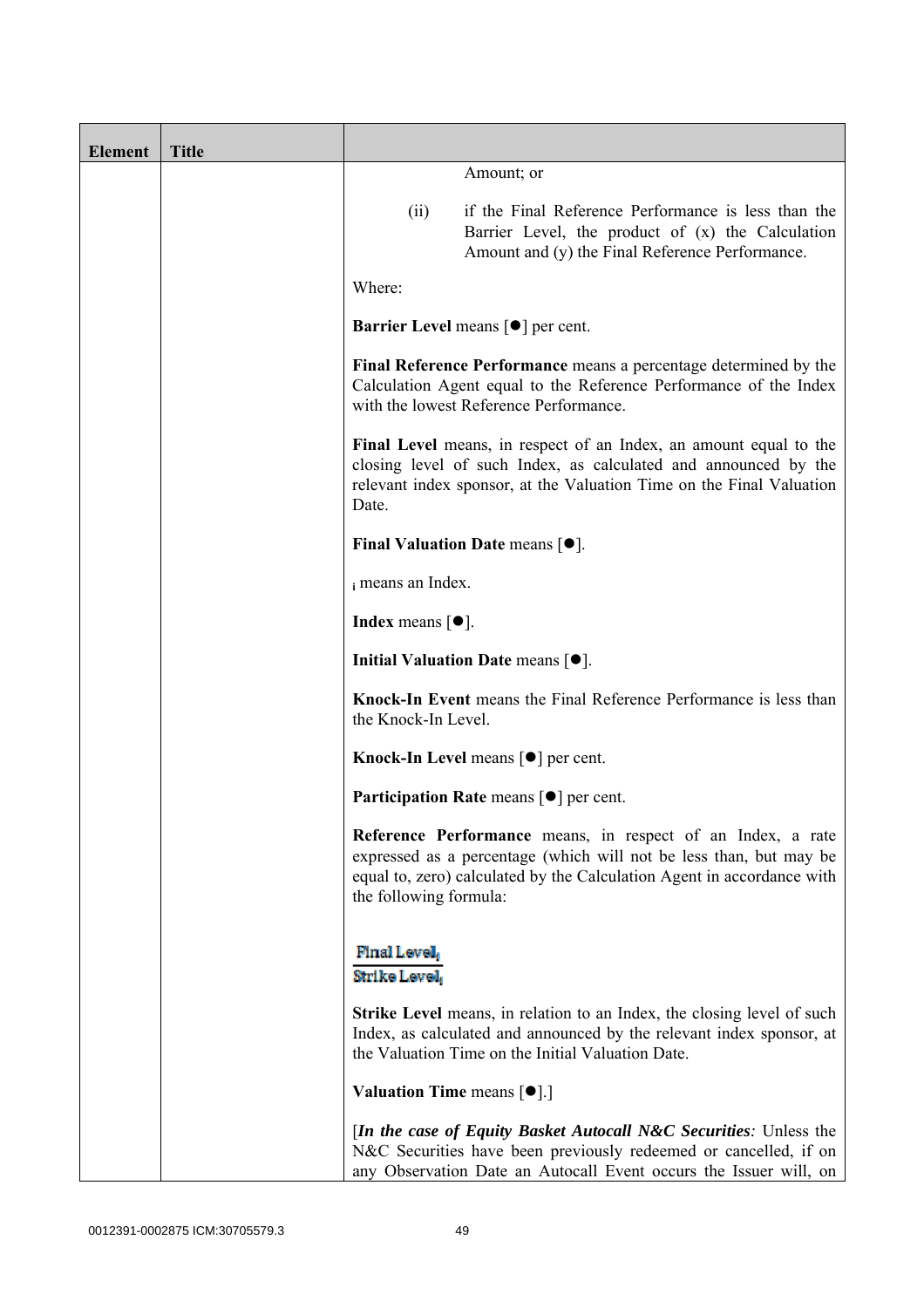| Element | Title | |
|---|---|---|
| | | Amount; or<br><br>(ii) if the Final Reference Performance is less than the Barrier Level, the product of (x) the Calculation Amount and (y) the Final Reference Performance.<br><br>Where:<br><br>**Barrier Level** means [●] per cent.<br><br>**Final Reference Performance** means a percentage determined by the Calculation Agent equal to the Reference Performance of the Index with the lowest Reference Performance.<br><br>**Final Level** means, in respect of an Index, an amount equal to the closing level of such Index, as calculated and announced by the relevant index sponsor, at the Valuation Time on the Final Valuation Date.<br><br>**Final Valuation Date** means [●].<br><br>$_i$ means an Index.<br><br>**Index** means [●].<br><br>**Initial Valuation Date** means [●].<br><br>**Knock-In Event** means the Final Reference Performance is less than the Knock-In Level.<br><br>**Knock-In Level** means [●] per cent.<br><br>**Participation Rate** means [●] per cent.<br><br>**Reference Performance** means, in respect of an Index, a rate expressed as a percentage (which will not be less than, but may be equal to, zero) calculated by the Calculation Agent in accordance with the following formula:<br><br>$$\frac{\text{Final Level}_i}{\text{Strike Level}_i}$$<br><br>**Strike Level** means, in relation to an Index, the closing level of such Index, as calculated and announced by the relevant index sponsor, at the Valuation Time on the Initial Valuation Date.<br><br>**Valuation Time** means [●].]<br><br>[***In the case of Equity Basket Autocall N&C Securities:*** Unless the N&C Securities have been previously redeemed or cancelled, if on any Observation Date an Autocall Event occurs the Issuer will, on |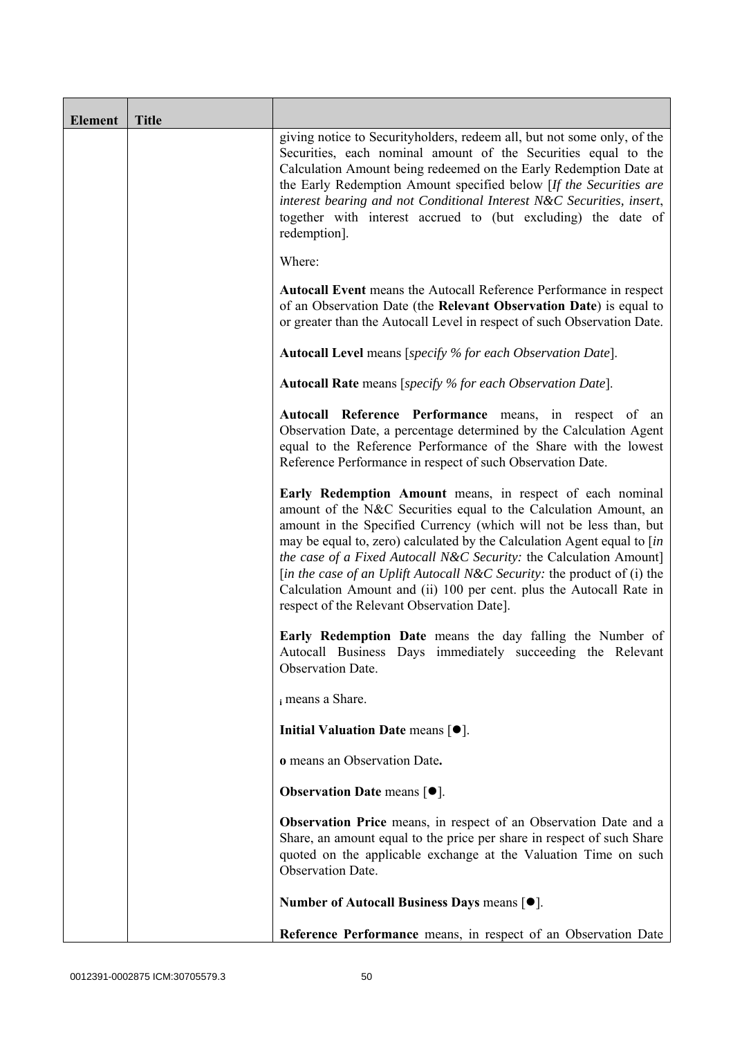| Element | Title | |
|---|---|---|
| | | giving notice to Securityholders, redeem all, but not some only, of the Securities, each nominal amount of the Securities equal to the Calculation Amount being redeemed on the Early Redemption Date at the Early Redemption Amount specified below [*If the Securities are interest bearing and not Conditional Interest N&C Securities, insert*, together with interest accrued to (but excluding) the date of redemption].<br><br>Where:<br><br>**Autocall Event** means the Autocall Reference Performance in respect of an Observation Date (the **Relevant Observation Date**) is equal to or greater than the Autocall Level in respect of such Observation Date.<br><br>**Autocall Level** means [*specify % for each Observation Date*].<br><br>**Autocall Rate** means [*specify % for each Observation Date*].<br><br>**Autocall Reference Performance** means, in respect of an Observation Date, a percentage determined by the Calculation Agent equal to the Reference Performance of the Share with the lowest Reference Performance in respect of such Observation Date.<br><br>**Early Redemption Amount** means, in respect of each nominal amount of the N&C Securities equal to the Calculation Amount, an amount in the Specified Currency (which will not be less than, but may be equal to, zero) calculated by the Calculation Agent equal to [*in the case of a Fixed Autocall N&C Security:* the Calculation Amount] [*in the case of an Uplift Autocall N&C Security:* the product of (i) the Calculation Amount and (ii) 100 per cent. plus the Autocall Rate in respect of the Relevant Observation Date].<br><br>**Early Redemption Date** means the day falling the Number of Autocall Business Days immediately succeeding the Relevant Observation Date.<br><br>$_i$ means a Share.<br><br>**Initial Valuation Date** means [●].<br><br>**o** means an Observation Date**.**<br><br>**Observation Date** means [●].<br><br>**Observation Price** means, in respect of an Observation Date and a Share, an amount equal to the price per share in respect of such Share quoted on the applicable exchange at the Valuation Time on such Observation Date.<br><br>**Number of Autocall Business Days** means [●].<br><br>**Reference Performance** means, in respect of an Observation Date |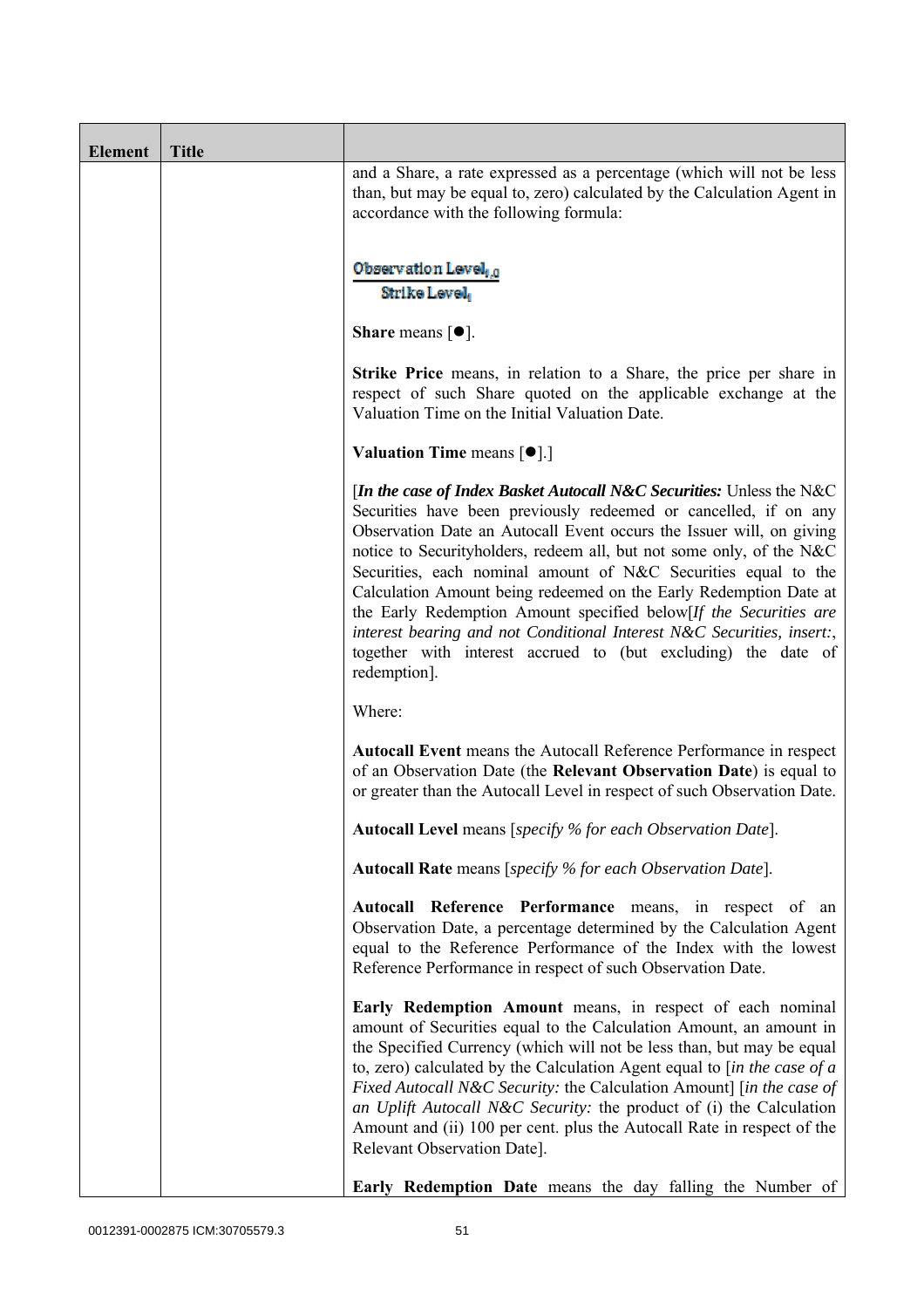| Element | Title | |
|---|---|---|
| | | and a Share, a rate expressed as a percentage (which will not be less than, but may be equal to, zero) calculated by the Calculation Agent in accordance with the following formula:<br><br>$$\frac{\text{Observation Level}_{i,0}}{\text{Strike Level}_i}$$<br><br>**Share** means [●].<br><br>**Strike Price** means, in relation to a Share, the price per share in respect of such Share quoted on the applicable exchange at the Valuation Time on the Initial Valuation Date.<br><br>**Valuation Time** means [●].]<br><br>[***In the case of Index Basket Autocall N&C Securities:*** Unless the N&C Securities have been previously redeemed or cancelled, if on any Observation Date an Autocall Event occurs the Issuer will, on giving notice to Securityholders, redeem all, but not some only, of the N&C Securities, each nominal amount of N&C Securities equal to the Calculation Amount being redeemed on the Early Redemption Date at the Early Redemption Amount specified below[*If the Securities are interest bearing and not Conditional Interest N&C Securities, insert:*, together with interest accrued to (but excluding) the date of redemption].<br><br>Where:<br><br>**Autocall Event** means the Autocall Reference Performance in respect of an Observation Date (the **Relevant Observation Date**) is equal to or greater than the Autocall Level in respect of such Observation Date.<br><br>**Autocall Level** means [*specify % for each Observation Date*].<br><br>**Autocall Rate** means [*specify % for each Observation Date*].<br><br>**Autocall Reference Performance** means, in respect of an Observation Date, a percentage determined by the Calculation Agent equal to the Reference Performance of the Index with the lowest Reference Performance in respect of such Observation Date.<br><br>**Early Redemption Amount** means, in respect of each nominal amount of Securities equal to the Calculation Amount, an amount in the Specified Currency (which will not be less than, but may be equal to, zero) calculated by the Calculation Agent equal to [*in the case of a Fixed Autocall N&C Security:* the Calculation Amount] [*in the case of an Uplift Autocall N&C Security:* the product of (i) the Calculation Amount and (ii) 100 per cent. plus the Autocall Rate in respect of the Relevant Observation Date].<br><br>**Early Redemption Date** means the day falling the Number of |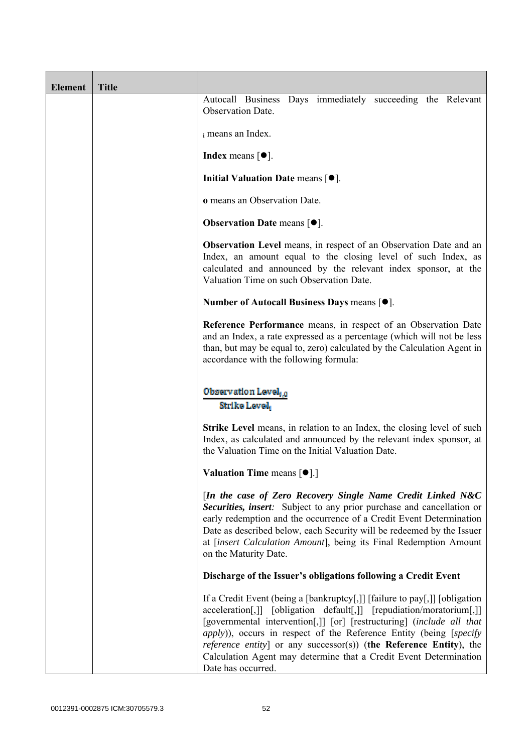| Element | Title | |
|---|---|---|
| | | Autocall Business Days immediately succeeding the Relevant Observation Date.<br><br>$_i$ means an Index.<br><br>**Index** means [●].<br><br>**Initial Valuation Date** means [●].<br><br>**o** means an Observation Date.<br><br>**Observation Date** means [●].<br><br>**Observation Level** means, in respect of an Observation Date and an Index, an amount equal to the closing level of such Index, as calculated and announced by the relevant index sponsor, at the Valuation Time on such Observation Date.<br><br>**Number of Autocall Business Days** means [●].<br><br>**Reference Performance** means, in respect of an Observation Date and an Index, a rate expressed as a percentage (which will not be less than, but may be equal to, zero) calculated by the Calculation Agent in accordance with the following formula:<br><br>$$\frac{\text{Observation Level}_{i,o}}{\text{Strike Level}_i}$$<br><br>**Strike Level** means, in relation to an Index, the closing level of such Index, as calculated and announced by the relevant index sponsor, at the Valuation Time on the Initial Valuation Date.<br><br>**Valuation Time** means [●].]<br><br>[***In the case of Zero Recovery Single Name Credit Linked N&C Securities, insert**:* Subject to any prior purchase and cancellation or early redemption and the occurrence of a Credit Event Determination Date as described below, each Security will be redeemed by the Issuer at [*insert Calculation Amount*], being its Final Redemption Amount on the Maturity Date.<br><br>**Discharge of the Issuer's obligations following a Credit Event**<br><br>If a Credit Event (being a [bankruptcy[,]] [failure to pay[,]] [obligation acceleration[,]] [obligation default[,]] [repudiation/moratorium[,]] [governmental intervention[,]] [or] [restructuring] (*include all that apply*)), occurs in respect of the Reference Entity (being [*specify reference entity*] or any successor(s)) (**the Reference Entity**), the Calculation Agent may determine that a Credit Event Determination Date has occurred. |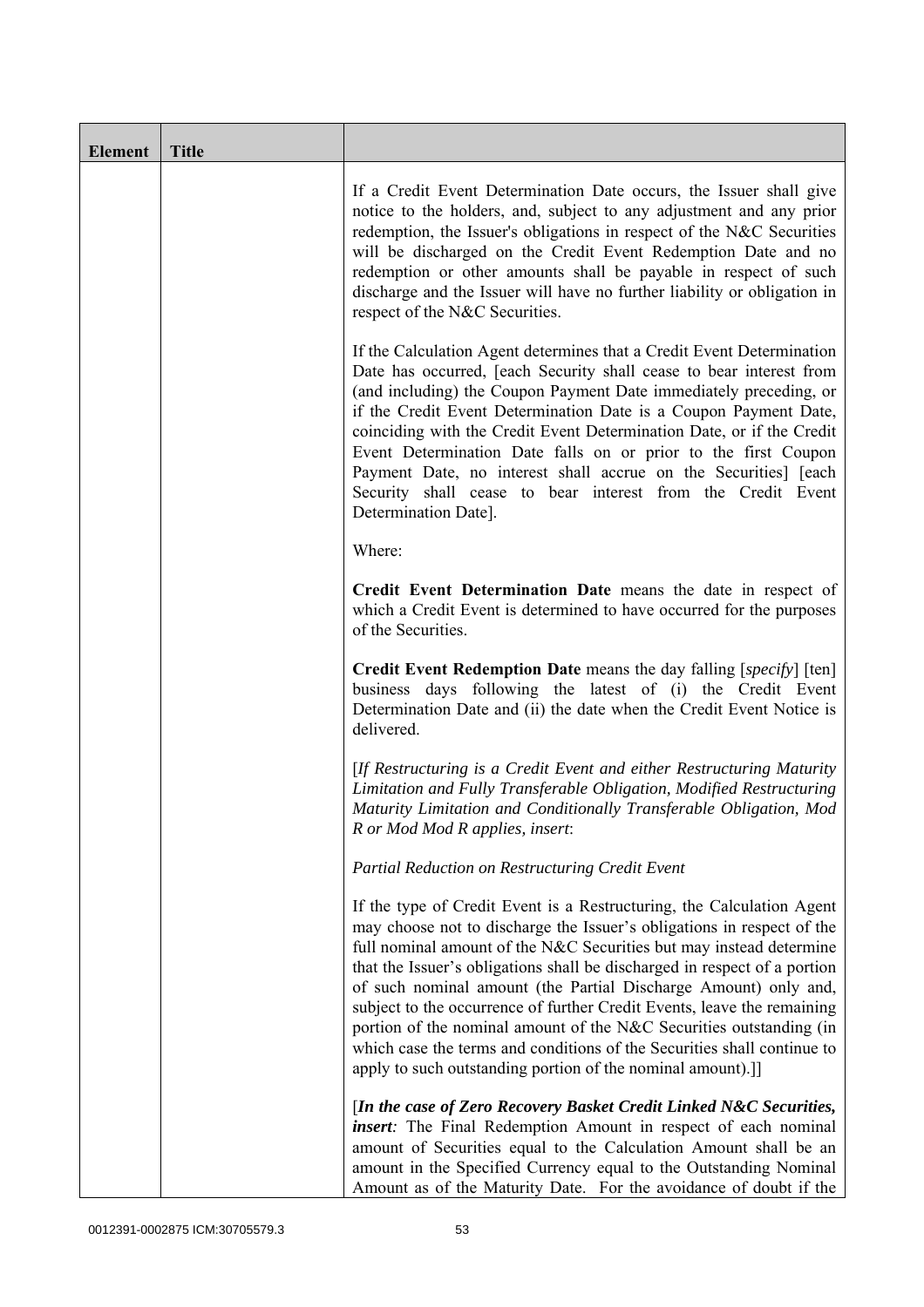| Element | Title | |
|---|---|---|
| | | If a Credit Event Determination Date occurs, the Issuer shall give notice to the holders, and, subject to any adjustment and any prior redemption, the Issuer's obligations in respect of the N&C Securities will be discharged on the Credit Event Redemption Date and no redemption or other amounts shall be payable in respect of such discharge and the Issuer will have no further liability or obligation in respect of the N&C Securities.<br><br>If the Calculation Agent determines that a Credit Event Determination Date has occurred, [each Security shall cease to bear interest from (and including) the Coupon Payment Date immediately preceding, or if the Credit Event Determination Date is a Coupon Payment Date, coinciding with the Credit Event Determination Date, or if the Credit Event Determination Date falls on or prior to the first Coupon Payment Date, no interest shall accrue on the Securities] [each Security shall cease to bear interest from the Credit Event Determination Date].<br><br>Where:<br><br>**Credit Event Determination Date** means the date in respect of which a Credit Event is determined to have occurred for the purposes of the Securities.<br><br>**Credit Event Redemption Date** means the day falling [*specify*] [ten] business days following the latest of (i) the Credit Event Determination Date and (ii) the date when the Credit Event Notice is delivered.<br><br>[*If Restructuring is a Credit Event and either Restructuring Maturity Limitation and Fully Transferable Obligation, Modified Restructuring Maturity Limitation and Conditionally Transferable Obligation, Mod R or Mod Mod R applies, insert*:<br><br>*Partial Reduction on Restructuring Credit Event*<br><br>If the type of Credit Event is a Restructuring, the Calculation Agent may choose not to discharge the Issuer's obligations in respect of the full nominal amount of the N&C Securities but may instead determine that the Issuer's obligations shall be discharged in respect of a portion of such nominal amount (the Partial Discharge Amount) only and, subject to the occurrence of further Credit Events, leave the remaining portion of the nominal amount of the N&C Securities outstanding (in which case the terms and conditions of the Securities shall continue to apply to such outstanding portion of the nominal amount).]]<br><br>[***In the case of Zero Recovery Basket Credit Linked N&C Securities, insert****:* The Final Redemption Amount in respect of each nominal amount of Securities equal to the Calculation Amount shall be an amount in the Specified Currency equal to the Outstanding Nominal Amount as of the Maturity Date. For the avoidance of doubt if the |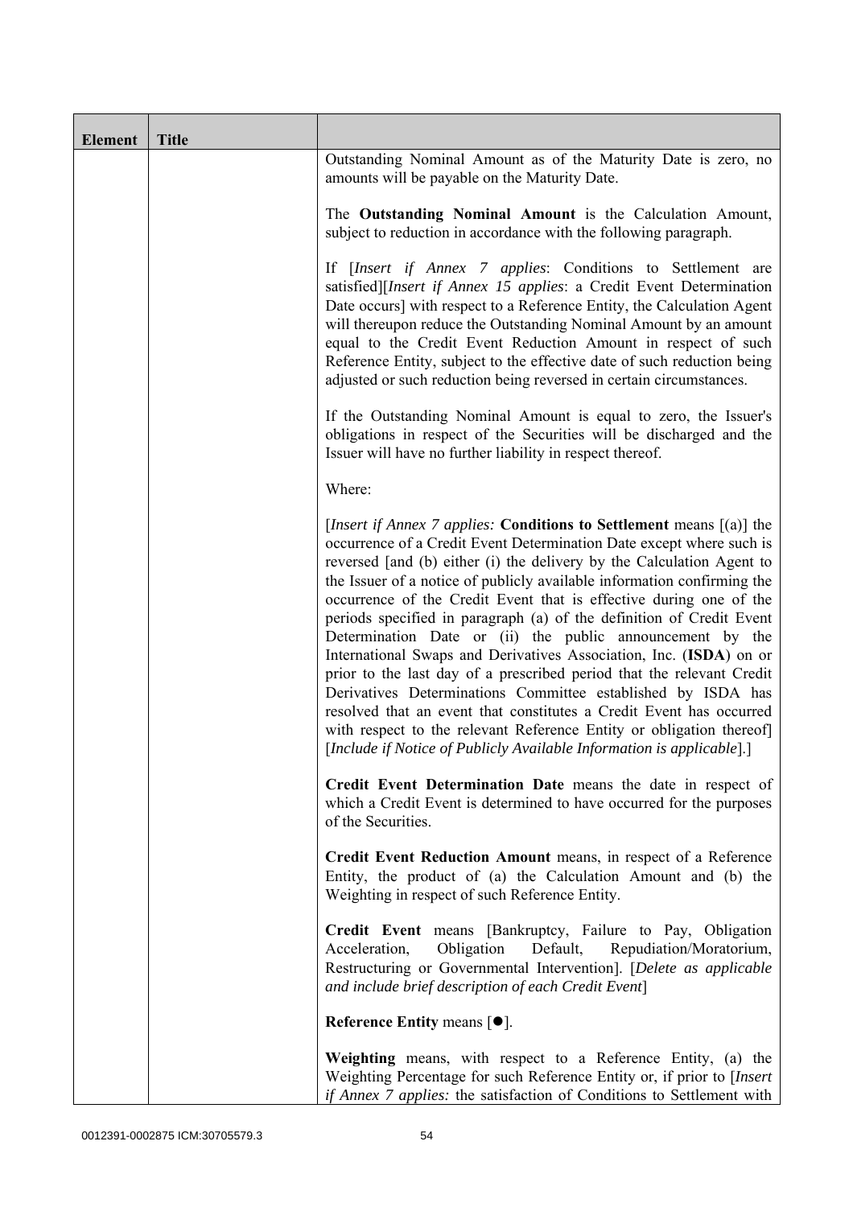| Element | Title | |
|---|---|---|
| | | Outstanding Nominal Amount as of the Maturity Date is zero, no amounts will be payable on the Maturity Date.<br><br>The **Outstanding Nominal Amount** is the Calculation Amount, subject to reduction in accordance with the following paragraph.<br><br>If [*Insert if Annex 7 applies*: Conditions to Settlement are satisfied][*Insert if Annex 15 applies*: a Credit Event Determination Date occurs] with respect to a Reference Entity, the Calculation Agent will thereupon reduce the Outstanding Nominal Amount by an amount equal to the Credit Event Reduction Amount in respect of such Reference Entity, subject to the effective date of such reduction being adjusted or such reduction being reversed in certain circumstances.<br><br>If the Outstanding Nominal Amount is equal to zero, the Issuer's obligations in respect of the Securities will be discharged and the Issuer will have no further liability in respect thereof.<br><br>Where:<br><br>[*Insert if Annex 7 applies:* **Conditions to Settlement** means [(a)] the occurrence of a Credit Event Determination Date except where such is reversed [and (b) either (i) the delivery by the Calculation Agent to the Issuer of a notice of publicly available information confirming the occurrence of the Credit Event that is effective during one of the periods specified in paragraph (a) of the definition of Credit Event Determination Date or (ii) the public announcement by the International Swaps and Derivatives Association, Inc. (**ISDA**) on or prior to the last day of a prescribed period that the relevant Credit Derivatives Determinations Committee established by ISDA has resolved that an event that constitutes a Credit Event has occurred with respect to the relevant Reference Entity or obligation thereof] [*Include if Notice of Publicly Available Information is applicable*].]<br><br>**Credit Event Determination Date** means the date in respect of which a Credit Event is determined to have occurred for the purposes of the Securities.<br><br>**Credit Event Reduction Amount** means, in respect of a Reference Entity, the product of (a) the Calculation Amount and (b) the Weighting in respect of such Reference Entity.<br><br>**Credit Event** means [Bankruptcy, Failure to Pay, Obligation Acceleration, Obligation Default, Repudiation/Moratorium, Restructuring or Governmental Intervention]. [*Delete as applicable and include brief description of each Credit Event*]<br><br>**Reference Entity** means [●].<br><br>**Weighting** means, with respect to a Reference Entity, (a) the Weighting Percentage for such Reference Entity or, if prior to [*Insert if Annex 7 applies:* the satisfaction of Conditions to Settlement with |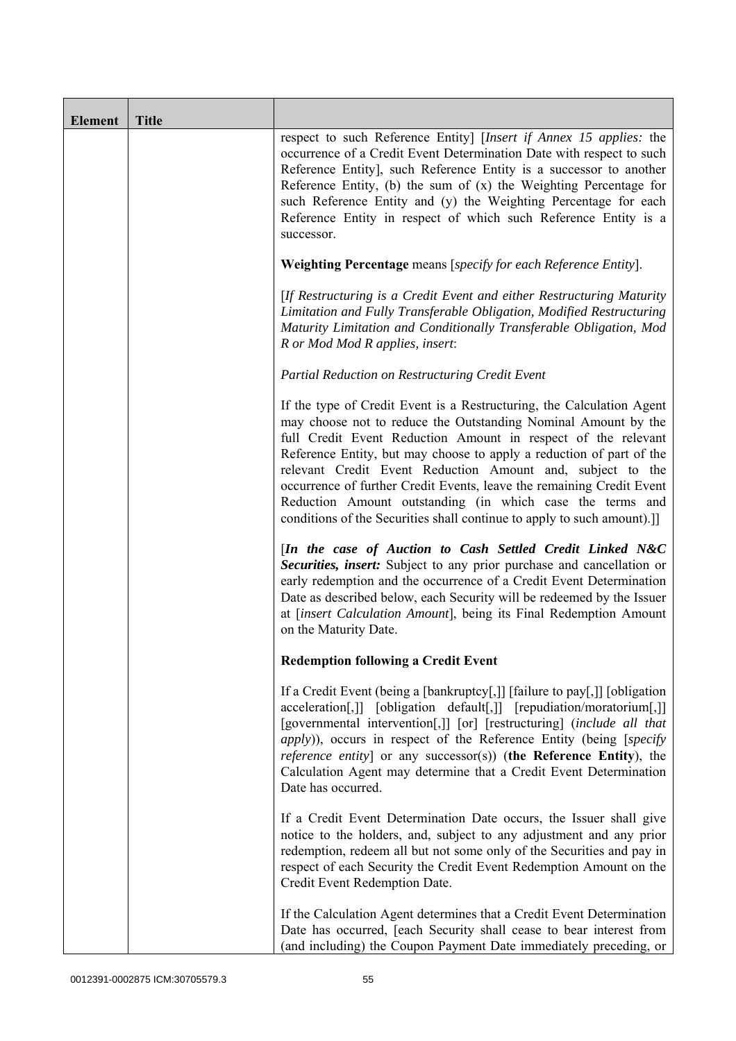| Element | Title | |
|---|---|---|
| | | respect to such Reference Entity] [*Insert if Annex 15 applies:* the occurrence of a Credit Event Determination Date with respect to such Reference Entity], such Reference Entity is a successor to another Reference Entity, (b) the sum of (x) the Weighting Percentage for such Reference Entity and (y) the Weighting Percentage for each Reference Entity in respect of which such Reference Entity is a successor.<br><br>**Weighting Percentage** means [*specify for each Reference Entity*].<br><br>[*If Restructuring is a Credit Event and either Restructuring Maturity Limitation and Fully Transferable Obligation, Modified Restructuring Maturity Limitation and Conditionally Transferable Obligation, Mod R or Mod Mod R applies, insert*:<br><br>*Partial Reduction on Restructuring Credit Event*<br><br>If the type of Credit Event is a Restructuring, the Calculation Agent may choose not to reduce the Outstanding Nominal Amount by the full Credit Event Reduction Amount in respect of the relevant Reference Entity, but may choose to apply a reduction of part of the relevant Credit Event Reduction Amount and, subject to the occurrence of further Credit Events, leave the remaining Credit Event Reduction Amount outstanding (in which case the terms and conditions of the Securities shall continue to apply to such amount).]]<br><br>[***In the case of Auction to Cash Settled Credit Linked N&C Securities, insert:*** Subject to any prior purchase and cancellation or early redemption and the occurrence of a Credit Event Determination Date as described below, each Security will be redeemed by the Issuer at [*insert Calculation Amount*], being its Final Redemption Amount on the Maturity Date.<br><br>**Redemption following a Credit Event**<br><br>If a Credit Event (being a [bankruptcy[,]] [failure to pay[,]] [obligation acceleration[,]] [obligation default[,]] [repudiation/moratorium[,]] [governmental intervention[,]] [or] [restructuring] (*include all that apply*)), occurs in respect of the Reference Entity (being [*specify reference entity*] or any successor(s)) (**the Reference Entity**), the Calculation Agent may determine that a Credit Event Determination Date has occurred.<br><br>If a Credit Event Determination Date occurs, the Issuer shall give notice to the holders, and, subject to any adjustment and any prior redemption, redeem all but not some only of the Securities and pay in respect of each Security the Credit Event Redemption Amount on the Credit Event Redemption Date.<br><br>If the Calculation Agent determines that a Credit Event Determination Date has occurred, [each Security shall cease to bear interest from (and including) the Coupon Payment Date immediately preceding, or |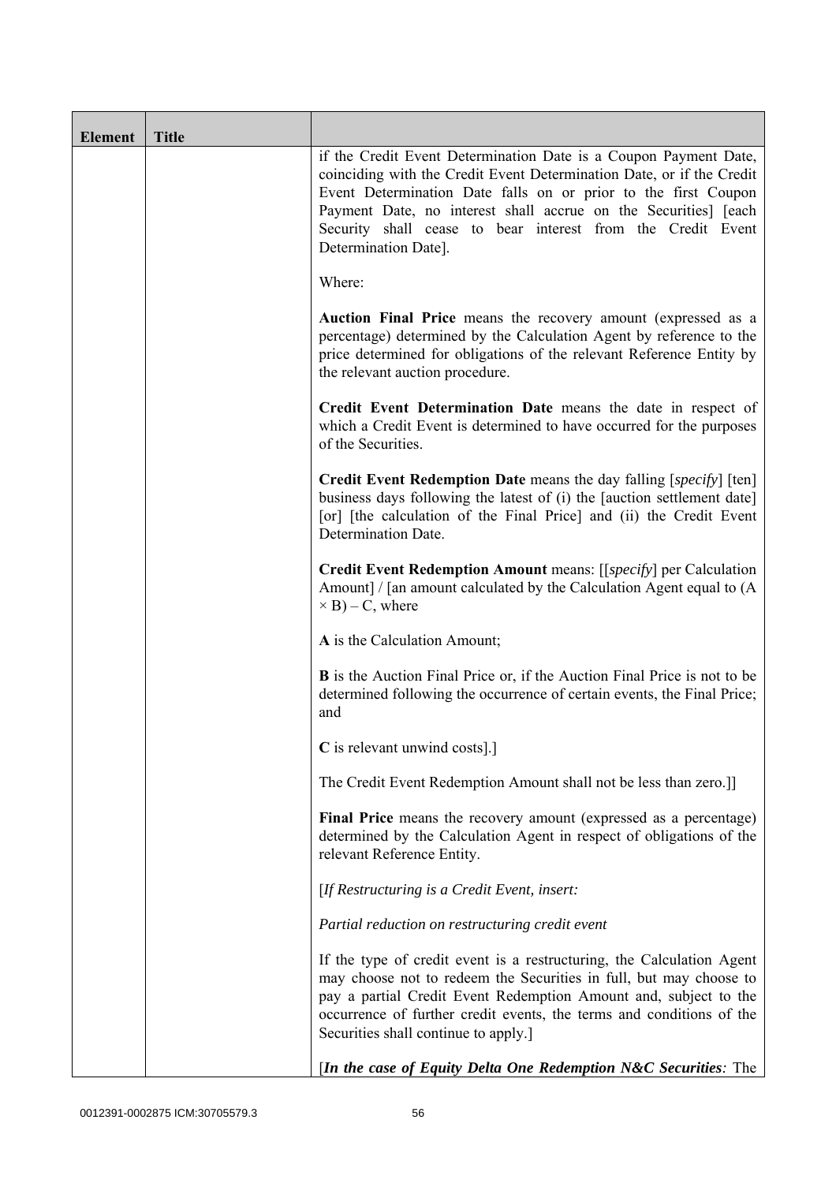| Element | Title | |
|---|---|---|
| | | if the Credit Event Determination Date is a Coupon Payment Date, coinciding with the Credit Event Determination Date, or if the Credit Event Determination Date falls on or prior to the first Coupon Payment Date, no interest shall accrue on the Securities] [each Security shall cease to bear interest from the Credit Event Determination Date].<br><br>Where:<br><br>**Auction Final Price** means the recovery amount (expressed as a percentage) determined by the Calculation Agent by reference to the price determined for obligations of the relevant Reference Entity by the relevant auction procedure.<br><br>**Credit Event Determination Date** means the date in respect of which a Credit Event is determined to have occurred for the purposes of the Securities.<br><br>**Credit Event Redemption Date** means the day falling [*specify*] [ten] business days following the latest of (i) the [auction settlement date] [or] [the calculation of the Final Price] and (ii) the Credit Event Determination Date.<br><br>**Credit Event Redemption Amount** means: [[*specify*] per Calculation Amount] / [an amount calculated by the Calculation Agent equal to $(A \times B) - C$, where<br><br>**A** is the Calculation Amount;<br><br>**B** is the Auction Final Price or, if the Auction Final Price is not to be determined following the occurrence of certain events, the Final Price; and<br><br>**C** is relevant unwind costs].]<br><br>The Credit Event Redemption Amount shall not be less than zero.]]<br><br>**Final Price** means the recovery amount (expressed as a percentage) determined by the Calculation Agent in respect of obligations of the relevant Reference Entity.<br><br>[*If Restructuring is a Credit Event, insert:*<br><br>*Partial reduction on restructuring credit event*<br><br>If the type of credit event is a restructuring, the Calculation Agent may choose not to redeem the Securities in full, but may choose to pay a partial Credit Event Redemption Amount and, subject to the occurrence of further credit events, the terms and conditions of the Securities shall continue to apply.]<br><br>[***In the case of Equity Delta One Redemption N&C Securities****:* The |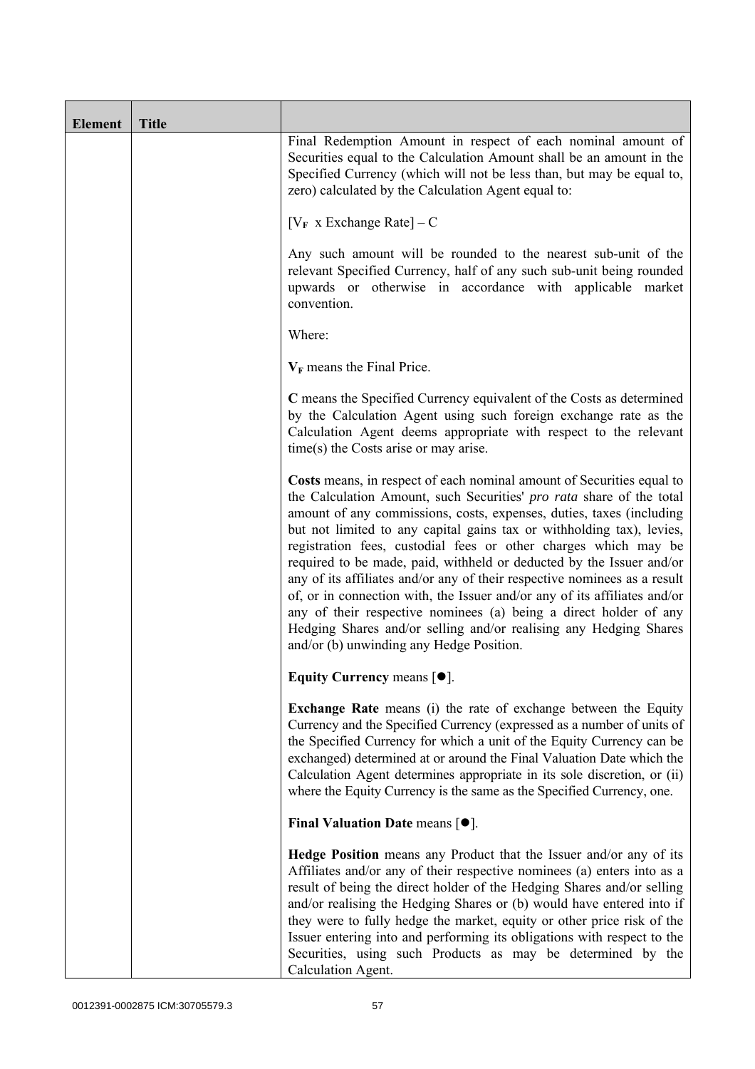| Element | Title | |
|---|---|---|
| | | Final Redemption Amount in respect of each nominal amount of Securities equal to the Calculation Amount shall be an amount in the Specified Currency (which will not be less than, but may be equal to, zero) calculated by the Calculation Agent equal to:<br><br>$[V_F \times \text{Exchange Rate}] - C$<br><br>Any such amount will be rounded to the nearest sub-unit of the relevant Specified Currency, half of any such sub-unit being rounded upwards or otherwise in accordance with applicable market convention.<br><br>Where:<br><br>$V_F$ means the Final Price.<br><br>**C** means the Specified Currency equivalent of the Costs as determined by the Calculation Agent using such foreign exchange rate as the Calculation Agent deems appropriate with respect to the relevant time(s) the Costs arise or may arise.<br><br>**Costs** means, in respect of each nominal amount of Securities equal to the Calculation Amount, such Securities' *pro rata* share of the total amount of any commissions, costs, expenses, duties, taxes (including but not limited to any capital gains tax or withholding tax), levies, registration fees, custodial fees or other charges which may be required to be made, paid, withheld or deducted by the Issuer and/or any of its affiliates and/or any of their respective nominees as a result of, or in connection with, the Issuer and/or any of its affiliates and/or any of their respective nominees (a) being a direct holder of any Hedging Shares and/or selling and/or realising any Hedging Shares and/or (b) unwinding any Hedge Position.<br><br>**Equity Currency** means [●].<br><br>**Exchange Rate** means (i) the rate of exchange between the Equity Currency and the Specified Currency (expressed as a number of units of the Specified Currency for which a unit of the Equity Currency can be exchanged) determined at or around the Final Valuation Date which the Calculation Agent determines appropriate in its sole discretion, or (ii) where the Equity Currency is the same as the Specified Currency, one.<br><br>**Final Valuation Date** means [●].<br><br>**Hedge Position** means any Product that the Issuer and/or any of its Affiliates and/or any of their respective nominees (a) enters into as a result of being the direct holder of the Hedging Shares and/or selling and/or realising the Hedging Shares or (b) would have entered into if they were to fully hedge the market, equity or other price risk of the Issuer entering into and performing its obligations with respect to the Securities, using such Products as may be determined by the Calculation Agent. |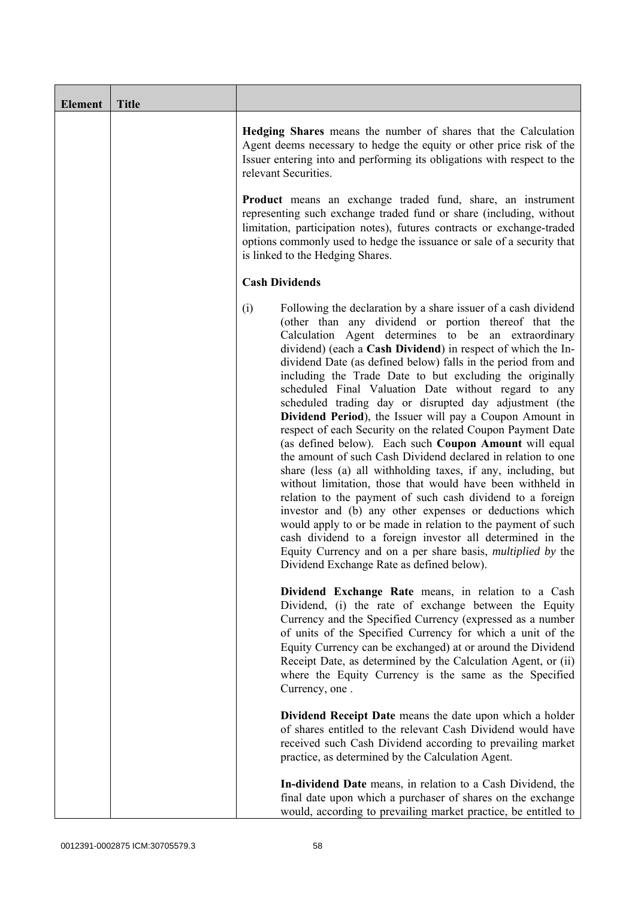| Element | Title | |
|---|---|---|
| | | **Hedging Shares** means the number of shares that the Calculation Agent deems necessary to hedge the equity or other price risk of the Issuer entering into and performing its obligations with respect to the relevant Securities.<br><br>**Product** means an exchange traded fund, share, an instrument representing such exchange traded fund or share (including, without limitation, participation notes), futures contracts or exchange-traded options commonly used to hedge the issuance or sale of a security that is linked to the Hedging Shares.<br><br>**Cash Dividends**<br><br>(i) Following the declaration by a share issuer of a cash dividend (other than any dividend or portion thereof that the Calculation Agent determines to be an extraordinary dividend) (each a **Cash Dividend**) in respect of which the In-dividend Date (as defined below) falls in the period from and including the Trade Date to but excluding the originally scheduled Final Valuation Date without regard to any scheduled trading day or disrupted day adjustment (the **Dividend Period**), the Issuer will pay a Coupon Amount in respect of each Security on the related Coupon Payment Date (as defined below). Each such **Coupon Amount** will equal the amount of such Cash Dividend declared in relation to one share (less (a) all withholding taxes, if any, including, but without limitation, those that would have been withheld in relation to the payment of such cash dividend to a foreign investor and (b) any other expenses or deductions which would apply to or be made in relation to the payment of such cash dividend to a foreign investor all determined in the Equity Currency and on a per share basis, *multiplied by* the Dividend Exchange Rate as defined below).<br><br>**Dividend Exchange Rate** means, in relation to a Cash Dividend, (i) the rate of exchange between the Equity Currency and the Specified Currency (expressed as a number of units of the Specified Currency for which a unit of the Equity Currency can be exchanged) at or around the Dividend Receipt Date, as determined by the Calculation Agent, or (ii) where the Equity Currency is the same as the Specified Currency, one .<br><br>**Dividend Receipt Date** means the date upon which a holder of shares entitled to the relevant Cash Dividend would have received such Cash Dividend according to prevailing market practice, as determined by the Calculation Agent.<br><br>**In-dividend Date** means, in relation to a Cash Dividend, the final date upon which a purchaser of shares on the exchange would, according to prevailing market practice, be entitled to |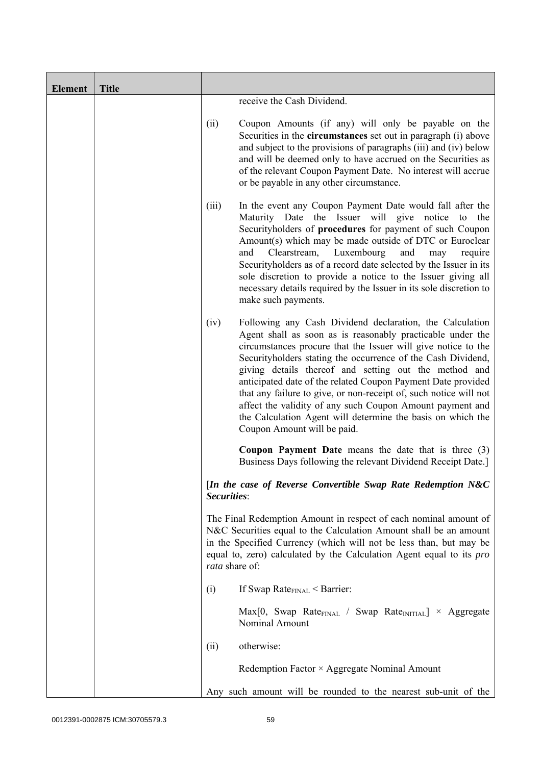| Element | Title | |
|---|---|---|
| | | receive the Cash Dividend.<br><br>(ii) Coupon Amounts (if any) will only be payable on the Securities in the **circumstances** set out in paragraph (i) above and subject to the provisions of paragraphs (iii) and (iv) below and will be deemed only to have accrued on the Securities as of the relevant Coupon Payment Date. No interest will accrue or be payable in any other circumstance.<br><br>(iii) In the event any Coupon Payment Date would fall after the Maturity Date the Issuer will give notice to the Securityholders of **procedures** for payment of such Coupon Amount(s) which may be made outside of DTC or Euroclear and Clearstream, Luxembourg and may require Securityholders as of a record date selected by the Issuer in its sole discretion to provide a notice to the Issuer giving all necessary details required by the Issuer in its sole discretion to make such payments.<br><br>(iv) Following any Cash Dividend declaration, the Calculation Agent shall as soon as is reasonably practicable under the circumstances procure that the Issuer will give notice to the Securityholders stating the occurrence of the Cash Dividend, giving details thereof and setting out the method and anticipated date of the related Coupon Payment Date provided that any failure to give, or non-receipt of, such notice will not affect the validity of any such Coupon Amount payment and the Calculation Agent will determine the basis on which the Coupon Amount will be paid.<br><br>**Coupon Payment Date** means the date that is three (3) Business Days following the relevant Dividend Receipt Date.]<br><br>[***In the case of Reverse Convertible Swap Rate Redemption N&C Securities***:<br><br>The Final Redemption Amount in respect of each nominal amount of N&C Securities equal to the Calculation Amount shall be an amount in the Specified Currency (which will not be less than, but may be equal to, zero) calculated by the Calculation Agent equal to its *pro rata* share of:<br><br>(i) If Swap $Rate_{FINAL}$ < Barrier:<br><br>Max[0, Swap $Rate_{FINAL}$ / Swap $Rate_{INITIAL}$] × Aggregate Nominal Amount<br><br>(ii) otherwise:<br><br>Redemption Factor × Aggregate Nominal Amount<br><br>Any such amount will be rounded to the nearest sub-unit of the |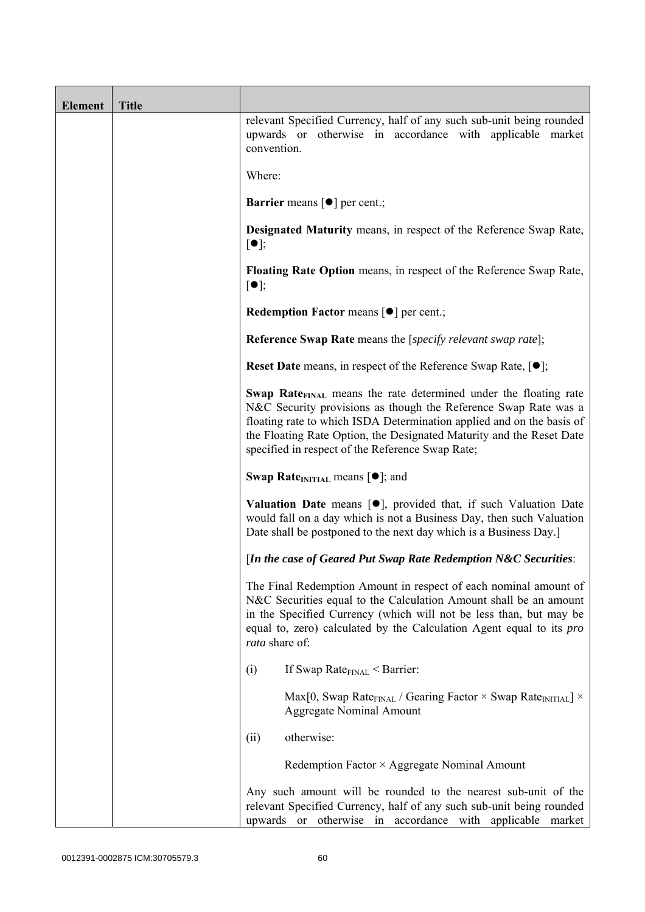| Element | Title | |
|---|---|---|
| | | relevant Specified Currency, half of any such sub-unit being rounded upwards or otherwise in accordance with applicable market convention.<br><br>Where:<br><br>**Barrier** means [●] per cent.;<br><br>**Designated Maturity** means, in respect of the Reference Swap Rate, [●];<br><br>**Floating Rate Option** means, in respect of the Reference Swap Rate, [●];<br><br>**Redemption Factor** means [●] per cent.;<br><br>**Reference Swap Rate** means the [*specify relevant swap rate*];<br><br>**Reset Date** means, in respect of the Reference Swap Rate, [●];<br><br>**Swap Rate$_{FINAL}$** means the rate determined under the floating rate N&C Security provisions as though the Reference Swap Rate was a floating rate to which ISDA Determination applied and on the basis of the Floating Rate Option, the Designated Maturity and the Reset Date specified in respect of the Reference Swap Rate;<br><br>**Swap Rate$_{INITIAL}$** means [●]; and<br><br>**Valuation Date** means [●], provided that, if such Valuation Date would fall on a day which is not a Business Day, then such Valuation Date shall be postponed to the next day which is a Business Day.]<br><br>[***In the case of Geared Put Swap Rate Redemption N&C Securities***:<br><br>The Final Redemption Amount in respect of each nominal amount of N&C Securities equal to the Calculation Amount shall be an amount in the Specified Currency (which will not be less than, but may be equal to, zero) calculated by the Calculation Agent equal to its *pro rata* share of:<br><br>(i) If Swap Rate$_{FINAL}$ < Barrier:<br><br>Max[0, Swap Rate$_{FINAL}$ / Gearing Factor × Swap Rate$_{INITIAL}$] × Aggregate Nominal Amount<br><br>(ii) otherwise:<br><br>Redemption Factor × Aggregate Nominal Amount<br><br>Any such amount will be rounded to the nearest sub-unit of the relevant Specified Currency, half of any such sub-unit being rounded upwards or otherwise in accordance with applicable market |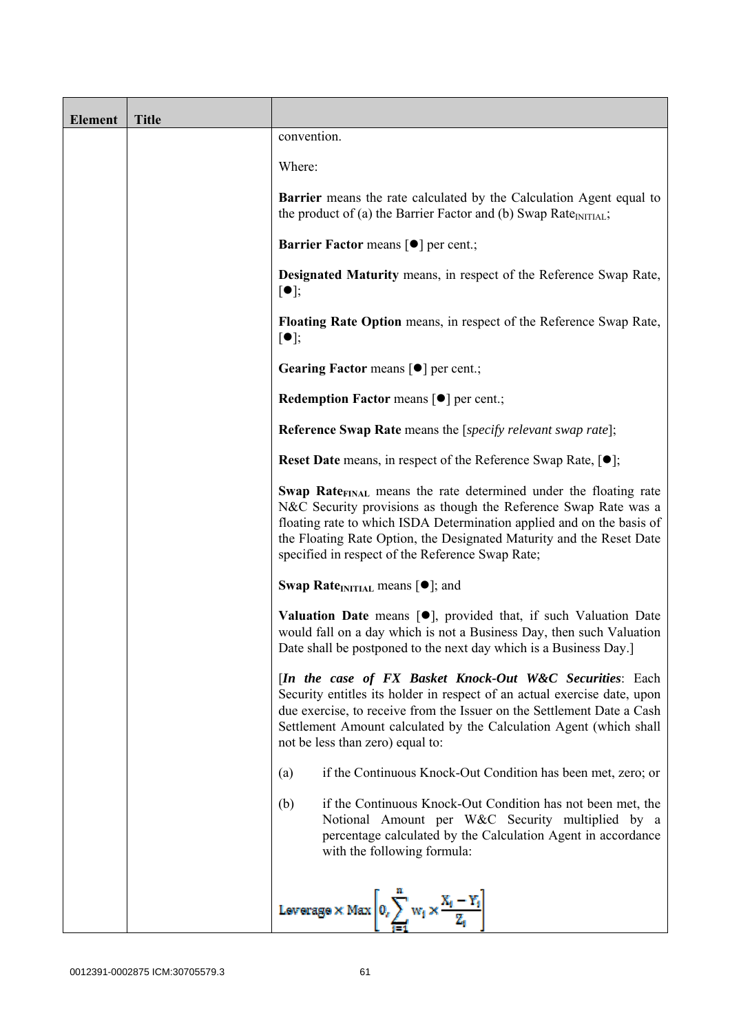| Element | Title | |
|---|---|---|
| | | convention.<br><br>Where:<br><br>**Barrier** means the rate calculated by the Calculation Agent equal to the product of (a) the Barrier Factor and (b) Swap $Rate_{INITIAL}$;<br><br>**Barrier Factor** means [●] per cent.;<br><br>**Designated Maturity** means, in respect of the Reference Swap Rate, [●];<br><br>**Floating Rate Option** means, in respect of the Reference Swap Rate, [●];<br><br>**Gearing Factor** means [●] per cent.;<br><br>**Redemption Factor** means [●] per cent.;<br><br>**Reference Swap Rate** means the [*specify relevant swap rate*];<br><br>**Reset Date** means, in respect of the Reference Swap Rate, [●];<br><br>**Swap $Rate_{FINAL}$** means the rate determined under the floating rate N&C Security provisions as though the Reference Swap Rate was a floating rate to which ISDA Determination applied and on the basis of the Floating Rate Option, the Designated Maturity and the Reset Date specified in respect of the Reference Swap Rate;<br><br>**Swap $Rate_{INITIAL}$** means [●]; and<br><br>**Valuation Date** means [●], provided that, if such Valuation Date would fall on a day which is not a Business Day, then such Valuation Date shall be postponed to the next day which is a Business Day.]<br><br>[***In the case of FX Basket Knock-Out W&C Securities***: Each Security entitles its holder in respect of an actual exercise date, upon due exercise, to receive from the Issuer on the Settlement Date a Cash Settlement Amount calculated by the Calculation Agent (which shall not be less than zero) equal to:<br><br>(a) if the Continuous Knock-Out Condition has been met, zero; or<br><br>(b) if the Continuous Knock-Out Condition has not been met, the Notional Amount per W&C Security multiplied by a percentage calculated by the Calculation Agent in accordance with the following formula:<br><br>$$\text{Leverage} \times \text{Max}\left[0, \sum_{i=1}^{n} w_i \times \frac{X_i - Y_i}{Z_i}\right]$$ |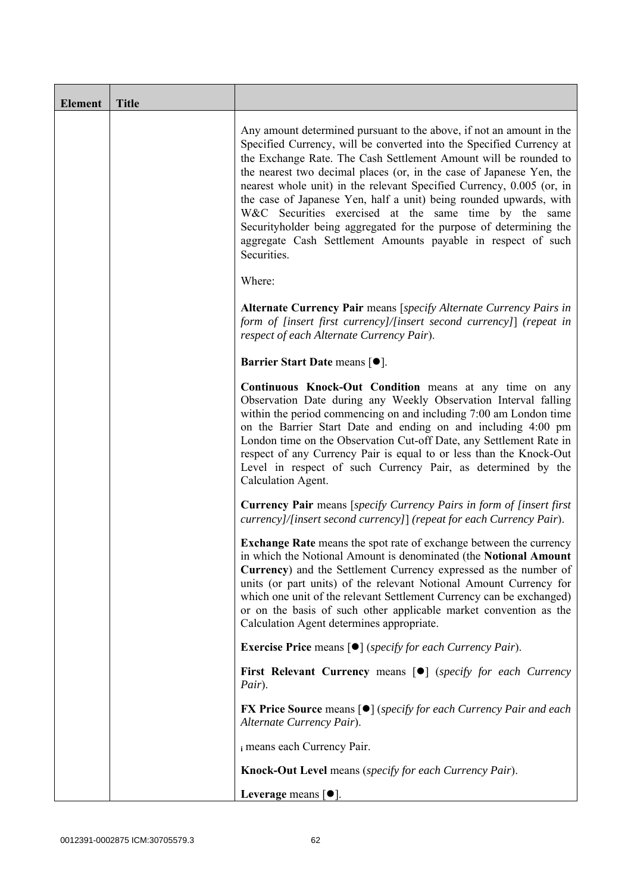| Element | Title | |
|---|---|---|
| | | Any amount determined pursuant to the above, if not an amount in the Specified Currency, will be converted into the Specified Currency at the Exchange Rate. The Cash Settlement Amount will be rounded to the nearest two decimal places (or, in the case of Japanese Yen, the nearest whole unit) in the relevant Specified Currency, 0.005 (or, in the case of Japanese Yen, half a unit) being rounded upwards, with W&C Securities exercised at the same time by the same Securityholder being aggregated for the purpose of determining the aggregate Cash Settlement Amounts payable in respect of such Securities.<br><br>Where:<br><br>**Alternate Currency Pair** means [*specify Alternate Currency Pairs in form of [insert first currency]/[insert second currency]*] *(repeat in respect of each Alternate Currency Pair*).<br><br>**Barrier Start Date** means [●].<br><br>**Continuous Knock-Out Condition** means at any time on any Observation Date during any Weekly Observation Interval falling within the period commencing on and including 7:00 am London time on the Barrier Start Date and ending on and including 4:00 pm London time on the Observation Cut-off Date, any Settlement Rate in respect of any Currency Pair is equal to or less than the Knock-Out Level in respect of such Currency Pair, as determined by the Calculation Agent.<br><br>**Currency Pair** means [*specify Currency Pairs in form of [insert first currency]/[insert second currency]*] *(repeat for each Currency Pair*).<br><br>**Exchange Rate** means the spot rate of exchange between the currency in which the Notional Amount is denominated (the **Notional Amount Currency**) and the Settlement Currency expressed as the number of units (or part units) of the relevant Notional Amount Currency for which one unit of the relevant Settlement Currency can be exchanged) or on the basis of such other applicable market convention as the Calculation Agent determines appropriate.<br><br>**Exercise Price** means [●] (*specify for each Currency Pair*).<br><br>**First Relevant Currency** means [●] (*specify for each Currency Pair*).<br><br>**FX Price Source** means [●] (*specify for each Currency Pair and each Alternate Currency Pair*).<br><br>$_i$ means each Currency Pair.<br><br>**Knock-Out Level** means (*specify for each Currency Pair*).<br><br>**Leverage** means [●]. |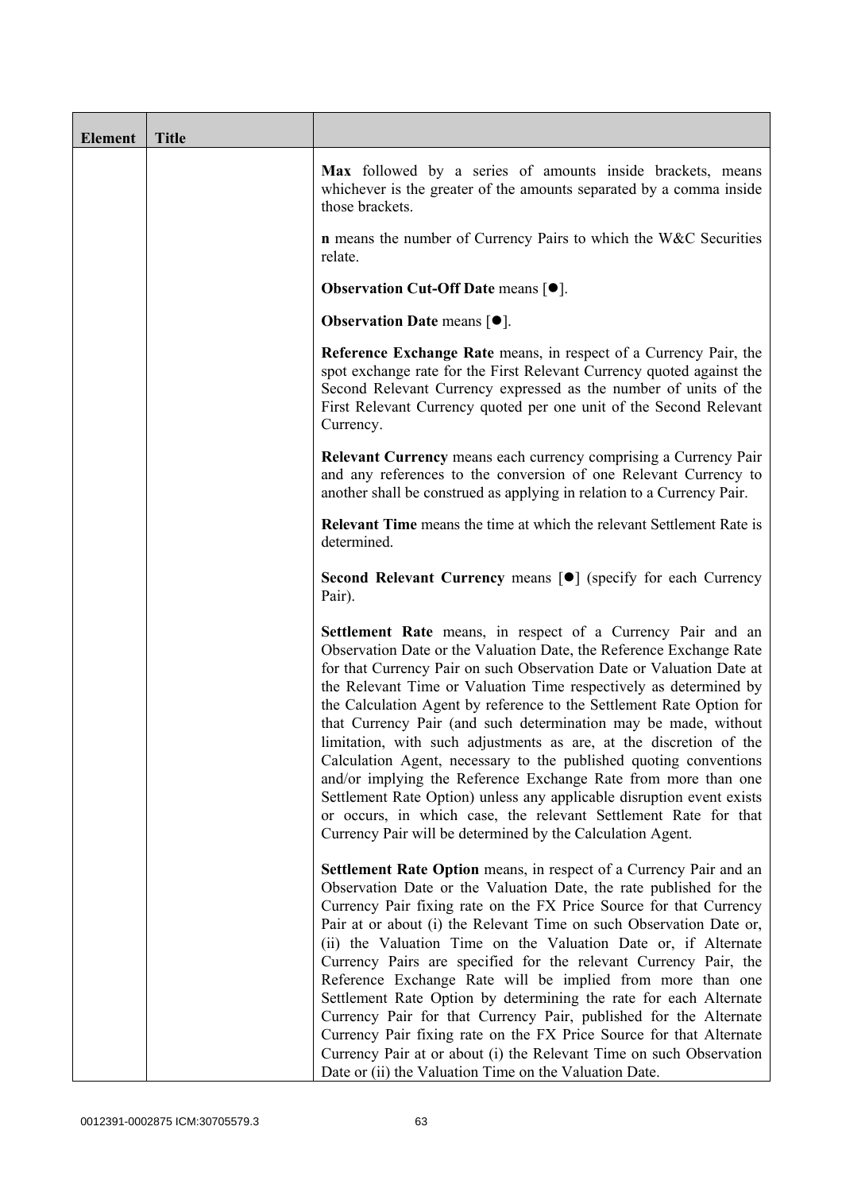| Element | Title | |
|---|---|---|
| | | **Max** followed by a series of amounts inside brackets, means whichever is the greater of the amounts separated by a comma inside those brackets.<br><br>**n** means the number of Currency Pairs to which the W&C Securities relate.<br><br>**Observation Cut-Off Date** means [●].<br><br>**Observation Date** means [●].<br><br>**Reference Exchange Rate** means, in respect of a Currency Pair, the spot exchange rate for the First Relevant Currency quoted against the Second Relevant Currency expressed as the number of units of the First Relevant Currency quoted per one unit of the Second Relevant Currency.<br><br>**Relevant Currency** means each currency comprising a Currency Pair and any references to the conversion of one Relevant Currency to another shall be construed as applying in relation to a Currency Pair.<br><br>**Relevant Time** means the time at which the relevant Settlement Rate is determined.<br><br>**Second Relevant Currency** means [●] (specify for each Currency Pair).<br><br>**Settlement Rate** means, in respect of a Currency Pair and an Observation Date or the Valuation Date, the Reference Exchange Rate for that Currency Pair on such Observation Date or Valuation Date at the Relevant Time or Valuation Time respectively as determined by the Calculation Agent by reference to the Settlement Rate Option for that Currency Pair (and such determination may be made, without limitation, with such adjustments as are, at the discretion of the Calculation Agent, necessary to the published quoting conventions and/or implying the Reference Exchange Rate from more than one Settlement Rate Option) unless any applicable disruption event exists or occurs, in which case, the relevant Settlement Rate for that Currency Pair will be determined by the Calculation Agent.<br><br>**Settlement Rate Option** means, in respect of a Currency Pair and an Observation Date or the Valuation Date, the rate published for the Currency Pair fixing rate on the FX Price Source for that Currency Pair at or about (i) the Relevant Time on such Observation Date or, (ii) the Valuation Time on the Valuation Date or, if Alternate Currency Pairs are specified for the relevant Currency Pair, the Reference Exchange Rate will be implied from more than one Settlement Rate Option by determining the rate for each Alternate Currency Pair for that Currency Pair, published for the Alternate Currency Pair fixing rate on the FX Price Source for that Alternate Currency Pair at or about (i) the Relevant Time on such Observation Date or (ii) the Valuation Time on the Valuation Date. |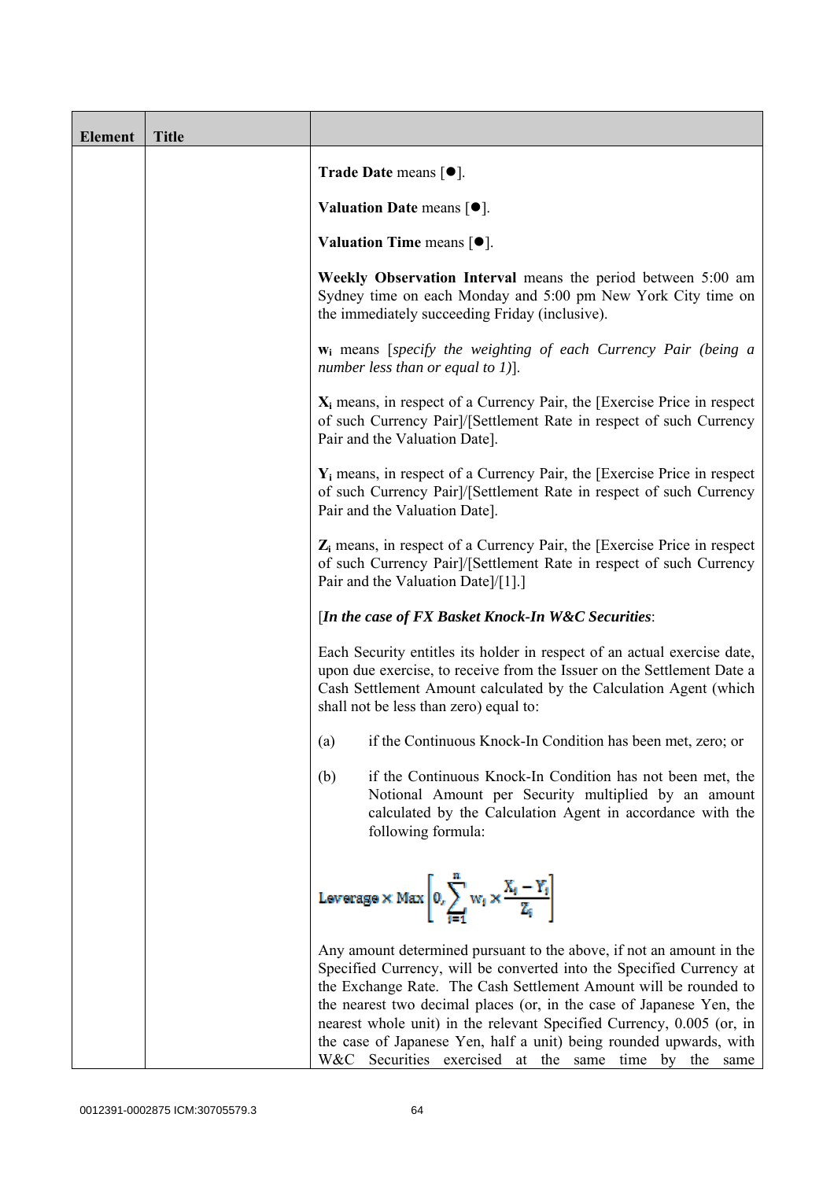| Element | Title | |
|---|---|---|
| | | **Trade Date** means [●].<br><br>**Valuation Date** means [●].<br><br>**Valuation Time** means [●].<br><br>**Weekly Observation Interval** means the period between 5:00 am Sydney time on each Monday and 5:00 pm New York City time on the immediately succeeding Friday (inclusive).<br><br>**$w_i$** means [*specify the weighting of each Currency Pair (being a number less than or equal to 1)*].<br><br>**$X_i$** means, in respect of a Currency Pair, the [Exercise Price in respect of such Currency Pair]/[Settlement Rate in respect of such Currency Pair and the Valuation Date].<br><br>**$Y_i$** means, in respect of a Currency Pair, the [Exercise Price in respect of such Currency Pair]/[Settlement Rate in respect of such Currency Pair and the Valuation Date].<br><br>**$Z_i$** means, in respect of a Currency Pair, the [Exercise Price in respect of such Currency Pair]/[Settlement Rate in respect of such Currency Pair and the Valuation Date]/[1].]<br><br>[***In the case of FX Basket Knock-In W&C Securities***:<br><br>Each Security entitles its holder in respect of an actual exercise date, upon due exercise, to receive from the Issuer on the Settlement Date a Cash Settlement Amount calculated by the Calculation Agent (which shall not be less than zero) equal to:<br><br>(a) if the Continuous Knock-In Condition has been met, zero; or<br><br>(b) if the Continuous Knock-In Condition has not been met, the Notional Amount per Security multiplied by an amount calculated by the Calculation Agent in accordance with the following formula:<br><br>$$\text{Leverage} \times \text{Max}\left[0, \sum_{i=1}^{n} w_i \times \frac{X_i - Y_i}{Z_i}\right]$$<br><br>Any amount determined pursuant to the above, if not an amount in the Specified Currency, will be converted into the Specified Currency at the Exchange Rate. The Cash Settlement Amount will be rounded to the nearest two decimal places (or, in the case of Japanese Yen, the nearest whole unit) in the relevant Specified Currency, 0.005 (or, in the case of Japanese Yen, half a unit) being rounded upwards, with W&C Securities exercised at the same time by the same |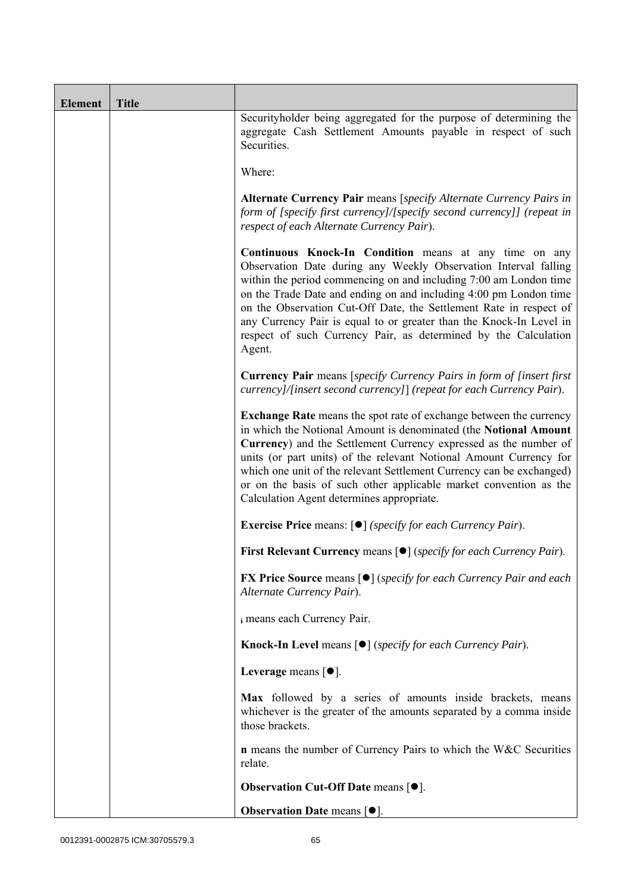| Element | Title | |
|---|---|---|
| | | Securityholder being aggregated for the purpose of determining the aggregate Cash Settlement Amounts payable in respect of such Securities.<br><br>Where:<br><br>**Alternate Currency Pair** means [*specify Alternate Currency Pairs in form of [specify first currency]/[specify second currency]] (repeat in respect of each Alternate Currency Pair*).<br><br>**Continuous Knock-In Condition** means at any time on any Observation Date during any Weekly Observation Interval falling within the period commencing on and including 7:00 am London time on the Trade Date and ending on and including 4:00 pm London time on the Observation Cut-Off Date, the Settlement Rate in respect of any Currency Pair is equal to or greater than the Knock-In Level in respect of such Currency Pair, as determined by the Calculation Agent.<br><br>**Currency Pair** means [*specify Currency Pairs in form of [insert first currency]/[insert second currency]*] *(repeat for each Currency Pair*).<br><br>**Exchange Rate** means the spot rate of exchange between the currency in which the Notional Amount is denominated (the **Notional Amount Currency**) and the Settlement Currency expressed as the number of units (or part units) of the relevant Notional Amount Currency for which one unit of the relevant Settlement Currency can be exchanged) or on the basis of such other applicable market convention as the Calculation Agent determines appropriate.<br><br>**Exercise Price** means: [●] *(specify for each Currency Pair*).<br><br>**First Relevant Currency** means [●] (*specify for each Currency Pair*).<br><br>**FX Price Source** means [●] (*specify for each Currency Pair and each Alternate Currency Pair*).<br><br>$_i$ means each Currency Pair.<br><br>**Knock-In Level** means [●] (*specify for each Currency Pair*).<br><br>**Leverage** means [●].<br><br>**Max** followed by a series of amounts inside brackets, means whichever is the greater of the amounts separated by a comma inside those brackets.<br><br>**n** means the number of Currency Pairs to which the W&C Securities relate.<br><br>**Observation Cut-Off Date** means [●].<br><br>**Observation Date** means [●]. |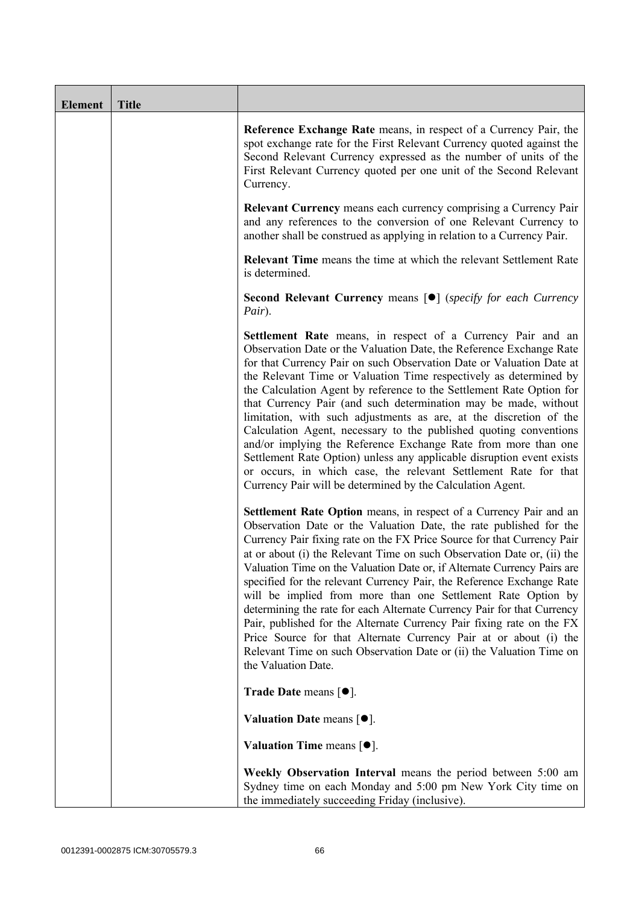| Element | Title | |
|---|---|---|
| | | **Reference Exchange Rate** means, in respect of a Currency Pair, the spot exchange rate for the First Relevant Currency quoted against the Second Relevant Currency expressed as the number of units of the First Relevant Currency quoted per one unit of the Second Relevant Currency.<br><br>**Relevant Currency** means each currency comprising a Currency Pair and any references to the conversion of one Relevant Currency to another shall be construed as applying in relation to a Currency Pair.<br><br>**Relevant Time** means the time at which the relevant Settlement Rate is determined.<br><br>**Second Relevant Currency** means [●] (*specify for each Currency Pair*).<br><br>**Settlement Rate** means, in respect of a Currency Pair and an Observation Date or the Valuation Date, the Reference Exchange Rate for that Currency Pair on such Observation Date or Valuation Date at the Relevant Time or Valuation Time respectively as determined by the Calculation Agent by reference to the Settlement Rate Option for that Currency Pair (and such determination may be made, without limitation, with such adjustments as are, at the discretion of the Calculation Agent, necessary to the published quoting conventions and/or implying the Reference Exchange Rate from more than one Settlement Rate Option) unless any applicable disruption event exists or occurs, in which case, the relevant Settlement Rate for that Currency Pair will be determined by the Calculation Agent.<br><br>**Settlement Rate Option** means, in respect of a Currency Pair and an Observation Date or the Valuation Date, the rate published for the Currency Pair fixing rate on the FX Price Source for that Currency Pair at or about (i) the Relevant Time on such Observation Date or, (ii) the Valuation Time on the Valuation Date or, if Alternate Currency Pairs are specified for the relevant Currency Pair, the Reference Exchange Rate will be implied from more than one Settlement Rate Option by determining the rate for each Alternate Currency Pair for that Currency Pair, published for the Alternate Currency Pair fixing rate on the FX Price Source for that Alternate Currency Pair at or about (i) the Relevant Time on such Observation Date or (ii) the Valuation Time on the Valuation Date.<br><br>**Trade Date** means [●].<br><br>**Valuation Date** means [●].<br><br>**Valuation Time** means [●].<br><br>**Weekly Observation Interval** means the period between 5:00 am Sydney time on each Monday and 5:00 pm New York City time on the immediately succeeding Friday (inclusive). |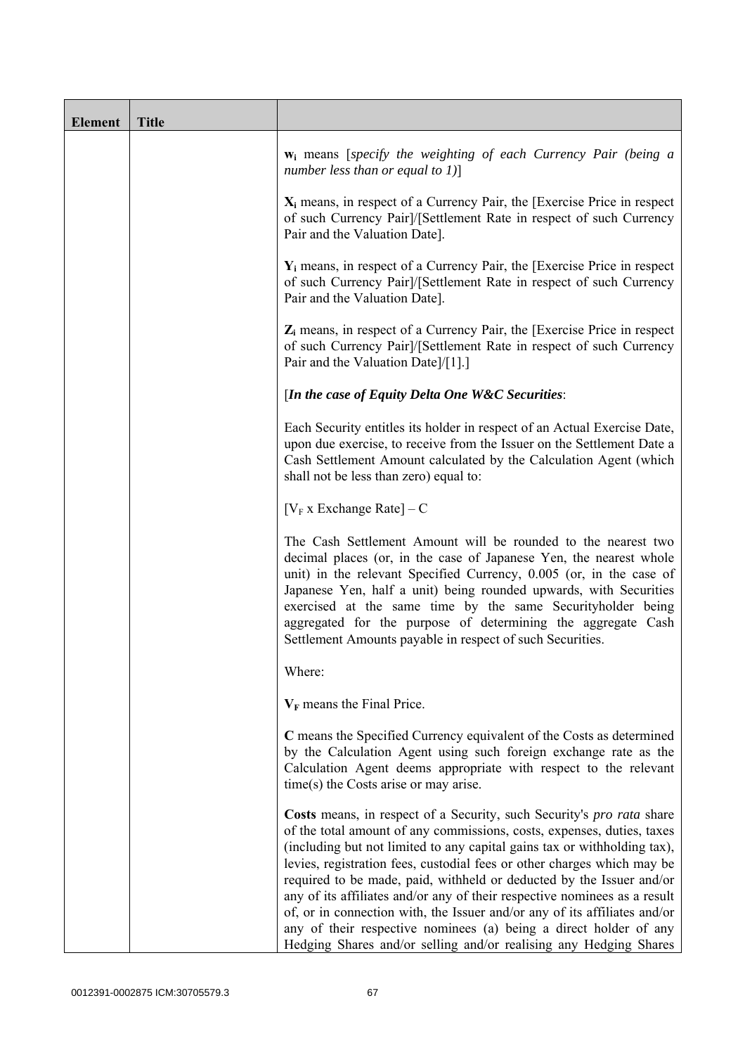| Element | Title | |
|---|---|---|
| | | $\mathbf{w_i}$ means [*specify the weighting of each Currency Pair (being a number less than or equal to 1)*]<br><br>$\mathbf{X_i}$ means, in respect of a Currency Pair, the [Exercise Price in respect of such Currency Pair]/[Settlement Rate in respect of such Currency Pair and the Valuation Date].<br><br>$\mathbf{Y_i}$ means, in respect of a Currency Pair, the [Exercise Price in respect of such Currency Pair]/[Settlement Rate in respect of such Currency Pair and the Valuation Date].<br><br>$\mathbf{Z_i}$ means, in respect of a Currency Pair, the [Exercise Price in respect of such Currency Pair]/[Settlement Rate in respect of such Currency Pair and the Valuation Date]/[1].]<br><br>[***In the case of Equity Delta One W&C Securities***:<br><br>Each Security entitles its holder in respect of an Actual Exercise Date, upon due exercise, to receive from the Issuer on the Settlement Date a Cash Settlement Amount calculated by the Calculation Agent (which shall not be less than zero) equal to:<br><br>$[V_F \text{ x Exchange Rate}] - C$<br><br>The Cash Settlement Amount will be rounded to the nearest two decimal places (or, in the case of Japanese Yen, the nearest whole unit) in the relevant Specified Currency, 0.005 (or, in the case of Japanese Yen, half a unit) being rounded upwards, with Securities exercised at the same time by the same Securityholder being aggregated for the purpose of determining the aggregate Cash Settlement Amounts payable in respect of such Securities.<br><br>Where:<br><br>$\mathbf{V_F}$ means the Final Price.<br><br>**C** means the Specified Currency equivalent of the Costs as determined by the Calculation Agent using such foreign exchange rate as the Calculation Agent deems appropriate with respect to the relevant time(s) the Costs arise or may arise.<br><br>**Costs** means, in respect of a Security, such Security's *pro rata* share of the total amount of any commissions, costs, expenses, duties, taxes (including but not limited to any capital gains tax or withholding tax), levies, registration fees, custodial fees or other charges which may be required to be made, paid, withheld or deducted by the Issuer and/or any of its affiliates and/or any of their respective nominees as a result of, or in connection with, the Issuer and/or any of its affiliates and/or any of their respective nominees (a) being a direct holder of any Hedging Shares and/or selling and/or realising any Hedging Shares |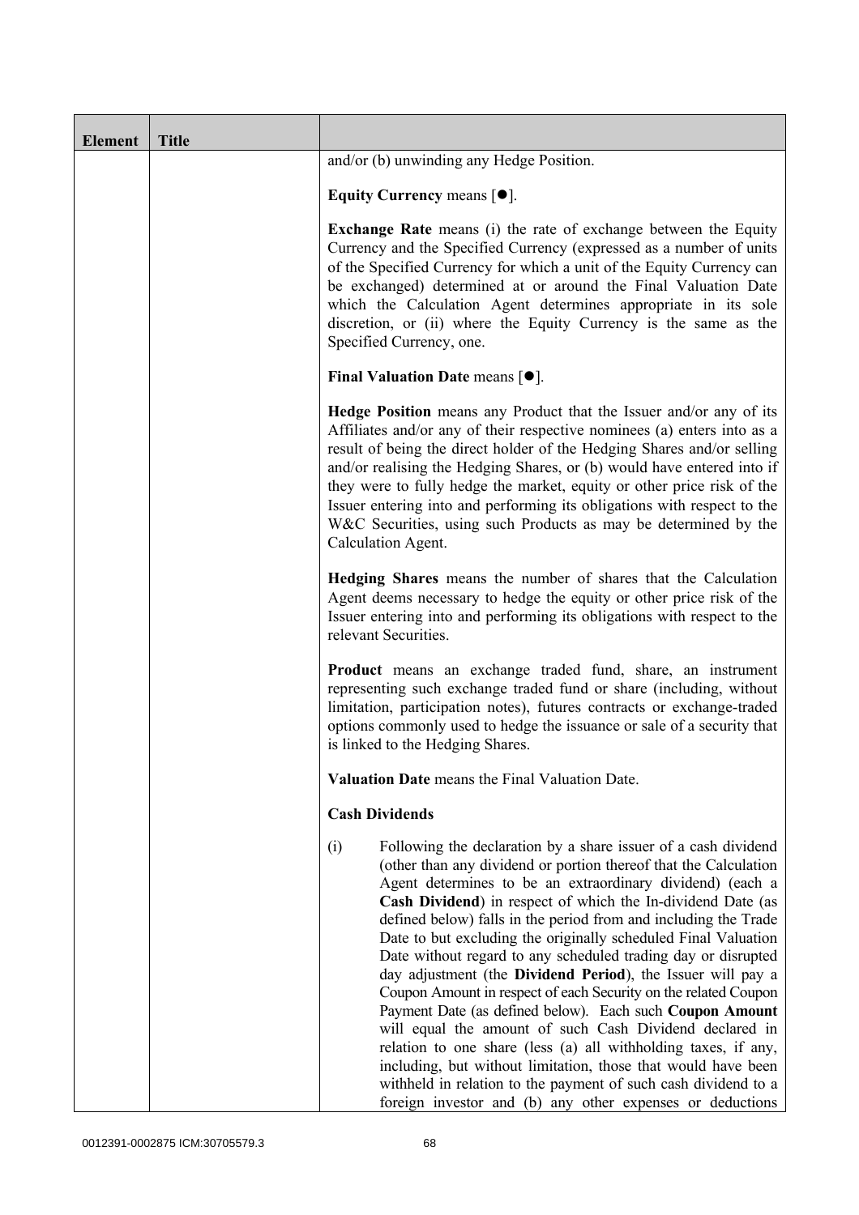| Element | Title | |
|---|---|---|
| | | and/or (b) unwinding any Hedge Position.<br><br>**Equity Currency** means [●].<br><br>**Exchange Rate** means (i) the rate of exchange between the Equity Currency and the Specified Currency (expressed as a number of units of the Specified Currency for which a unit of the Equity Currency can be exchanged) determined at or around the Final Valuation Date which the Calculation Agent determines appropriate in its sole discretion, or (ii) where the Equity Currency is the same as the Specified Currency, one.<br><br>**Final Valuation Date** means [●].<br><br>**Hedge Position** means any Product that the Issuer and/or any of its Affiliates and/or any of their respective nominees (a) enters into as a result of being the direct holder of the Hedging Shares and/or selling and/or realising the Hedging Shares, or (b) would have entered into if they were to fully hedge the market, equity or other price risk of the Issuer entering into and performing its obligations with respect to the W&C Securities, using such Products as may be determined by the Calculation Agent.<br><br>**Hedging Shares** means the number of shares that the Calculation Agent deems necessary to hedge the equity or other price risk of the Issuer entering into and performing its obligations with respect to the relevant Securities.<br><br>**Product** means an exchange traded fund, share, an instrument representing such exchange traded fund or share (including, without limitation, participation notes), futures contracts or exchange-traded options commonly used to hedge the issuance or sale of a security that is linked to the Hedging Shares.<br><br>**Valuation Date** means the Final Valuation Date.<br><br>**Cash Dividends**<br><br>(i) Following the declaration by a share issuer of a cash dividend (other than any dividend or portion thereof that the Calculation Agent determines to be an extraordinary dividend) (each a **Cash Dividend**) in respect of which the In-dividend Date (as defined below) falls in the period from and including the Trade Date to but excluding the originally scheduled Final Valuation Date without regard to any scheduled trading day or disrupted day adjustment (the **Dividend Period**), the Issuer will pay a Coupon Amount in respect of each Security on the related Coupon Payment Date (as defined below). Each such **Coupon Amount** will equal the amount of such Cash Dividend declared in relation to one share (less (a) all withholding taxes, if any, including, but without limitation, those that would have been withheld in relation to the payment of such cash dividend to a foreign investor and (b) any other expenses or deductions |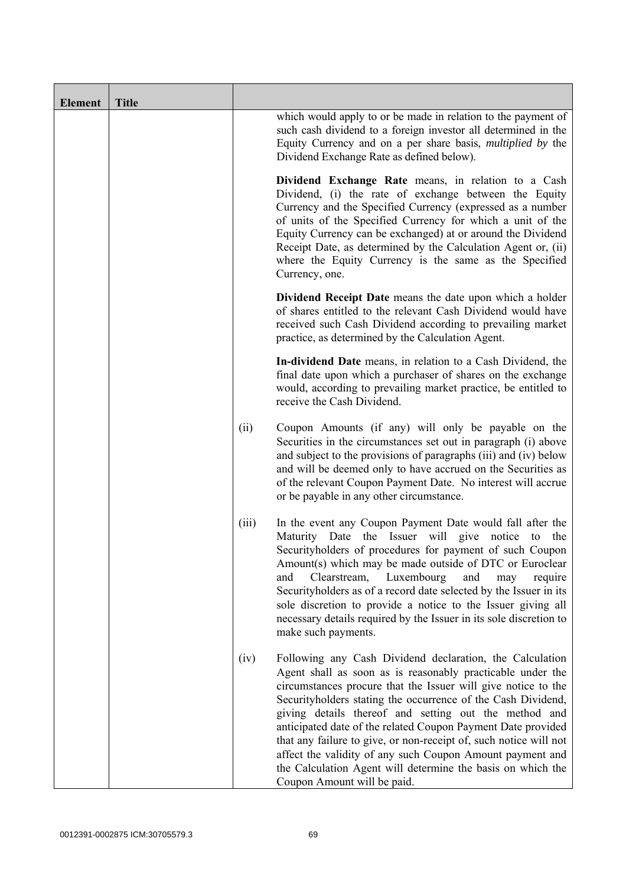| Element | Title | | |
|---|---|---|---|
| | | | which would apply to or be made in relation to the payment of such cash dividend to a foreign investor all determined in the Equity Currency and on a per share basis, *multiplied by* the Dividend Exchange Rate as defined below).<br><br>**Dividend Exchange Rate** means, in relation to a Cash Dividend, (i) the rate of exchange between the Equity Currency and the Specified Currency (expressed as a number of units of the Specified Currency for which a unit of the Equity Currency can be exchanged) at or around the Dividend Receipt Date, as determined by the Calculation Agent or, (ii) where the Equity Currency is the same as the Specified Currency, one.<br><br>**Dividend Receipt Date** means the date upon which a holder of shares entitled to the relevant Cash Dividend would have received such Cash Dividend according to prevailing market practice, as determined by the Calculation Agent.<br><br>**In-dividend Date** means, in relation to a Cash Dividend, the final date upon which a purchaser of shares on the exchange would, according to prevailing market practice, be entitled to receive the Cash Dividend. |
| | | (ii) | Coupon Amounts (if any) will only be payable on the Securities in the circumstances set out in paragraph (i) above and subject to the provisions of paragraphs (iii) and (iv) below and will be deemed only to have accrued on the Securities as of the relevant Coupon Payment Date. No interest will accrue or be payable in any other circumstance. |
| | | (iii) | In the event any Coupon Payment Date would fall after the Maturity Date the Issuer will give notice to the Securityholders of procedures for payment of such Coupon Amount(s) which may be made outside of DTC or Euroclear and Clearstream, Luxembourg and may require Securityholders as of a record date selected by the Issuer in its sole discretion to provide a notice to the Issuer giving all necessary details required by the Issuer in its sole discretion to make such payments. |
| | | (iv) | Following any Cash Dividend declaration, the Calculation Agent shall as soon as is reasonably practicable under the circumstances procure that the Issuer will give notice to the Securityholders stating the occurrence of the Cash Dividend, giving details thereof and setting out the method and anticipated date of the related Coupon Payment Date provided that any failure to give, or non-receipt of, such notice will not affect the validity of any such Coupon Amount payment and the Calculation Agent will determine the basis on which the Coupon Amount will be paid. |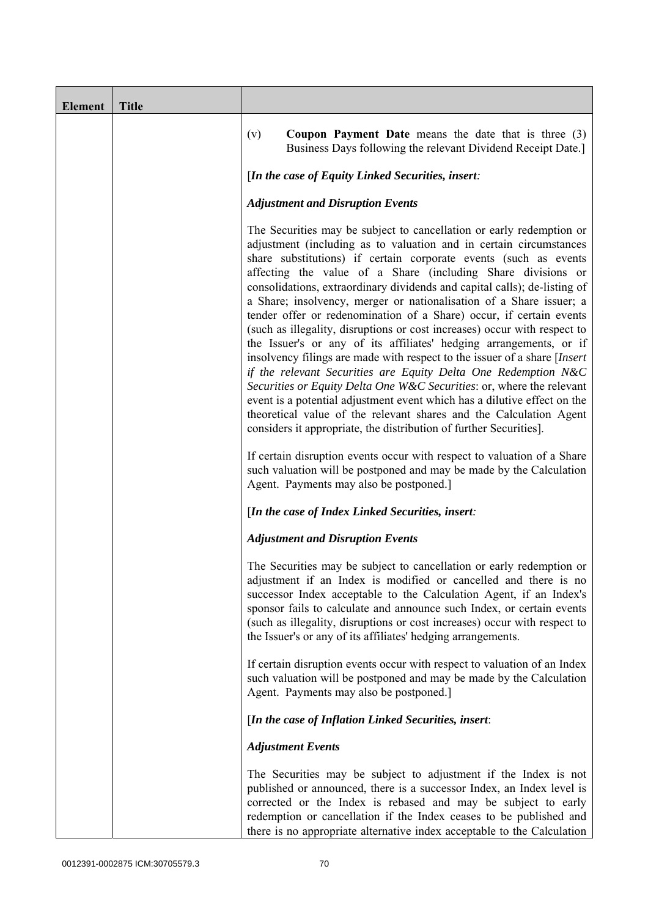| Element | Title | |
|---|---|---|
| | | (v) **Coupon Payment Date** means the date that is three (3) Business Days following the relevant Dividend Receipt Date.]<br><br>[*In the case of Equity Linked Securities, insert:*<br><br>***Adjustment and Disruption Events***<br><br>The Securities may be subject to cancellation or early redemption or adjustment (including as to valuation and in certain circumstances share substitutions) if certain corporate events (such as events affecting the value of a Share (including Share divisions or consolidations, extraordinary dividends and capital calls); de-listing of a Share; insolvency, merger or nationalisation of a Share issuer; a tender offer or redenomination of a Share) occur, if certain events (such as illegality, disruptions or cost increases) occur with respect to the Issuer's or any of its affiliates' hedging arrangements, or if insolvency filings are made with respect to the issuer of a share [*Insert if the relevant Securities are Equity Delta One Redemption N&C Securities or Equity Delta One W&C Securities*: or, where the relevant event is a potential adjustment event which has a dilutive effect on the theoretical value of the relevant shares and the Calculation Agent considers it appropriate, the distribution of further Securities].<br><br>If certain disruption events occur with respect to valuation of a Share such valuation will be postponed and may be made by the Calculation Agent. Payments may also be postponed.]<br><br>[*In the case of Index Linked Securities, insert:*<br><br>***Adjustment and Disruption Events***<br><br>The Securities may be subject to cancellation or early redemption or adjustment if an Index is modified or cancelled and there is no successor Index acceptable to the Calculation Agent, if an Index's sponsor fails to calculate and announce such Index, or certain events (such as illegality, disruptions or cost increases) occur with respect to the Issuer's or any of its affiliates' hedging arrangements.<br><br>If certain disruption events occur with respect to valuation of an Index such valuation will be postponed and may be made by the Calculation Agent. Payments may also be postponed.]<br><br>[*In the case of Inflation Linked Securities, insert*:<br><br>***Adjustment Events***<br><br>The Securities may be subject to adjustment if the Index is not published or announced, there is a successor Index, an Index level is corrected or the Index is rebased and may be subject to early redemption or cancellation if the Index ceases to be published and there is no appropriate alternative index acceptable to the Calculation |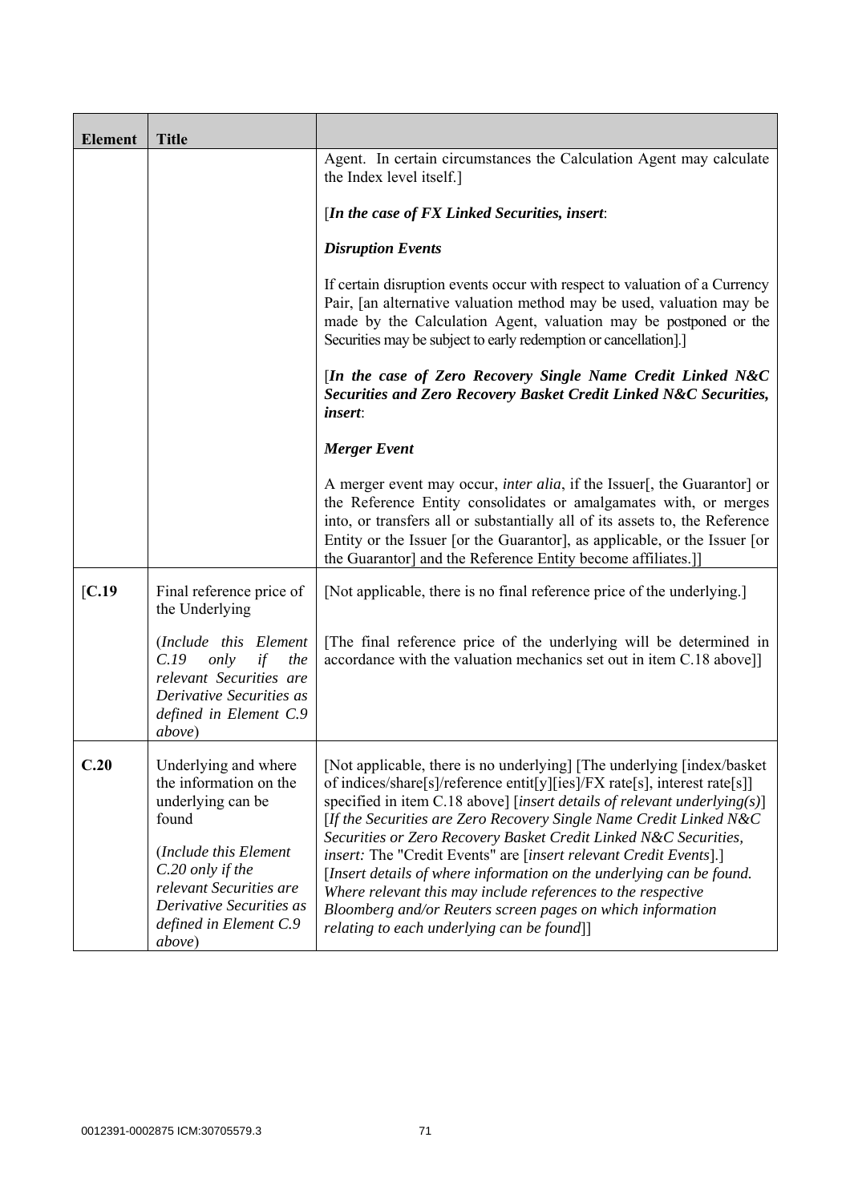| Element | Title | |
|---|---|---|
| | | Agent. In certain circumstances the Calculation Agent may calculate the Index level itself.]<br><br>[*In the case of FX Linked Securities, insert*:<br><br>***Disruption Events***<br><br>If certain disruption events occur with respect to valuation of a Currency Pair, [an alternative valuation method may be used, valuation may be made by the Calculation Agent, valuation may be postponed or the Securities may be subject to early redemption or cancellation].]<br><br>[*In the case of Zero Recovery Single Name Credit Linked N&C Securities and Zero Recovery Basket Credit Linked N&C Securities, insert*:<br><br>***Merger Event***<br><br>A merger event may occur, *inter alia*, if the Issuer[, the Guarantor] or the Reference Entity consolidates or amalgamates with, or merges into, or transfers all or substantially all of its assets to, the Reference Entity or the Issuer [or the Guarantor], as applicable, or the Issuer [or the Guarantor] and the Reference Entity become affiliates.]] |
| [**C.19** | Final reference price of the Underlying<br><br>(*Include this Element C.19 only if the relevant Securities are Derivative Securities as defined in Element C.9 above*) | [Not applicable, there is no final reference price of the underlying.]<br><br>[The final reference price of the underlying will be determined in accordance with the valuation mechanics set out in item C.18 above]] |
| **C.20** | Underlying and where the information on the underlying can be found<br><br>(*Include this Element C.20 only if the relevant Securities are Derivative Securities as defined in Element C.9 above*) | [Not applicable, there is no underlying] [The underlying [index/basket of indices/share[s]/reference entit[y][ies]/FX rate[s], interest rate[s]] specified in item C.18 above] [*insert details of relevant underlying(s)*] [*If the Securities are Zero Recovery Single Name Credit Linked N&C Securities or Zero Recovery Basket Credit Linked N&C Securities, insert:* The "Credit Events" are [*insert relevant Credit Events*].] [*Insert details of where information on the underlying can be found. Where relevant this may include references to the respective Bloomberg and/or Reuters screen pages on which information relating to each underlying can be found*]] |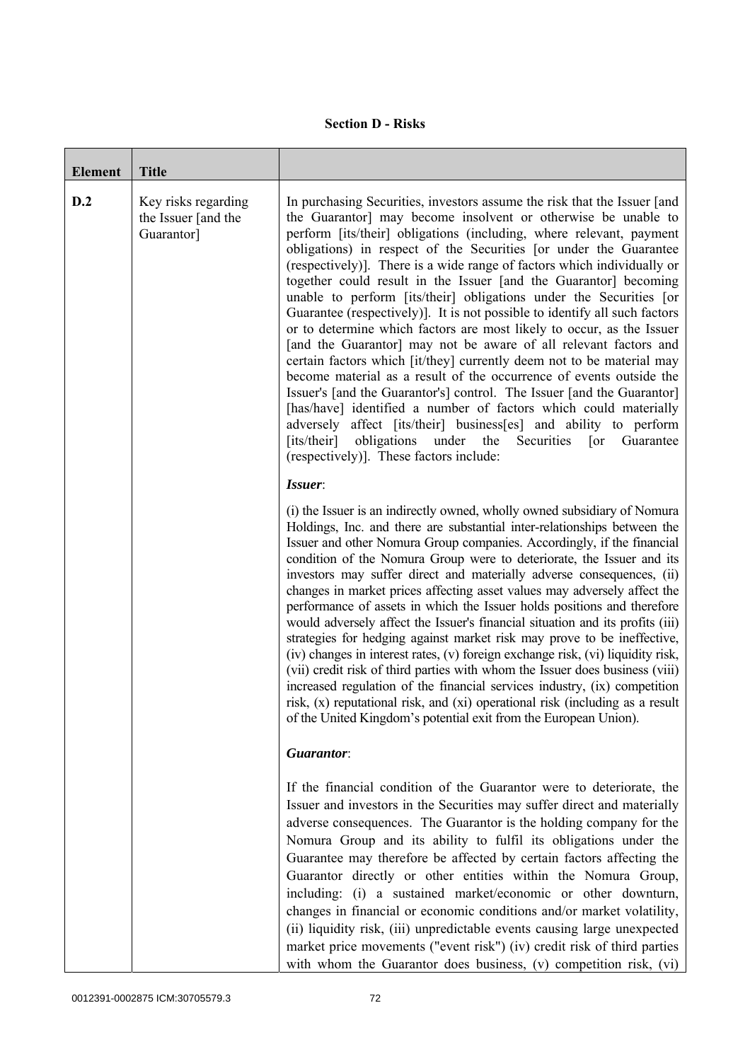## Section D - Risks

| Element | Title | |
|---|---|---|
| D.2 | Key risks regarding the Issuer [and the Guarantor] | In purchasing Securities, investors assume the risk that the Issuer [and the Guarantor] may become insolvent or otherwise be unable to perform [its/their] obligations (including, where relevant, payment obligations) in respect of the Securities [or under the Guarantee (respectively)]. There is a wide range of factors which individually or together could result in the Issuer [and the Guarantor] becoming unable to perform [its/their] obligations under the Securities [or Guarantee (respectively)]. It is not possible to identify all such factors or to determine which factors are most likely to occur, as the Issuer [and the Guarantor] may not be aware of all relevant factors and certain factors which [it/they] currently deem not to be material may become material as a result of the occurrence of events outside the Issuer's [and the Guarantor's] control. The Issuer [and the Guarantor] [has/have] identified a number of factors which could materially adversely affect [its/their] business[es] and ability to perform [its/their] obligations under the Securities [or Guarantee (respectively)]. These factors include:<br><br>***Issuer***:<br><br>(i) the Issuer is an indirectly owned, wholly owned subsidiary of Nomura Holdings, Inc. and there are substantial inter-relationships between the Issuer and other Nomura Group companies. Accordingly, if the financial condition of the Nomura Group were to deteriorate, the Issuer and its investors may suffer direct and materially adverse consequences, (ii) changes in market prices affecting asset values may adversely affect the performance of assets in which the Issuer holds positions and therefore would adversely affect the Issuer's financial situation and its profits (iii) strategies for hedging against market risk may prove to be ineffective, (iv) changes in interest rates, (v) foreign exchange risk, (vi) liquidity risk, (vii) credit risk of third parties with whom the Issuer does business (viii) increased regulation of the financial services industry, (ix) competition risk, (x) reputational risk, and (xi) operational risk (including as a result of the United Kingdom's potential exit from the European Union).<br><br>***Guarantor***:<br><br>If the financial condition of the Guarantor were to deteriorate, the Issuer and investors in the Securities may suffer direct and materially adverse consequences. The Guarantor is the holding company for the Nomura Group and its ability to fulfil its obligations under the Guarantee may therefore be affected by certain factors affecting the Guarantor directly or other entities within the Nomura Group, including: (i) a sustained market/economic or other downturn, changes in financial or economic conditions and/or market volatility, (ii) liquidity risk, (iii) unpredictable events causing large unexpected market price movements ("event risk") (iv) credit risk of third parties with whom the Guarantor does business, (v) competition risk, (vi) |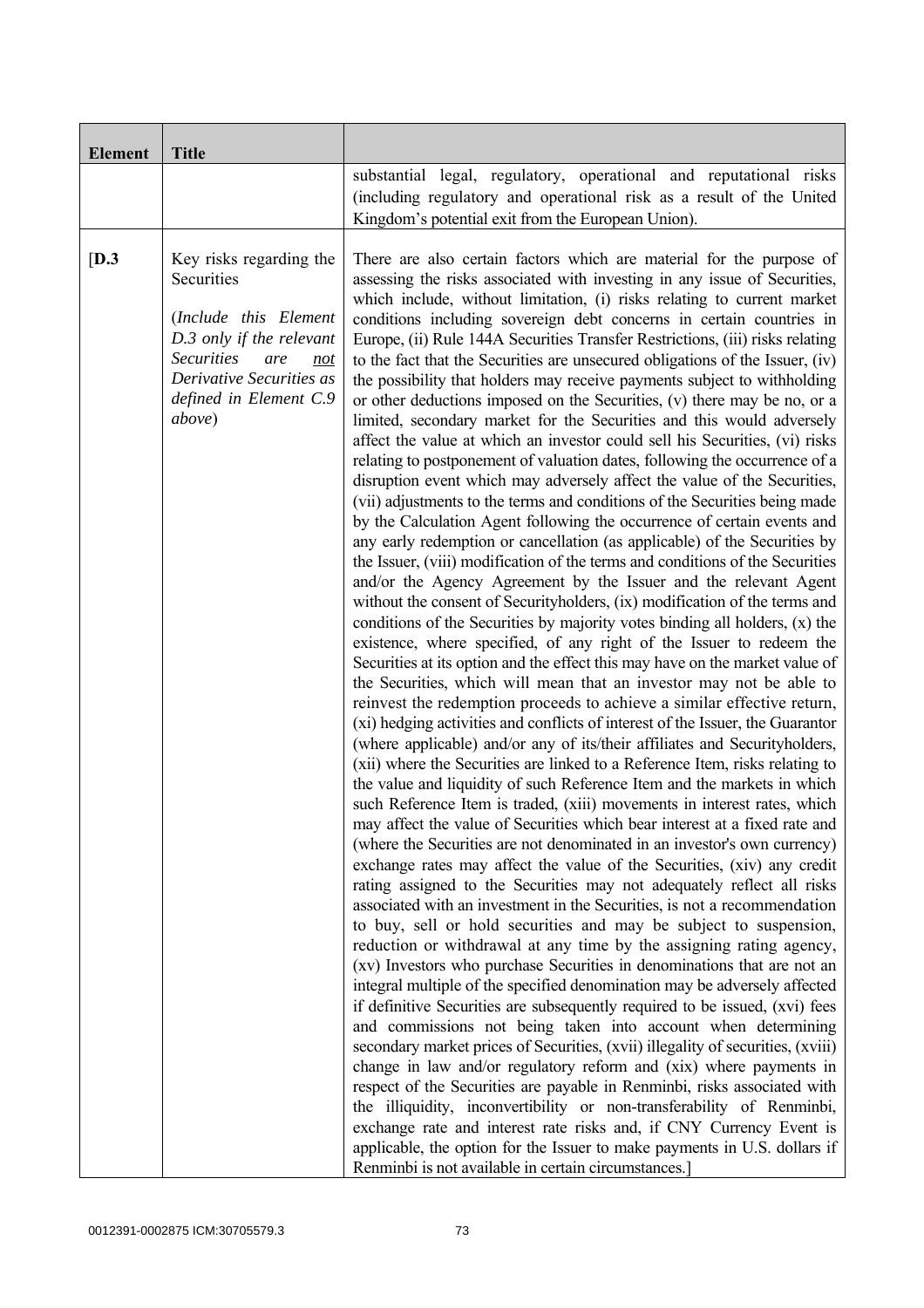| Element | Title | |
|---|---|---|
| | | substantial legal, regulatory, operational and reputational risks (including regulatory and operational risk as a result of the United Kingdom's potential exit from the European Union). |
| [D.3 | Key risks regarding the Securities<br><br>(*Include this Element D.3 only if the relevant Securities are <u>not</u> Derivative Securities as defined in Element C.9 above*) | There are also certain factors which are material for the purpose of assessing the risks associated with investing in any issue of Securities, which include, without limitation, (i) risks relating to current market conditions including sovereign debt concerns in certain countries in Europe, (ii) Rule 144A Securities Transfer Restrictions, (iii) risks relating to the fact that the Securities are unsecured obligations of the Issuer, (iv) the possibility that holders may receive payments subject to withholding or other deductions imposed on the Securities, (v) there may be no, or a limited, secondary market for the Securities and this would adversely affect the value at which an investor could sell his Securities, (vi) risks relating to postponement of valuation dates, following the occurrence of a disruption event which may adversely affect the value of the Securities, (vii) adjustments to the terms and conditions of the Securities being made by the Calculation Agent following the occurrence of certain events and any early redemption or cancellation (as applicable) of the Securities by the Issuer, (viii) modification of the terms and conditions of the Securities and/or the Agency Agreement by the Issuer and the relevant Agent without the consent of Securityholders, (ix) modification of the terms and conditions of the Securities by majority votes binding all holders, (x) the existence, where specified, of any right of the Issuer to redeem the Securities at its option and the effect this may have on the market value of the Securities, which will mean that an investor may not be able to reinvest the redemption proceeds to achieve a similar effective return, (xi) hedging activities and conflicts of interest of the Issuer, the Guarantor (where applicable) and/or any of its/their affiliates and Securityholders, (xii) where the Securities are linked to a Reference Item, risks relating to the value and liquidity of such Reference Item and the markets in which such Reference Item is traded, (xiii) movements in interest rates, which may affect the value of Securities which bear interest at a fixed rate and (where the Securities are not denominated in an investor's own currency) exchange rates may affect the value of the Securities, (xiv) any credit rating assigned to the Securities may not adequately reflect all risks associated with an investment in the Securities, is not a recommendation to buy, sell or hold securities and may be subject to suspension, reduction or withdrawal at any time by the assigning rating agency, (xv) Investors who purchase Securities in denominations that are not an integral multiple of the specified denomination may be adversely affected if definitive Securities are subsequently required to be issued, (xvi) fees and commissions not being taken into account when determining secondary market prices of Securities, (xvii) illegality of securities, (xviii) change in law and/or regulatory reform and (xix) where payments in respect of the Securities are payable in Renminbi, risks associated with the illiquidity, inconvertibility or non-transferability of Renminbi, exchange rate and interest rate risks and, if CNY Currency Event is applicable, the option for the Issuer to make payments in U.S. dollars if Renminbi is not available in certain circumstances.] |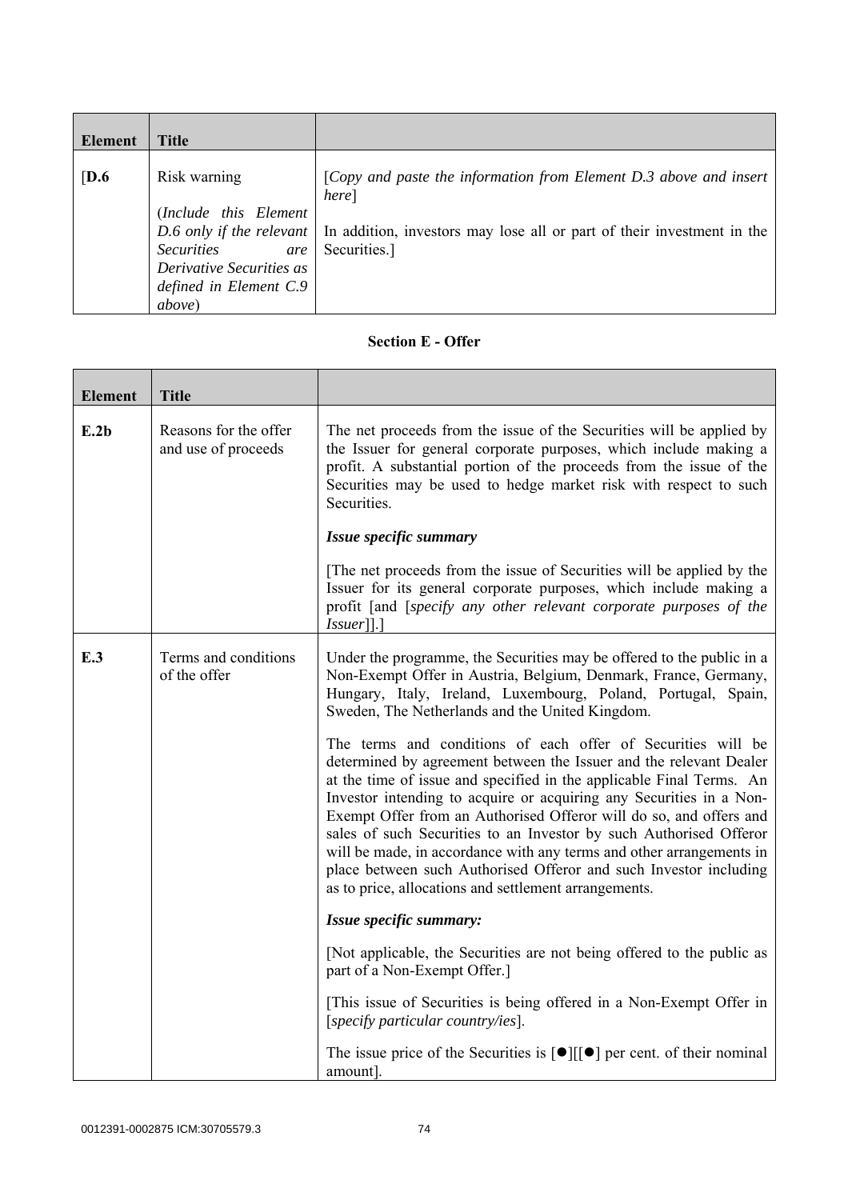| Element | Title | |
|---|---|---|
| [D.6 | Risk warning<br><br>(*Include this Element D.6 only if the relevant Securities are Derivative Securities as defined in Element C.9 above*) | [*Copy and paste the information from Element D.3 above and insert here*]<br><br>In addition, investors may lose all or part of their investment in the Securities.] |

**Section E - Offer**

| Element | Title | |
|---|---|---|
| E.2b | Reasons for the offer and use of proceeds | The net proceeds from the issue of the Securities will be applied by the Issuer for general corporate purposes, which include making a profit. A substantial portion of the proceeds from the issue of the Securities may be used to hedge market risk with respect to such Securities.<br><br>***Issue specific summary***<br><br>[The net proceeds from the issue of Securities will be applied by the Issuer for its general corporate purposes, which include making a profit [and [*specify any other relevant corporate purposes of the Issuer*]].] |
| E.3 | Terms and conditions of the offer | Under the programme, the Securities may be offered to the public in a Non-Exempt Offer in Austria, Belgium, Denmark, France, Germany, Hungary, Italy, Ireland, Luxembourg, Poland, Portugal, Spain, Sweden, The Netherlands and the United Kingdom.<br><br>The terms and conditions of each offer of Securities will be determined by agreement between the Issuer and the relevant Dealer at the time of issue and specified in the applicable Final Terms. An Investor intending to acquire or acquiring any Securities in a Non-Exempt Offer from an Authorised Offeror will do so, and offers and sales of such Securities to an Investor by such Authorised Offeror will be made, in accordance with any terms and other arrangements in place between such Authorised Offeror and such Investor including as to price, allocations and settlement arrangements.<br><br>***Issue specific summary:***<br><br>[Not applicable, the Securities are not being offered to the public as part of a Non-Exempt Offer.]<br><br>[This issue of Securities is being offered in a Non-Exempt Offer in [*specify particular country/ies*].<br><br>The issue price of the Securities is [●][[●] per cent. of their nominal amount]. |

0012391-0002875 ICM:30705579.3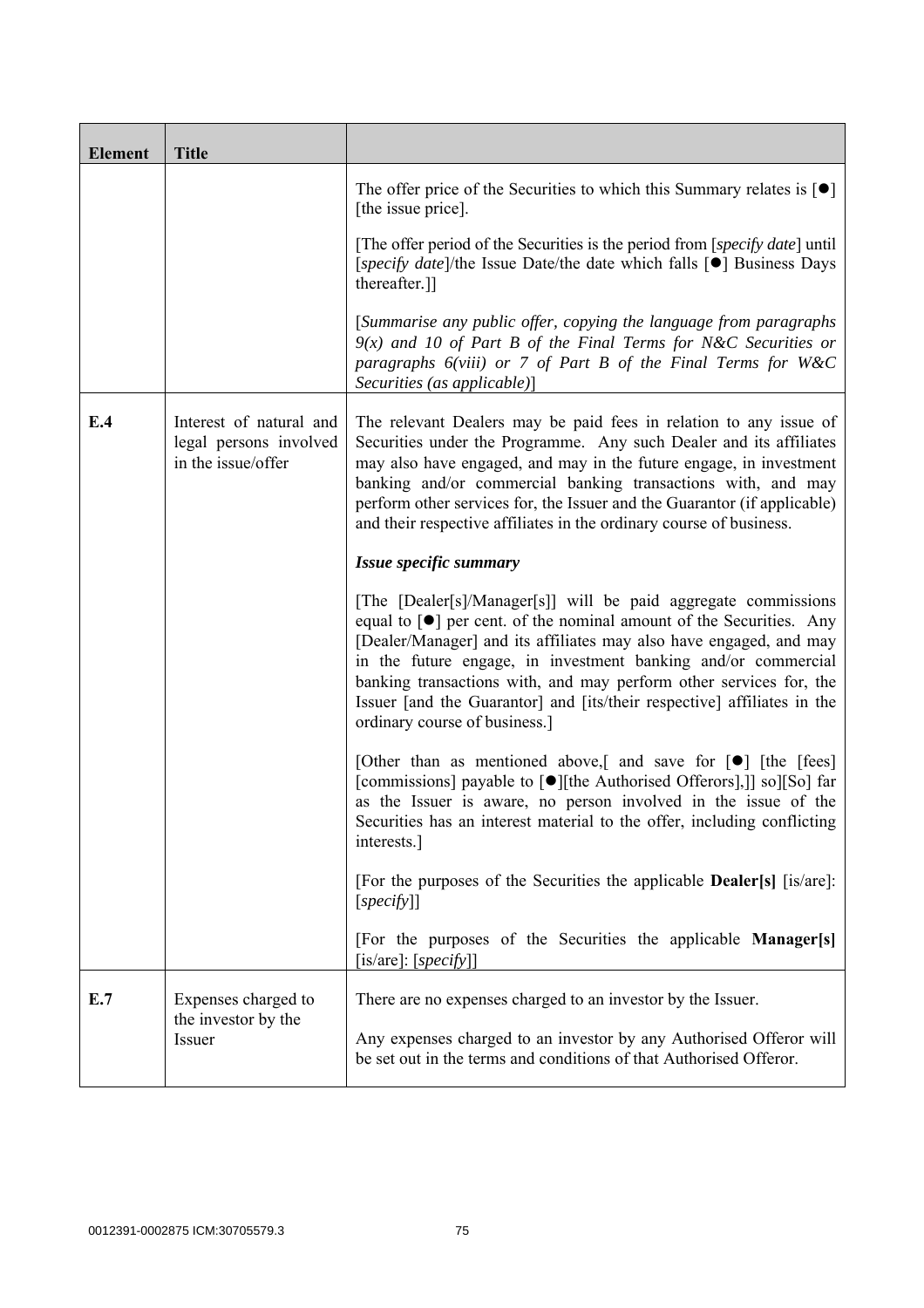| Element | Title | |
|---|---|---|
| | | The offer price of the Securities to which this Summary relates is [●] [the issue price].<br><br>[The offer period of the Securities is the period from [*specify date*] until [*specify date*]/the Issue Date/the date which falls [●] Business Days thereafter.]]<br><br>[*Summarise any public offer, copying the language from paragraphs 9(x) and 10 of Part B of the Final Terms for N&C Securities or paragraphs 6(viii) or 7 of Part B of the Final Terms for W&C Securities (as applicable)*] |
| **E.4** | Interest of natural and legal persons involved in the issue/offer | The relevant Dealers may be paid fees in relation to any issue of Securities under the Programme. Any such Dealer and its affiliates may also have engaged, and may in the future engage, in investment banking and/or commercial banking transactions with, and may perform other services for, the Issuer and the Guarantor (if applicable) and their respective affiliates in the ordinary course of business.<br><br>***Issue specific summary***<br><br>[The [Dealer[s]/Manager[s]] will be paid aggregate commissions equal to [●] per cent. of the nominal amount of the Securities. Any [Dealer/Manager] and its affiliates may also have engaged, and may in the future engage, in investment banking and/or commercial banking transactions with, and may perform other services for, the Issuer [and the Guarantor] and [its/their respective] affiliates in the ordinary course of business.]<br><br>[Other than as mentioned above,[ and save for [●] [the [fees] [commissions] payable to [●][the Authorised Offerors],]] so][So] far as the Issuer is aware, no person involved in the issue of the Securities has an interest material to the offer, including conflicting interests.]<br><br>[For the purposes of the Securities the applicable **Dealer[s]** [is/are]: [*specify*]]<br><br>[For the purposes of the Securities the applicable **Manager[s]** [is/are]: [*specify*]] |
| **E.7** | Expenses charged to the investor by the Issuer | There are no expenses charged to an investor by the Issuer.<br><br>Any expenses charged to an investor by any Authorised Offeror will be set out in the terms and conditions of that Authorised Offeror. |

0012391-0002875 ICM:30705579.3